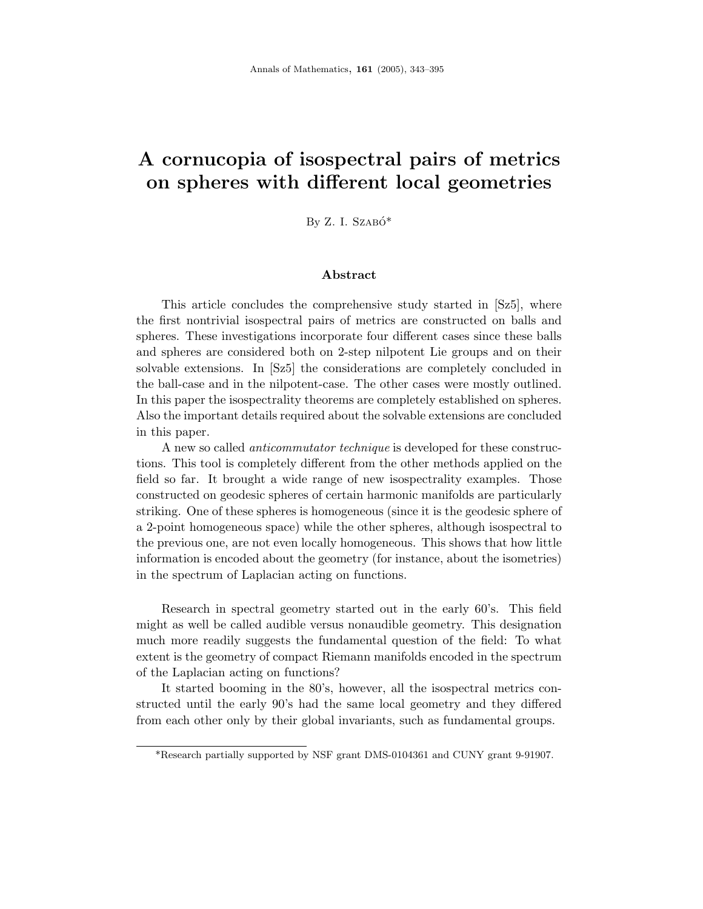# A cornucopia of isospectral pairs of metrics on spheres with different local geometries

By Z. I. Szabó*

### Abstract

This article concludes the comprehensive study started in [Sz5], where the first nontrivial isospectral pairs of metrics are constructed on balls and spheres. These investigations incorporate four different cases since these balls and spheres are considered both on 2-step nilpotent Lie groups and on their solvable extensions. In [Sz5] the considerations are completely concluded in the ball-case and in the nilpotent-case. The other cases were mostly outlined. In this paper the isospectrality theorems are completely established on spheres. Also the important details required about the solvable extensions are concluded in this paper.

A new so called *anticommutator technique* is developed for these constructions. This tool is completely different from the other methods applied on the field so far. It brought a wide range of new isospectrality examples. Those constructed on geodesic spheres of certain harmonic manifolds are particularly striking. One of these spheres is homogeneous (since it is the geodesic sphere of a 2-point homogeneous space) while the other spheres, although isospectral to the previous one, are not even locally homogeneous. This shows that how little information is encoded about the geometry (for instance, about the isometries) in the spectrum of Laplacian acting on functions.

Research in spectral geometry started out in the early 60's. This field might as well be called audible versus nonaudible geometry. This designation much more readily suggests the fundamental question of the field: To what extent is the geometry of compact Riemann manifolds encoded in the spectrum of the Laplacian acting on functions?

It started booming in the 80's, however, all the isospectral metrics constructed until the early 90's had the same local geometry and they differed from each other only by their global invariants, such as fundamental groups.

*Research partially supported by NSF grant DMS-0104361 and CUNY grant 9-91907.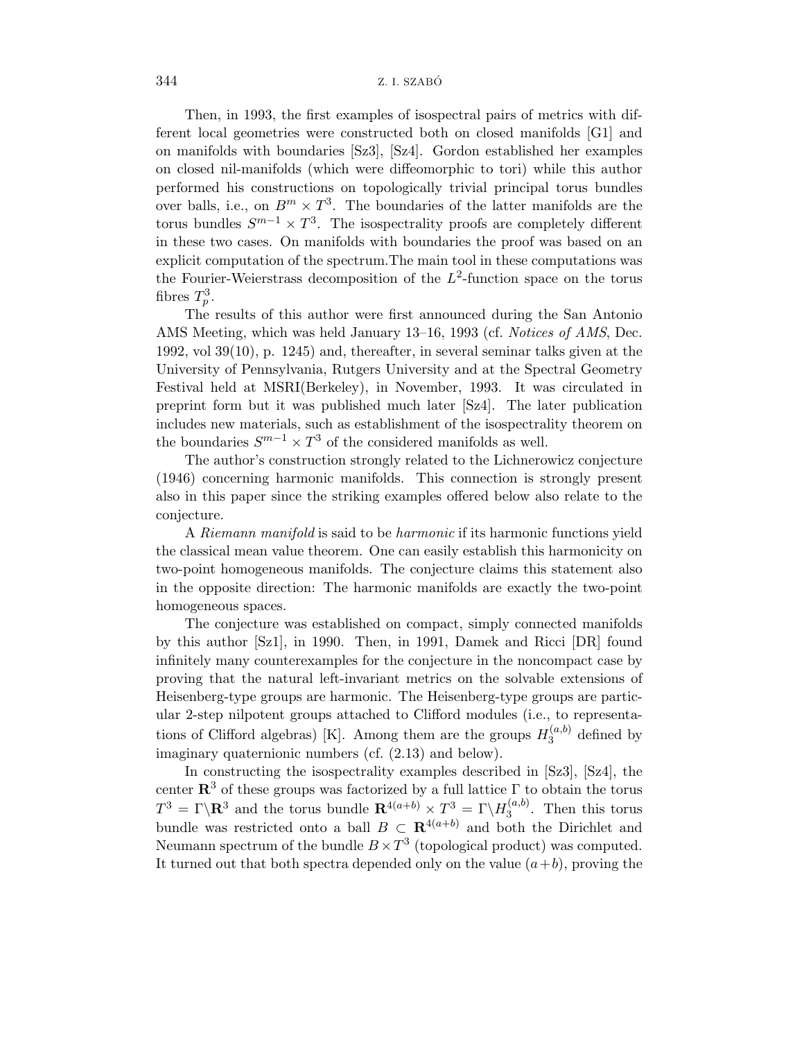Then, in 1993, the first examples of isospectral pairs of metrics with different local geometries were constructed both on closed manifolds [G1] and on manifolds with boundaries [Sz3], [Sz4]. Gordon established her examples on closed nil-manifolds (which were diffeomorphic to tori) while this author performed his constructions on topologically trivial principal torus bundles over balls, i.e., on $B^m \times T^3$. The boundaries of the latter manifolds are the torus bundles $S^{m-1} \times T^3$. The isospectrality proofs are completely different in these two cases. On manifolds with boundaries the proof was based on an explicit computation of the spectrum.The main tool in these computations was the Fourier-Weierstrass decomposition of the $L^2$-function space on the torus fibres $T^3_p$.

The results of this author were first announced during the San Antonio AMS Meeting, which was held January 13–16, 1993 (cf. *Notices of AMS*, Dec. 1992, vol 39(10), p. 1245) and, thereafter, in several seminar talks given at the University of Pennsylvania, Rutgers University and at the Spectral Geometry Festival held at MSRI(Berkeley), in November, 1993. It was circulated in preprint form but it was published much later [Sz4]. The later publication includes new materials, such as establishment of the isospectrality theorem on the boundaries $S^{m-1} \times T^3$ of the considered manifolds as well.

The author's construction strongly related to the Lichnerowicz conjecture (1946) concerning harmonic manifolds. This connection is strongly present also in this paper since the striking examples offered below also relate to the conjecture.

A *Riemann manifold* is said to be *harmonic* if its harmonic functions yield the classical mean value theorem. One can easily establish this harmonicity on two-point homogeneous manifolds. The conjecture claims this statement also in the opposite direction: The harmonic manifolds are exactly the two-point homogeneous spaces.

The conjecture was established on compact, simply connected manifolds by this author [Sz1], in 1990. Then, in 1991, Damek and Ricci [DR] found infinitely many counterexamples for the conjecture in the noncompact case by proving that the natural left-invariant metrics on the solvable extensions of Heisenberg-type groups are harmonic. The Heisenberg-type groups are particular 2-step nilpotent groups attached to Clifford modules (i.e., to representations of Clifford algebras) [K]. Among them are the groups $H_3^{(a,b)}$ defined by imaginary quaternionic numbers (cf. (2.13) and below).

In constructing the isospectrality examples described in [Sz3], [Sz4], the center $\mathbf{R}^3$ of these groups was factorized by a full lattice $\Gamma$ to obtain the torus $T^3 = \Gamma\backslash\mathbf{R}^3$ and the torus bundle $\mathbf{R}^{4(a+b)} \times T^3 = \Gamma\backslash H_3^{(a,b)}$. Then this torus bundle was restricted onto a ball $B \subset \mathbf{R}^{4(a+b)}$ and both the Dirichlet and Neumann spectrum of the bundle $B \times T^3$ (topological product) was computed. It turned out that both spectra depended only on the value $(a+b)$, proving the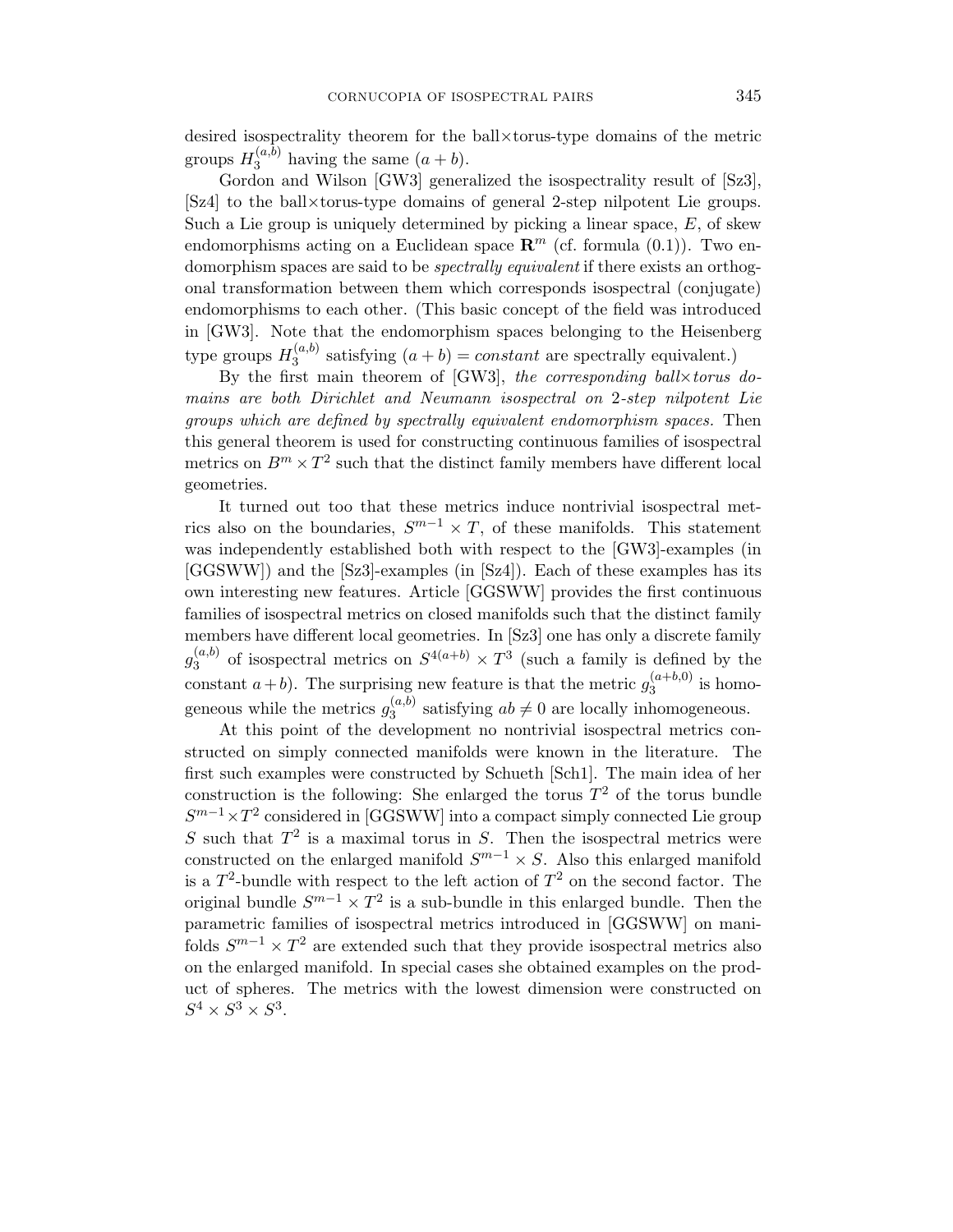desired isospectrality theorem for the ball×torus-type domains of the metric groups $H_3^{(a,b)}$ having the same $(a+b)$.

Gordon and Wilson [GW3] generalized the isospectrality result of [Sz3], [Sz4] to the ball×torus-type domains of general 2-step nilpotent Lie groups. Such a Lie group is uniquely determined by picking a linear space, $E$, of skew endomorphisms acting on a Euclidean space $\mathbf{R}^m$ (cf. formula (0.1)). Two endomorphism spaces are said to be *spectrally equivalent* if there exists an orthogonal transformation between them which corresponds isospectral (conjugate) endomorphisms to each other. (This basic concept of the field was introduced in [GW3]. Note that the endomorphism spaces belonging to the Heisenberg type groups $H_3^{(a,b)}$ satisfying $(a+b) = constant$ are spectrally equivalent.)

By the first main theorem of [GW3], *the corresponding ball×torus domains are both Dirichlet and Neumann isospectral on* 2*-step nilpotent Lie groups which are defined by spectrally equivalent endomorphism spaces.* Then this general theorem is used for constructing continuous families of isospectral metrics on $B^m \times T^2$ such that the distinct family members have different local geometries.

It turned out too that these metrics induce nontrivial isospectral metrics also on the boundaries, $S^{m-1} \times T$, of these manifolds. This statement was independently established both with respect to the [GW3]-examples (in [GGSWW]) and the [Sz3]-examples (in [Sz4]). Each of these examples has its own interesting new features. Article [GGSWW] provides the first continuous families of isospectral metrics on closed manifolds such that the distinct family members have different local geometries. In [Sz3] one has only a discrete family $g_3^{(a,b)}$ of isospectral metrics on $S^{4(a+b)} \times T^3$ (such a family is defined by the constant $a+b$). The surprising new feature is that the metric $g_3^{(a+b,0)}$ is homogeneous while the metrics $g_3^{(a,b)}$ satisfying $ab \neq 0$ are locally inhomogeneous.

At this point of the development no nontrivial isospectral metrics constructed on simply connected manifolds were known in the literature. The first such examples were constructed by Schueth [Sch1]. The main idea of her construction is the following: She enlarged the torus $T^2$ of the torus bundle $S^{m-1} \times T^2$ considered in [GGSWW] into a compact simply connected Lie group $S$ such that $T^2$ is a maximal torus in $S$. Then the isospectral metrics were constructed on the enlarged manifold $S^{m-1} \times S$. Also this enlarged manifold is a $T^2$-bundle with respect to the left action of $T^2$ on the second factor. The original bundle $S^{m-1} \times T^2$ is a sub-bundle in this enlarged bundle. Then the parametric families of isospectral metrics introduced in [GGSWW] on manifolds $S^{m-1} \times T^2$ are extended such that they provide isospectral metrics also on the enlarged manifold. In special cases she obtained examples on the product of spheres. The metrics with the lowest dimension were constructed on $S^4 \times S^3 \times S^3$.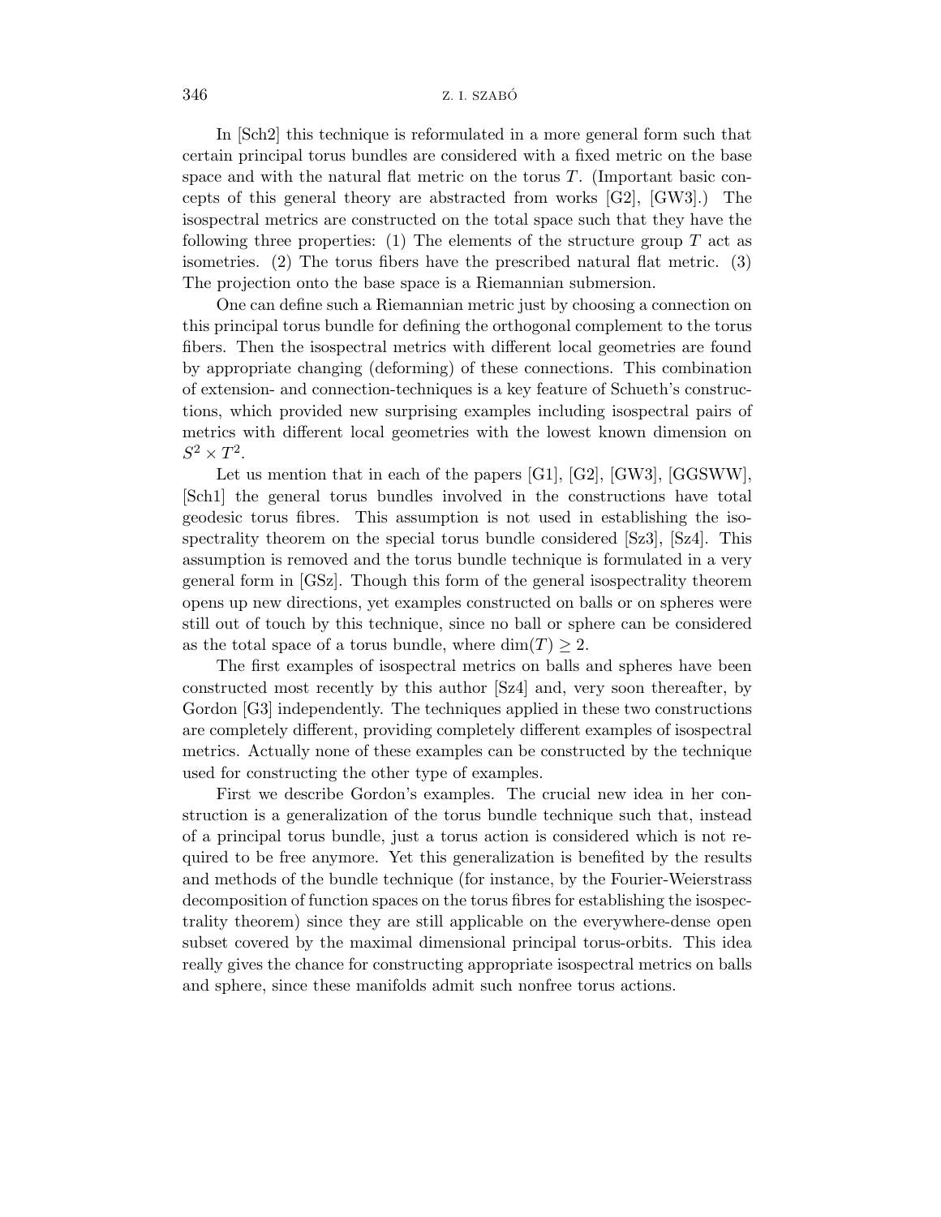In [Sch2] this technique is reformulated in a more general form such that certain principal torus bundles are considered with a fixed metric on the base space and with the natural flat metric on the torus $T$. (Important basic concepts of this general theory are abstracted from works [G2], [GW3].) The isospectral metrics are constructed on the total space such that they have the following three properties: (1) The elements of the structure group $T$ act as isometries. (2) The torus fibers have the prescribed natural flat metric. (3) The projection onto the base space is a Riemannian submersion.

One can define such a Riemannian metric just by choosing a connection on this principal torus bundle for defining the orthogonal complement to the torus fibers. Then the isospectral metrics with different local geometries are found by appropriate changing (deforming) of these connections. This combination of extension- and connection-techniques is a key feature of Schueth's constructions, which provided new surprising examples including isospectral pairs of metrics with different local geometries with the lowest known dimension on $S^2 \times T^2$.

Let us mention that in each of the papers [G1], [G2], [GW3], [GGSWW], [Sch1] the general torus bundles involved in the constructions have total geodesic torus fibres. This assumption is not used in establishing the isospectrality theorem on the special torus bundle considered [Sz3], [Sz4]. This assumption is removed and the torus bundle technique is formulated in a very general form in [GSz]. Though this form of the general isospectrality theorem opens up new directions, yet examples constructed on balls or on spheres were still out of touch by this technique, since no ball or sphere can be considered as the total space of a torus bundle, where $\dim(T) \geq 2$.

The first examples of isospectral metrics on balls and spheres have been constructed most recently by this author [Sz4] and, very soon thereafter, by Gordon [G3] independently. The techniques applied in these two constructions are completely different, providing completely different examples of isospectral metrics. Actually none of these examples can be constructed by the technique used for constructing the other type of examples.

First we describe Gordon's examples. The crucial new idea in her construction is a generalization of the torus bundle technique such that, instead of a principal torus bundle, just a torus action is considered which is not required to be free anymore. Yet this generalization is benefited by the results and methods of the bundle technique (for instance, by the Fourier-Weierstrass decomposition of function spaces on the torus fibres for establishing the isospectrality theorem) since they are still applicable on the everywhere-dense open subset covered by the maximal dimensional principal torus-orbits. This idea really gives the chance for constructing appropriate isospectral metrics on balls and sphere, since these manifolds admit such nonfree torus actions.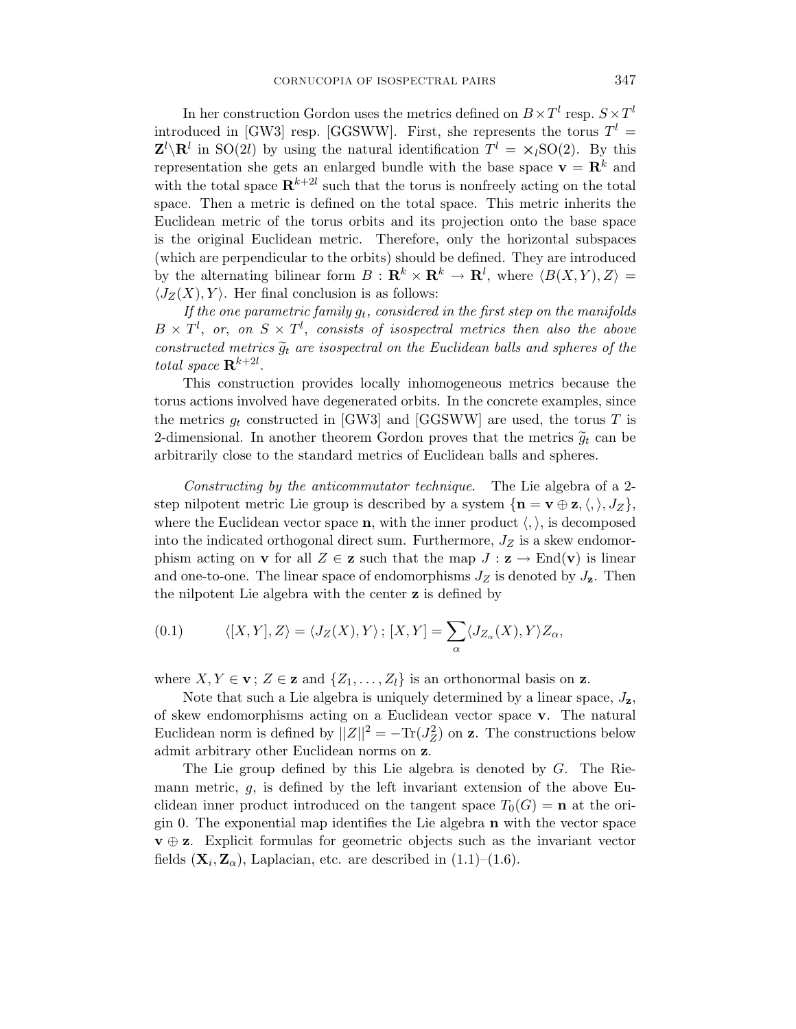In her construction Gordon uses the metrics defined on $B \times T^l$ resp. $S \times T^l$ introduced in [GW3] resp. [GGSWW]. First, she represents the torus $T^l = \mathbf{Z}^l \backslash \mathbf{R}^l$ in $\mathrm{SO}(2l)$ by using the natural identification $T^l = \times_l \mathrm{SO}(2)$. By this representation she gets an enlarged bundle with the base space $\mathbf{v} = \mathbf{R}^k$ and with the total space $\mathbf{R}^{k+2l}$ such that the torus is nonfreely acting on the total space. Then a metric is defined on the total space. This metric inherits the Euclidean metric of the torus orbits and its projection onto the base space is the original Euclidean metric. Therefore, only the horizontal subspaces (which are perpendicular to the orbits) should be defined. They are introduced by the alternating bilinear form $B : \mathbf{R}^k \times \mathbf{R}^k \to \mathbf{R}^l$, where $\langle B(X,Y), Z \rangle = \langle J_Z(X), Y \rangle$. Her final conclusion is as follows:

*If the one parametric family $g_t$, considered in the first step on the manifolds $B \times T^l$, or, on $S \times T^l$, consists of isospectral metrics then also the above constructed metrics $\widetilde{g}_t$ are isospectral on the Euclidean balls and spheres of the total space $\mathbf{R}^{k+2l}$.*

This construction provides locally inhomogeneous metrics because the torus actions involved have degenerated orbits. In the concrete examples, since the metrics $g_t$ constructed in [GW3] and [GGSWW] are used, the torus $T$ is 2-dimensional. In another theorem Gordon proves that the metrics $\widetilde{g}_t$ can be arbitrarily close to the standard metrics of Euclidean balls and spheres.

*Constructing by the anticommutator technique.* The Lie algebra of a 2-step nilpotent metric Lie group is described by a system $\{\mathbf{n} = \mathbf{v} \oplus \mathbf{z}, \langle , \rangle, J_Z\}$, where the Euclidean vector space $\mathbf{n}$, with the inner product $\langle , \rangle$, is decomposed into the indicated orthogonal direct sum. Furthermore, $J_Z$ is a skew endomorphism acting on $\mathbf{v}$ for all $Z \in \mathbf{z}$ such that the map $J : \mathbf{z} \to \mathrm{End}(\mathbf{v})$ is linear and one-to-one. The linear space of endomorphisms $J_Z$ is denoted by $J_{\mathbf{z}}$. Then the nilpotent Lie algebra with the center $\mathbf{z}$ is defined by

$$\langle [X,Y], Z \rangle = \langle J_Z(X), Y \rangle \, ; \, [X,Y] = \sum_\alpha \langle J_{Z_\alpha}(X), Y \rangle Z_\alpha, \tag{0.1}$$

where $X, Y \in \mathbf{v}$ ; $Z \in \mathbf{z}$ and $\{Z_1, \ldots, Z_l\}$ is an orthonormal basis on $\mathbf{z}$.

Note that such a Lie algebra is uniquely determined by a linear space, $J_{\mathbf{z}}$, of skew endomorphisms acting on a Euclidean vector space $\mathbf{v}$. The natural Euclidean norm is defined by $||Z||^2 = -\mathrm{Tr}(J_Z^2)$ on $\mathbf{z}$. The constructions below admit arbitrary other Euclidean norms on $\mathbf{z}$.

The Lie group defined by this Lie algebra is denoted by $G$. The Riemann metric, $g$, is defined by the left invariant extension of the above Euclidean inner product introduced on the tangent space $T_0(G) = \mathbf{n}$ at the origin 0. The exponential map identifies the Lie algebra $\mathbf{n}$ with the vector space $\mathbf{v} \oplus \mathbf{z}$. Explicit formulas for geometric objects such as the invariant vector fields $(\mathbf{X}_i, \mathbf{Z}_\alpha)$, Laplacian, etc. are described in (1.1)–(1.6).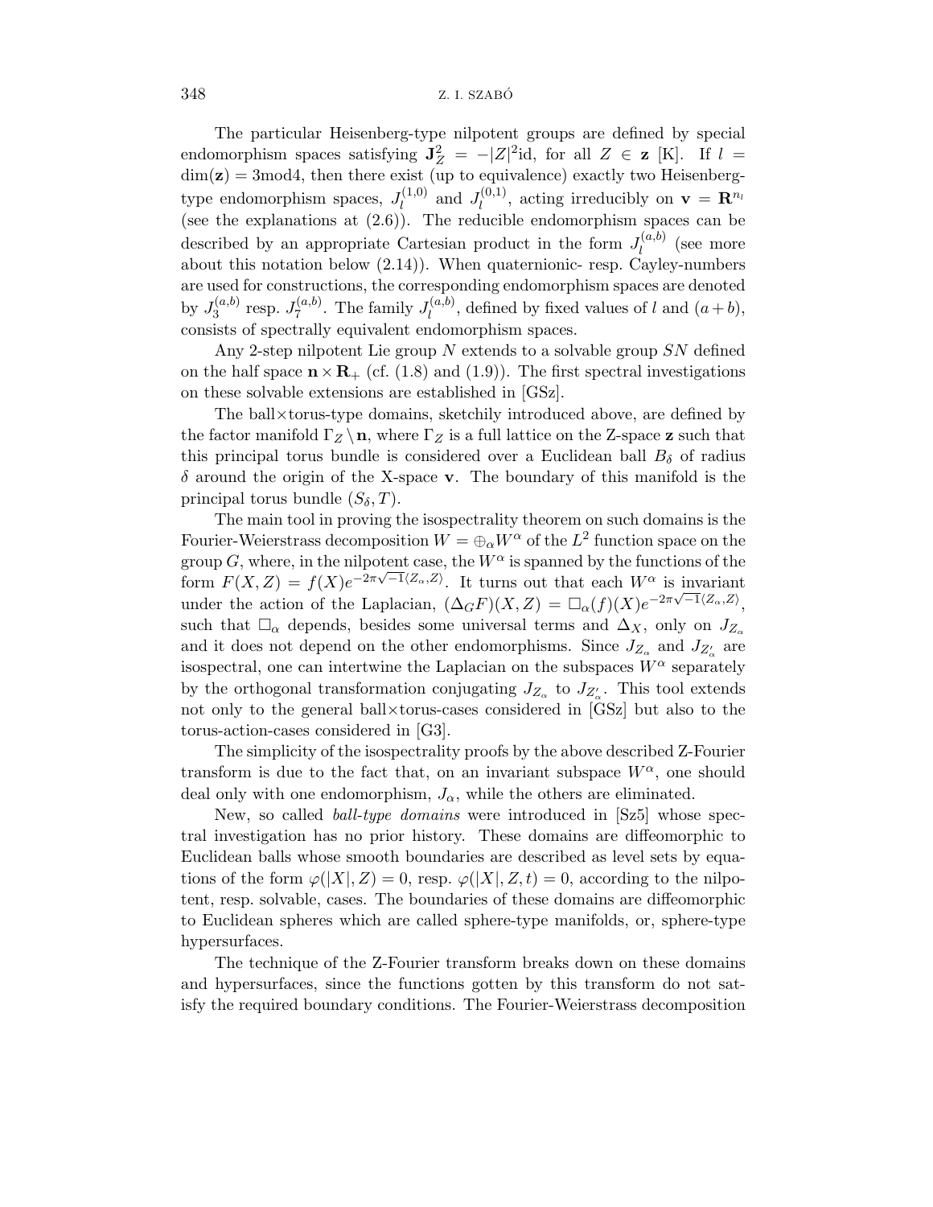The particular Heisenberg-type nilpotent groups are defined by special endomorphism spaces satisfying $\mathbf{J}_Z^2 = -|Z|^2\mathrm{id}$, for all $Z \in \mathbf{z}$ [K]. If $l = \dim(\mathbf{z}) = 3\bmod 4$, then there exist (up to equivalence) exactly two Heisenberg-type endomorphism spaces, $J_l^{(1,0)}$ and $J_l^{(0,1)}$, acting irreducibly on $\mathbf{v} = \mathbf{R}^{n_l}$ (see the explanations at (2.6)). The reducible endomorphism spaces can be described by an appropriate Cartesian product in the form $J_l^{(a,b)}$ (see more about this notation below (2.14)). When quaternionic- resp. Cayley-numbers are used for constructions, the corresponding endomorphism spaces are denoted by $J_3^{(a,b)}$ resp. $J_7^{(a,b)}$. The family $J_l^{(a,b)}$, defined by fixed values of $l$ and $(a+b)$, consists of spectrally equivalent endomorphism spaces.

Any 2-step nilpotent Lie group $N$ extends to a solvable group $SN$ defined on the half space $\mathbf{n} \times \mathbf{R}_+$ (cf. (1.8) and (1.9)). The first spectral investigations on these solvable extensions are established in [GSz].

The ball×torus-type domains, sketchily introduced above, are defined by the factor manifold $\Gamma_Z \setminus \mathbf{n}$, where $\Gamma_Z$ is a full lattice on the Z-space $\mathbf{z}$ such that this principal torus bundle is considered over a Euclidean ball $B_\delta$ of radius $\delta$ around the origin of the X-space $\mathbf{v}$. The boundary of this manifold is the principal torus bundle $(S_\delta, T)$.

The main tool in proving the isospectrality theorem on such domains is the Fourier-Weierstrass decomposition $W = \oplus_\alpha W^\alpha$ of the $L^2$ function space on the group $G$, where, in the nilpotent case, the $W^\alpha$ is spanned by the functions of the form $F(X,Z) = f(X)e^{-2\pi\sqrt{-1}\langle Z_\alpha, Z\rangle}$. It turns out that each $W^\alpha$ is invariant under the action of the Laplacian, $(\Delta_G F)(X,Z) = \Box_\alpha(f)(X)e^{-2\pi\sqrt{-1}\langle Z_\alpha, Z\rangle}$, such that $\Box_\alpha$ depends, besides some universal terms and $\Delta_X$, only on $J_{Z_\alpha}$ and it does not depend on the other endomorphisms. Since $J_{Z_\alpha}$ and $J_{Z'_\alpha}$ are isospectral, one can intertwine the Laplacian on the subspaces $W^\alpha$ separately by the orthogonal transformation conjugating $J_{Z_\alpha}$ to $J_{Z'_\alpha}$. This tool extends not only to the general ball×torus-cases considered in [GSz] but also to the torus-action-cases considered in [G3].

The simplicity of the isospectrality proofs by the above described Z-Fourier transform is due to the fact that, on an invariant subspace $W^\alpha$, one should deal only with one endomorphism, $J_\alpha$, while the others are eliminated.

New, so called *ball-type domains* were introduced in [Sz5] whose spectral investigation has no prior history. These domains are diffeomorphic to Euclidean balls whose smooth boundaries are described as level sets by equations of the form $\varphi(|X|, Z) = 0$, resp. $\varphi(|X|, Z, t) = 0$, according to the nilpotent, resp. solvable, cases. The boundaries of these domains are diffeomorphic to Euclidean spheres which are called sphere-type manifolds, or, sphere-type hypersurfaces.

The technique of the Z-Fourier transform breaks down on these domains and hypersurfaces, since the functions gotten by this transform do not satisfy the required boundary conditions. The Fourier-Weierstrass decomposition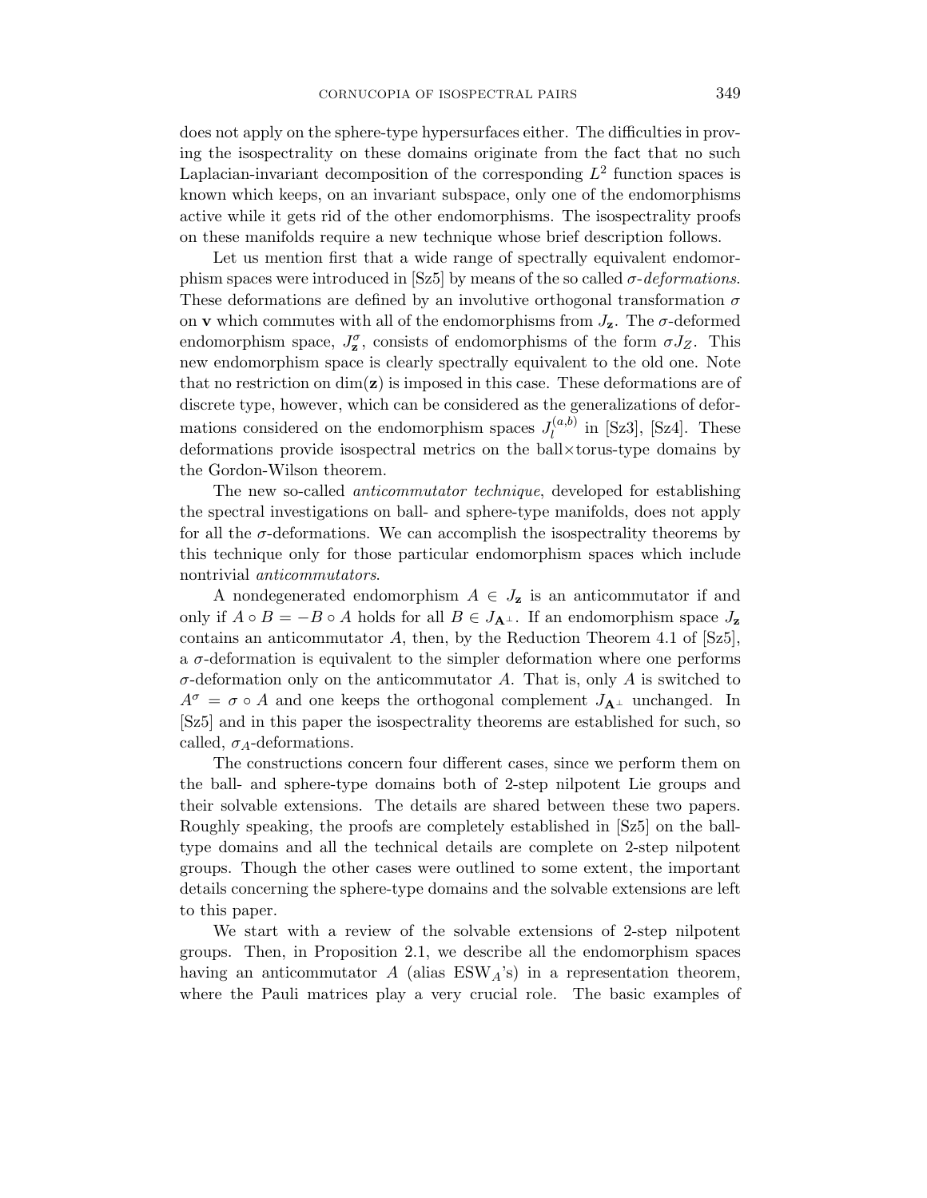does not apply on the sphere-type hypersurfaces either. The difficulties in proving the isospectrality on these domains originate from the fact that no such Laplacian-invariant decomposition of the corresponding $L^2$ function spaces is known which keeps, on an invariant subspace, only one of the endomorphisms active while it gets rid of the other endomorphisms. The isospectrality proofs on these manifolds require a new technique whose brief description follows.

Let us mention first that a wide range of spectrally equivalent endomorphism spaces were introduced in [Sz5] by means of the so called *$\sigma$-deformations*. These deformations are defined by an involutive orthogonal transformation $\sigma$ on $\mathbf{v}$ which commutes with all of the endomorphisms from $J_{\mathbf{z}}$. The $\sigma$-deformed endomorphism space, $J_{\mathbf{z}}^{\sigma}$, consists of endomorphisms of the form $\sigma J_Z$. This new endomorphism space is clearly spectrally equivalent to the old one. Note that no restriction on $\dim(\mathbf{z})$ is imposed in this case. These deformations are of discrete type, however, which can be considered as the generalizations of deformations considered on the endomorphism spaces $J_l^{(a,b)}$ in [Sz3], [Sz4]. These deformations provide isospectral metrics on the ball×torus-type domains by the Gordon-Wilson theorem.

The new so-called *anticommutator technique*, developed for establishing the spectral investigations on ball- and sphere-type manifolds, does not apply for all the $\sigma$-deformations. We can accomplish the isospectrality theorems by this technique only for those particular endomorphism spaces which include nontrivial *anticommutators*.

A nondegenerated endomorphism $A \in J_{\mathbf{z}}$ is an anticommutator if and only if $A \circ B = -B \circ A$ holds for all $B \in J_{\mathbf{A}^{\perp}}$. If an endomorphism space $J_{\mathbf{z}}$ contains an anticommutator $A$, then, by the Reduction Theorem 4.1 of [Sz5], a $\sigma$-deformation is equivalent to the simpler deformation where one performs $\sigma$-deformation only on the anticommutator $A$. That is, only $A$ is switched to $A^{\sigma} = \sigma \circ A$ and one keeps the orthogonal complement $J_{\mathbf{A}^{\perp}}$ unchanged. In [Sz5] and in this paper the isospectrality theorems are established for such, so called, $\sigma_A$-deformations.

The constructions concern four different cases, since we perform them on the ball- and sphere-type domains both of 2-step nilpotent Lie groups and their solvable extensions. The details are shared between these two papers. Roughly speaking, the proofs are completely established in [Sz5] on the ball-type domains and all the technical details are complete on 2-step nilpotent groups. Though the other cases were outlined to some extent, the important details concerning the sphere-type domains and the solvable extensions are left to this paper.

We start with a review of the solvable extensions of 2-step nilpotent groups. Then, in Proposition 2.1, we describe all the endomorphism spaces having an anticommutator $A$ (alias $\mathrm{ESW}_A$'s) in a representation theorem, where the Pauli matrices play a very crucial role. The basic examples of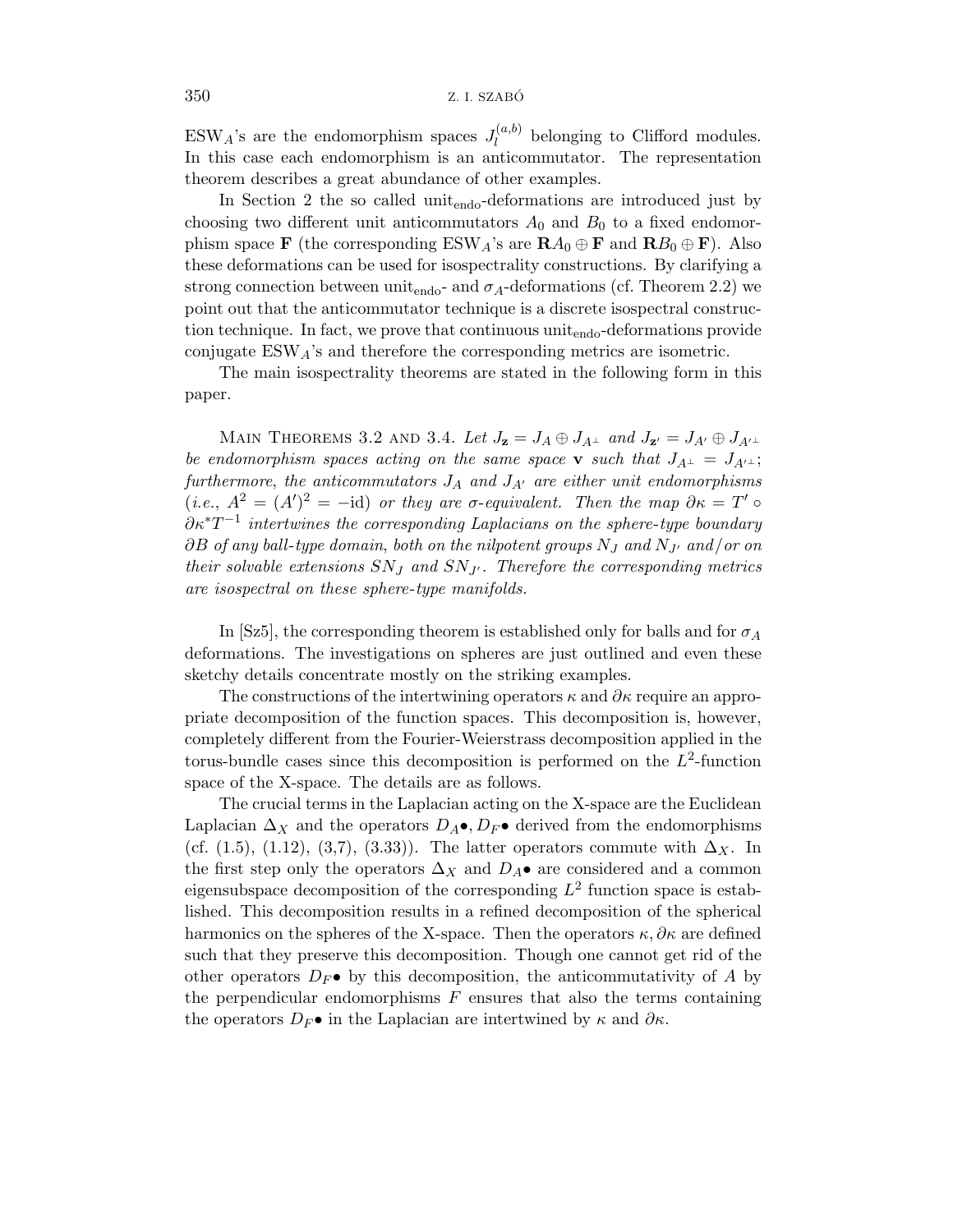$\mathrm{ESW}_A$'s are the endomorphism spaces $J_l^{(a,b)}$ belonging to Clifford modules. In this case each endomorphism is an anticommutator. The representation theorem describes a great abundance of other examples.

In Section 2 the so called $\mathrm{unit}_{\mathrm{endo}}$-deformations are introduced just by choosing two different unit anticommutators $A_0$ and $B_0$ to a fixed endomorphism space $\mathbf{F}$ (the corresponding $\mathrm{ESW}_A$'s are $\mathbf{R}A_0 \oplus \mathbf{F}$ and $\mathbf{R}B_0 \oplus \mathbf{F}$). Also these deformations can be used for isospectrality constructions. By clarifying a strong connection between $\mathrm{unit}_{\mathrm{endo}}$- and $\sigma_A$-deformations (cf. Theorem 2.2) we point out that the anticommutator technique is a discrete isospectral construction technique. In fact, we prove that continuous $\mathrm{unit}_{\mathrm{endo}}$-deformations provide conjugate $\mathrm{ESW}_A$'s and therefore the corresponding metrics are isometric.

The main isospectrality theorems are stated in the following form in this paper.

Main Theorems 3.2 and 3.4. *Let $J_{\mathbf{z}} = J_A \oplus J_{A^\perp}$ and $J_{\mathbf{z}'} = J_{A'} \oplus J_{A'^\perp}$ be endomorphism spaces acting on the same space $\mathbf{v}$ such that $J_{A^\perp} = J_{A'^\perp}$; furthermore, the anticommutators $J_A$ and $J_{A'}$ are either unit endomorphisms (i.e., $A^2 = (A')^2 = -\mathrm{id}$) or they are $\sigma$-equivalent. Then the map $\partial\kappa = T' \circ \partial\kappa^* T^{-1}$ intertwines the corresponding Laplacians on the sphere-type boundary $\partial B$ of any ball-type domain, both on the nilpotent groups $N_J$ and $N_{J'}$ and/or on their solvable extensions $SN_J$ and $SN_{J'}$. Therefore the corresponding metrics are isospectral on these sphere-type manifolds.*

In [Sz5], the corresponding theorem is established only for balls and for $\sigma_A$ deformations. The investigations on spheres are just outlined and even these sketchy details concentrate mostly on the striking examples.

The constructions of the intertwining operators $\kappa$ and $\partial\kappa$ require an appropriate decomposition of the function spaces. This decomposition is, however, completely different from the Fourier-Weierstrass decomposition applied in the torus-bundle cases since this decomposition is performed on the $L^2$-function space of the X-space. The details are as follows.

The crucial terms in the Laplacian acting on the X-space are the Euclidean Laplacian $\Delta_X$ and the operators $D_A\bullet, D_F\bullet$ derived from the endomorphisms (cf. (1.5), (1.12), (3,7), (3.33)). The latter operators commute with $\Delta_X$. In the first step only the operators $\Delta_X$ and $D_A\bullet$ are considered and a common eigensubspace decomposition of the corresponding $L^2$ function space is established. This decomposition results in a refined decomposition of the spherical harmonics on the spheres of the X-space. Then the operators $\kappa, \partial\kappa$ are defined such that they preserve this decomposition. Though one cannot get rid of the other operators $D_F\bullet$ by this decomposition, the anticommutativity of $A$ by the perpendicular endomorphisms $F$ ensures that also the terms containing the operators $D_F\bullet$ in the Laplacian are intertwined by $\kappa$ and $\partial\kappa$.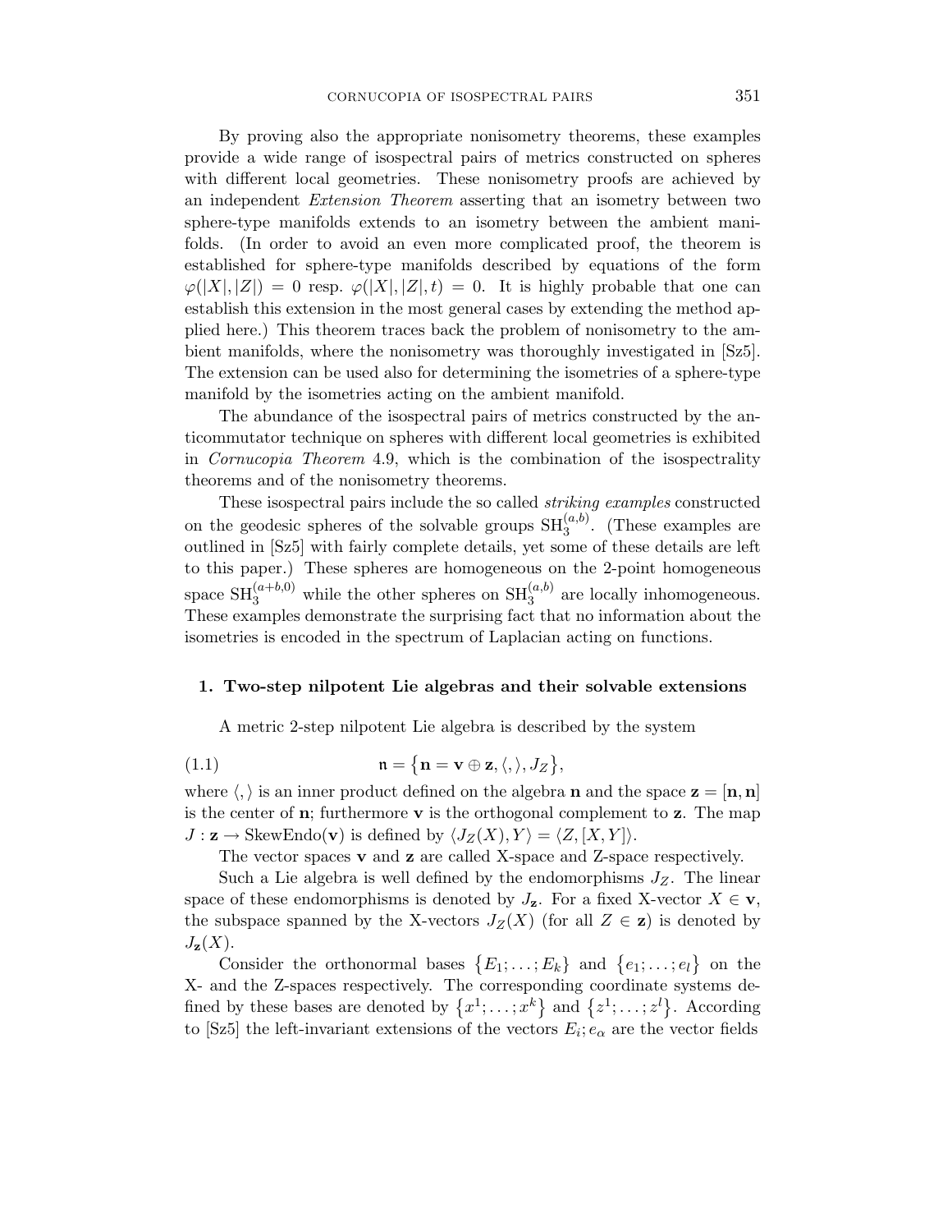By proving also the appropriate nonisometry theorems, these examples provide a wide range of isospectral pairs of metrics constructed on spheres with different local geometries. These nonisometry proofs are achieved by an independent *Extension Theorem* asserting that an isometry between two sphere-type manifolds extends to an isometry between the ambient manifolds. (In order to avoid an even more complicated proof, the theorem is established for sphere-type manifolds described by equations of the form $\varphi(|X|,|Z|) = 0$ resp. $\varphi(|X|,|Z|,t) = 0$. It is highly probable that one can establish this extension in the most general cases by extending the method applied here.) This theorem traces back the problem of nonisometry to the ambient manifolds, where the nonisometry was thoroughly investigated in [Sz5]. The extension can be used also for determining the isometries of a sphere-type manifold by the isometries acting on the ambient manifold.

The abundance of the isospectral pairs of metrics constructed by the anticommutator technique on spheres with different local geometries is exhibited in *Cornucopia Theorem* 4.9, which is the combination of the isospectrality theorems and of the nonisometry theorems.

These isospectral pairs include the so called *striking examples* constructed on the geodesic spheres of the solvable groups $\mathrm{SH}_3^{(a,b)}$. (These examples are outlined in [Sz5] with fairly complete details, yet some of these details are left to this paper.) These spheres are homogeneous on the 2-point homogeneous space $\mathrm{SH}_3^{(a+b,0)}$ while the other spheres on $\mathrm{SH}_3^{(a,b)}$ are locally inhomogeneous. These examples demonstrate the surprising fact that no information about the isometries is encoded in the spectrum of Laplacian acting on functions.

## 1. Two-step nilpotent Lie algebras and their solvable extensions

A metric 2-step nilpotent Lie algebra is described by the system

$$\mathfrak{n} = \{\mathbf{n} = \mathbf{v} \oplus \mathbf{z}, \langle,\rangle, J_Z\}, \tag{1.1}$$

where $\langle,\rangle$ is an inner product defined on the algebra $\mathbf{n}$ and the space $\mathbf{z} = [\mathbf{n},\mathbf{n}]$ is the center of $\mathbf{n}$; furthermore $\mathbf{v}$ is the orthogonal complement to $\mathbf{z}$. The map $J : \mathbf{z} \to \mathrm{SkewEndo}(\mathbf{v})$ is defined by $\langle J_Z(X), Y\rangle = \langle Z, [X,Y]\rangle$.

The vector spaces $\mathbf{v}$ and $\mathbf{z}$ are called X-space and Z-space respectively.

Such a Lie algebra is well defined by the endomorphisms $J_Z$. The linear space of these endomorphisms is denoted by $J_{\mathbf{z}}$. For a fixed X-vector $X \in \mathbf{v}$, the subspace spanned by the X-vectors $J_Z(X)$ (for all $Z \in \mathbf{z}$) is denoted by $J_{\mathbf{z}}(X)$.

Consider the orthonormal bases $\{E_1;\dots;E_k\}$ and $\{e_1;\dots;e_l\}$ on the X- and the Z-spaces respectively. The corresponding coordinate systems defined by these bases are denoted by $\{x^1;\dots;x^k\}$ and $\{z^1;\dots;z^l\}$. According to [Sz5] the left-invariant extensions of the vectors $E_i; e_\alpha$ are the vector fields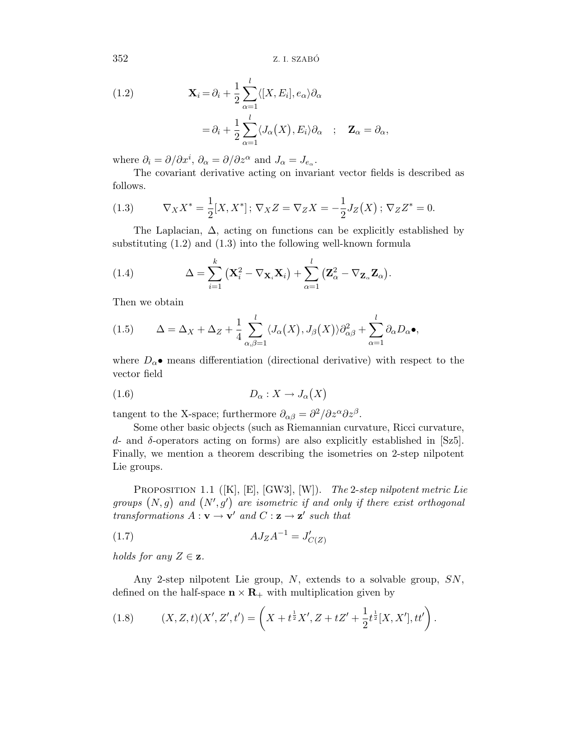$$
\begin{aligned}
(1.2) \qquad \mathbf{X}_i &= \partial_i + \frac{1}{2}\sum_{\alpha=1}^{l} \langle [X, E_i], e_\alpha\rangle \partial_\alpha \\
&= \partial_i + \frac{1}{2}\sum_{\alpha=1}^{l} \langle J_\alpha(X), E_i\rangle \partial_\alpha \quad ; \quad \mathbf{Z}_\alpha = \partial_\alpha,
\end{aligned}
$$

where $\partial_i = \partial/\partial x^i$, $\partial_\alpha = \partial/\partial z^\alpha$ and $J_\alpha = J_{e_\alpha}$.

The covariant derivative acting on invariant vector fields is described as follows.

$$
(1.3) \qquad \nabla_X X^* = \frac{1}{2}[X, X^*]\,;\ \nabla_X Z = \nabla_Z X = -\frac{1}{2} J_Z(X)\,;\ \nabla_Z Z^* = 0.
$$

The Laplacian, $\Delta$, acting on functions can be explicitly established by substituting (1.2) and (1.3) into the following well-known formula

$$
(1.4) \qquad \Delta = \sum_{i=1}^{k} \left(\mathbf{X}_i^2 - \nabla_{\mathbf{X}_i}\mathbf{X}_i\right) + \sum_{\alpha=1}^{l} \left(\mathbf{Z}_\alpha^2 - \nabla_{\mathbf{Z}_\alpha}\mathbf{Z}_\alpha\right).
$$

Then we obtain

$$
(1.5) \qquad \Delta = \Delta_X + \Delta_Z + \frac{1}{4}\sum_{\alpha,\beta=1}^{l} \langle J_\alpha(X), J_\beta(X)\rangle \partial^2_{\alpha\beta} + \sum_{\alpha=1}^{l} \partial_\alpha D_\alpha \bullet,
$$

where $D_\alpha \bullet$ means differentiation (directional derivative) with respect to the vector field

$$
(1.6) \qquad D_\alpha : X \to J_\alpha(X)
$$

tangent to the X-space; furthermore $\partial_{\alpha\beta} = \partial^2/\partial z^\alpha \partial z^\beta$.

Some other basic objects (such as Riemannian curvature, Ricci curvature, $d$- and $\delta$-operators acting on forms) are also explicitly established in [Sz5]. Finally, we mention a theorem describing the isometries on 2-step nilpotent Lie groups.

Proposition 1.1 ([K], [E], [GW3], [W]). *The 2-step nilpotent metric Lie groups $(N, g)$ and $(N', g')$ are isometric if and only if there exist orthogonal transformations $A : \mathbf{v} \to \mathbf{v}'$ and $C : \mathbf{z} \to \mathbf{z}'$ such that*

$$
(1.7) \qquad A J_Z A^{-1} = J'_{C(Z)}
$$

*holds for any $Z \in \mathbf{z}$.*

Any 2-step nilpotent Lie group, $N$, extends to a solvable group, $SN$, defined on the half-space $\mathbf{n} \times \mathbf{R}_+$ with multiplication given by

$$
(1.8) \qquad (X, Z, t)(X', Z', t') = \left(X + t^{\frac{1}{2}} X', Z + tZ' + \frac{1}{2} t^{\frac{1}{2}} [X, X'], tt'\right).
$$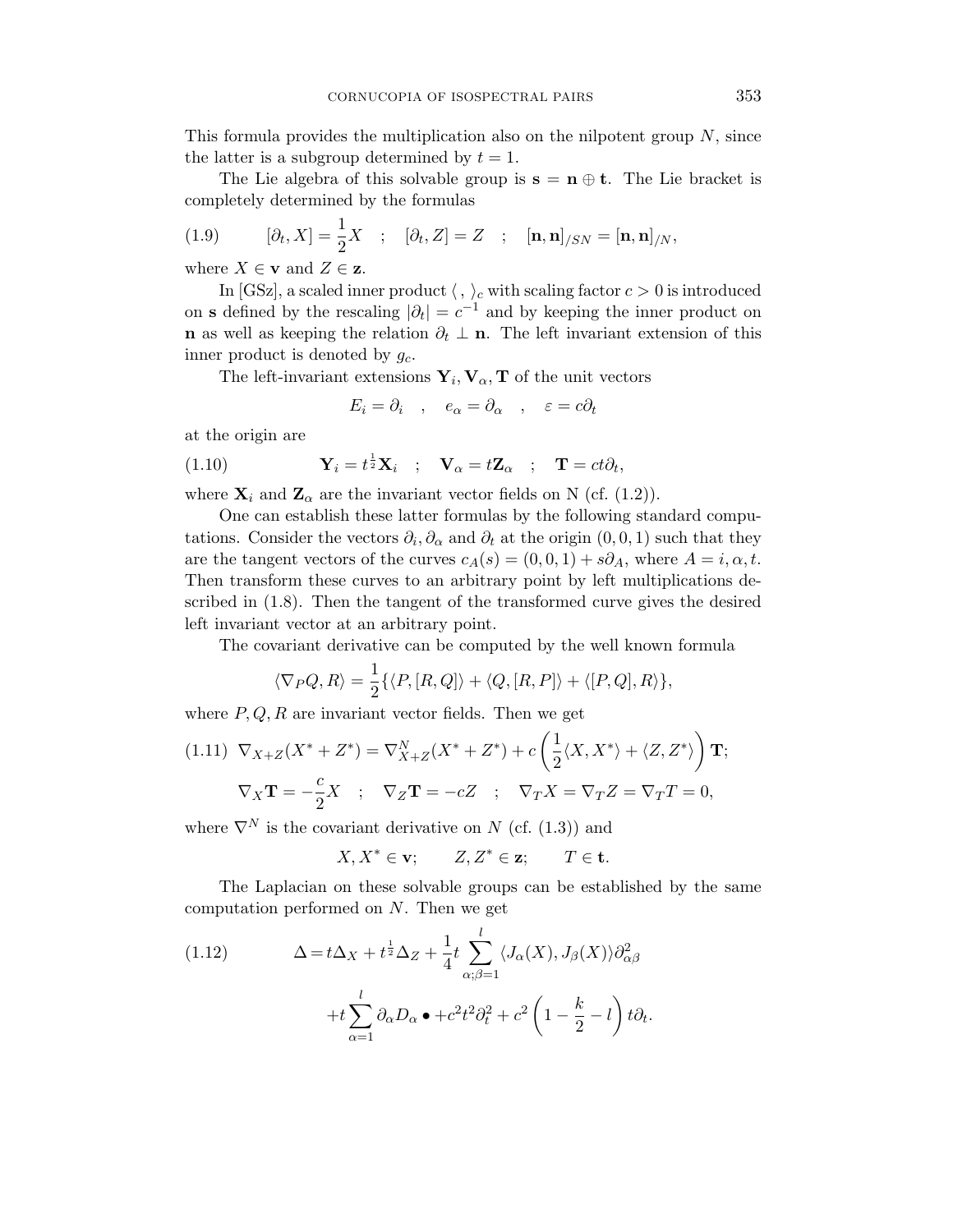This formula provides the multiplication also on the nilpotent group $N$, since the latter is a subgroup determined by $t = 1$.

The Lie algebra of this solvable group is $\mathbf{s} = \mathbf{n} \oplus \mathbf{t}$. The Lie bracket is completely determined by the formulas

$$(1.9) \qquad [\partial_t, X] = \frac{1}{2}X \quad ; \quad [\partial_t, Z] = Z \quad ; \quad [\mathbf{n}, \mathbf{n}]_{/SN} = [\mathbf{n}, \mathbf{n}]_{/N},$$

where $X \in \mathbf{v}$ and $Z \in \mathbf{z}$.

In [GSz], a scaled inner product $\langle \, , \, \rangle_c$ with scaling factor $c > 0$ is introduced on $\mathbf{s}$ defined by the rescaling $|\partial_t| = c^{-1}$ and by keeping the inner product on $\mathbf{n}$ as well as keeping the relation $\partial_t \perp \mathbf{n}$. The left invariant extension of this inner product is denoted by $g_c$.

The left-invariant extensions $\mathbf{Y}_i, \mathbf{V}_\alpha, \mathbf{T}$ of the unit vectors

$$E_i = \partial_i \quad , \quad e_\alpha = \partial_\alpha \quad , \quad \varepsilon = c\partial_t$$

at the origin are

$$(1.10) \qquad \mathbf{Y}_i = t^{\frac{1}{2}}\mathbf{X}_i \quad ; \quad \mathbf{V}_\alpha = t\mathbf{Z}_\alpha \quad ; \quad \mathbf{T} = ct\partial_t,$$

where $\mathbf{X}_i$ and $\mathbf{Z}_\alpha$ are the invariant vector fields on N (cf. (1.2)).

One can establish these latter formulas by the following standard computations. Consider the vectors $\partial_i, \partial_\alpha$ and $\partial_t$ at the origin $(0,0,1)$ such that they are the tangent vectors of the curves $c_A(s) = (0,0,1) + s\partial_A$, where $A = i, \alpha, t$. Then transform these curves to an arbitrary point by left multiplications described in (1.8). Then the tangent of the transformed curve gives the desired left invariant vector at an arbitrary point.

The covariant derivative can be computed by the well known formula

$$\langle \nabla_P Q, R \rangle = \frac{1}{2}\{\langle P, [R,Q]\rangle + \langle Q, [R,P]\rangle + \langle [P,Q], R\rangle\},$$

where $P, Q, R$ are invariant vector fields. Then we get

$$(1.11) \quad \nabla_{X+Z}(X^* + Z^*) = \nabla^N_{X+Z}(X^* + Z^*) + c\left(\frac{1}{2}\langle X, X^*\rangle + \langle Z, Z^*\rangle\right)\mathbf{T};$$

$$\nabla_X \mathbf{T} = -\frac{c}{2}X \quad ; \quad \nabla_Z \mathbf{T} = -cZ \quad ; \quad \nabla_T X = \nabla_T Z = \nabla_T T = 0,$$

where $\nabla^N$ is the covariant derivative on $N$ (cf. (1.3)) and

$$X, X^* \in \mathbf{v}; \qquad Z, Z^* \in \mathbf{z}; \qquad T \in \mathbf{t}.$$

The Laplacian on these solvable groups can be established by the same computation performed on $N$. Then we get

$$(1.12) \qquad \Delta = t\Delta_X + t^{\frac{1}{2}}\Delta_Z + \frac{1}{4}t\sum_{\alpha;\beta=1}^{l}\langle J_\alpha(X), J_\beta(X)\rangle\partial^2_{\alpha\beta}$$

$$+ t\sum_{\alpha=1}^{l}\partial_\alpha D_\alpha \bullet + c^2t^2\partial_t^2 + c^2\left(1 - \frac{k}{2} - l\right)t\partial_t.$$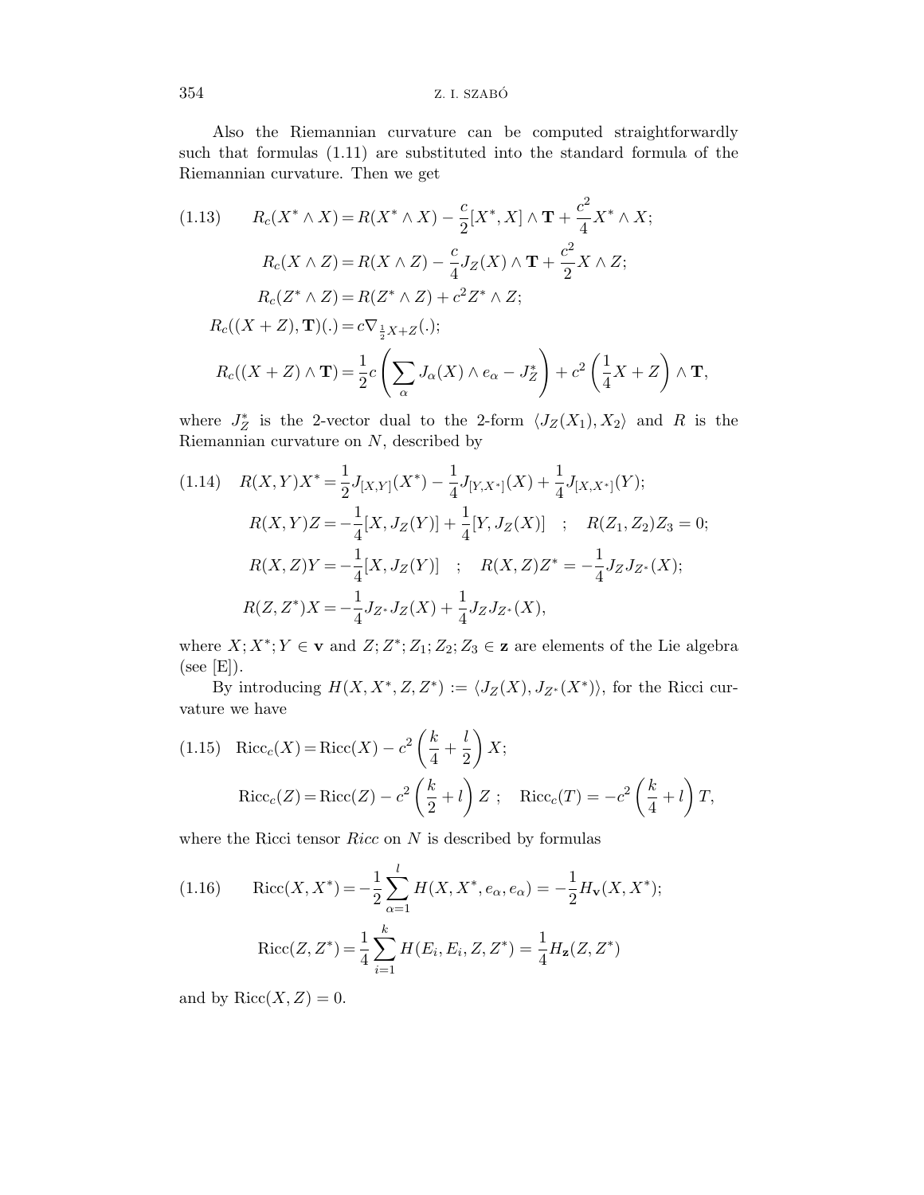Also the Riemannian curvature can be computed straightforwardly such that formulas (1.11) are substituted into the standard formula of the Riemannian curvature. Then we get

$$
\begin{aligned}
(1.13)\qquad R_c(X^*\wedge X) &= R(X^*\wedge X) - \frac{c}{2}[X^*,X]\wedge \mathbf{T} + \frac{c^2}{4}X^*\wedge X;\\
R_c(X\wedge Z) &= R(X\wedge Z) - \frac{c}{4}J_Z(X)\wedge \mathbf{T} + \frac{c^2}{2}X\wedge Z;\\
R_c(Z^*\wedge Z) &= R(Z^*\wedge Z) + c^2 Z^*\wedge Z;\\
R_c((X+Z),\mathbf{T})(.) &= c\nabla_{\frac{1}{2}X+Z}(.);\\
R_c((X+Z)\wedge \mathbf{T}) &= \frac{1}{2}c\left(\sum_\alpha J_\alpha(X)\wedge e_\alpha - J_Z^*\right) + c^2\left(\frac{1}{4}X+Z\right)\wedge \mathbf{T},
\end{aligned}
$$

where $J_Z^*$ is the 2-vector dual to the 2-form $\langle J_Z(X_1),X_2\rangle$ and $R$ is the Riemannian curvature on $N$, described by

$$
\begin{aligned}
(1.14)\quad R(X,Y)X^* &= \frac{1}{2}J_{[X,Y]}(X^*) - \frac{1}{4}J_{[Y,X^*]}(X) + \frac{1}{4}J_{[X,X^*]}(Y);\\
R(X,Y)Z &= -\frac{1}{4}[X,J_Z(Y)] + \frac{1}{4}[Y,J_Z(X)] \quad ; \quad R(Z_1,Z_2)Z_3 = 0;\\
R(X,Z)Y &= -\frac{1}{4}[X,J_Z(Y)] \quad ; \quad R(X,Z)Z^* = -\frac{1}{4}J_ZJ_{Z^*}(X);\\
R(Z,Z^*)X &= -\frac{1}{4}J_{Z^*}J_Z(X) + \frac{1}{4}J_ZJ_{Z^*}(X),
\end{aligned}
$$

where $X;X^*;Y\in\mathbf{v}$ and $Z;Z^*;Z_1;Z_2;Z_3\in\mathbf{z}$ are elements of the Lie algebra (see [E]).

By introducing $H(X,X^*,Z,Z^*) := \langle J_Z(X), J_{Z^*}(X^*)\rangle$, for the Ricci curvature we have

$$
\begin{aligned}
(1.15)\quad \mathrm{Ricc}_c(X) &= \mathrm{Ricc}(X) - c^2\left(\frac{k}{4}+\frac{l}{2}\right)X;\\
\mathrm{Ricc}_c(Z) &= \mathrm{Ricc}(Z) - c^2\left(\frac{k}{2}+l\right)Z\ ;\quad \mathrm{Ricc}_c(T) = -c^2\left(\frac{k}{4}+l\right)T,
\end{aligned}
$$

where the Ricci tensor *Ricc* on $N$ is described by formulas

$$
\begin{aligned}
(1.16)\qquad \mathrm{Ricc}(X,X^*) &= -\frac{1}{2}\sum_{\alpha=1}^{l}H(X,X^*,e_\alpha,e_\alpha) = -\frac{1}{2}H_{\mathbf{v}}(X,X^*);\\
\mathrm{Ricc}(Z,Z^*) &= \frac{1}{4}\sum_{i=1}^{k}H(E_i,E_i,Z,Z^*) = \frac{1}{4}H_{\mathbf{z}}(Z,Z^*)
\end{aligned}
$$

and by $\mathrm{Ricc}(X,Z)=0$.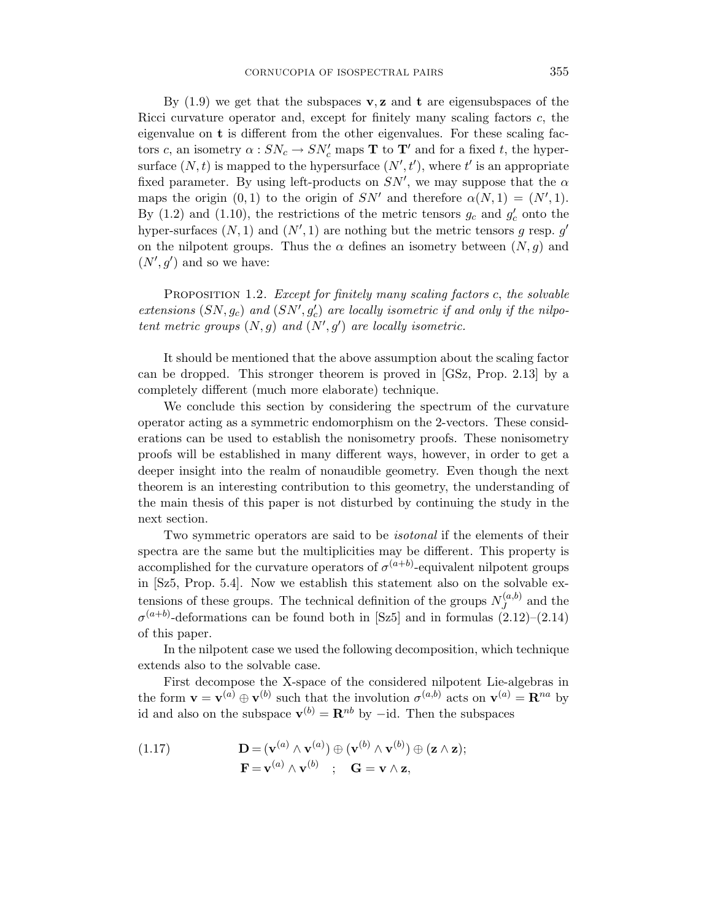By (1.9) we get that the subspaces $\mathbf{v}, \mathbf{z}$ and $\mathbf{t}$ are eigensubspaces of the Ricci curvature operator and, except for finitely many scaling factors $c$, the eigenvalue on $\mathbf{t}$ is different from the other eigenvalues. For these scaling factors $c$, an isometry $\alpha : SN_c \to SN'_c$ maps $\mathbf{T}$ to $\mathbf{T}'$ and for a fixed $t$, the hypersurface $(N, t)$ is mapped to the hypersurface $(N', t')$, where $t'$ is an appropriate fixed parameter. By using left-products on $SN'$, we may suppose that the $\alpha$ maps the origin $(0, 1)$ to the origin of $SN'$ and therefore $\alpha(N, 1) = (N', 1)$. By (1.2) and (1.10), the restrictions of the metric tensors $g_c$ and $g'_c$ onto the hyper-surfaces $(N, 1)$ and $(N', 1)$ are nothing but the metric tensors $g$ resp. $g'$ on the nilpotent groups. Thus the $\alpha$ defines an isometry between $(N, g)$ and $(N', g')$ and so we have:

Proposition 1.2. *Except for finitely many scaling factors $c$, the solvable extensions $(SN, g_c)$ and $(SN', g'_c)$ are locally isometric if and only if the nilpotent metric groups $(N, g)$ and $(N', g')$ are locally isometric.*

It should be mentioned that the above assumption about the scaling factor can be dropped. This stronger theorem is proved in [GSz, Prop. 2.13] by a completely different (much more elaborate) technique.

We conclude this section by considering the spectrum of the curvature operator acting as a symmetric endomorphism on the 2-vectors. These considerations can be used to establish the nonisometry proofs. These nonisometry proofs will be established in many different ways, however, in order to get a deeper insight into the realm of nonaudible geometry. Even though the next theorem is an interesting contribution to this geometry, the understanding of the main thesis of this paper is not disturbed by continuing the study in the next section.

Two symmetric operators are said to be *isotonal* if the elements of their spectra are the same but the multiplicities may be different. This property is accomplished for the curvature operators of $\sigma^{(a+b)}$-equivalent nilpotent groups in [Sz5, Prop. 5.4]. Now we establish this statement also on the solvable extensions of these groups. The technical definition of the groups $N_J^{(a,b)}$ and the $\sigma^{(a+b)}$-deformations can be found both in [Sz5] and in formulas (2.12)–(2.14) of this paper.

In the nilpotent case we used the following decomposition, which technique extends also to the solvable case.

First decompose the X-space of the considered nilpotent Lie-algebras in the form $\mathbf{v} = \mathbf{v}^{(a)} \oplus \mathbf{v}^{(b)}$ such that the involution $\sigma^{(a,b)}$ acts on $\mathbf{v}^{(a)} = \mathbf{R}^{na}$ by id and also on the subspace $\mathbf{v}^{(b)} = \mathbf{R}^{nb}$ by $-\mathrm{id}$. Then the subspaces

$$
\begin{aligned}
(1.17) \qquad \mathbf{D} &= (\mathbf{v}^{(a)} \wedge \mathbf{v}^{(a)}) \oplus (\mathbf{v}^{(b)} \wedge \mathbf{v}^{(b)}) \oplus (\mathbf{z} \wedge \mathbf{z}); \\
\mathbf{F} &= \mathbf{v}^{(a)} \wedge \mathbf{v}^{(b)} \quad ; \quad \mathbf{G} = \mathbf{v} \wedge \mathbf{z},
\end{aligned}
$$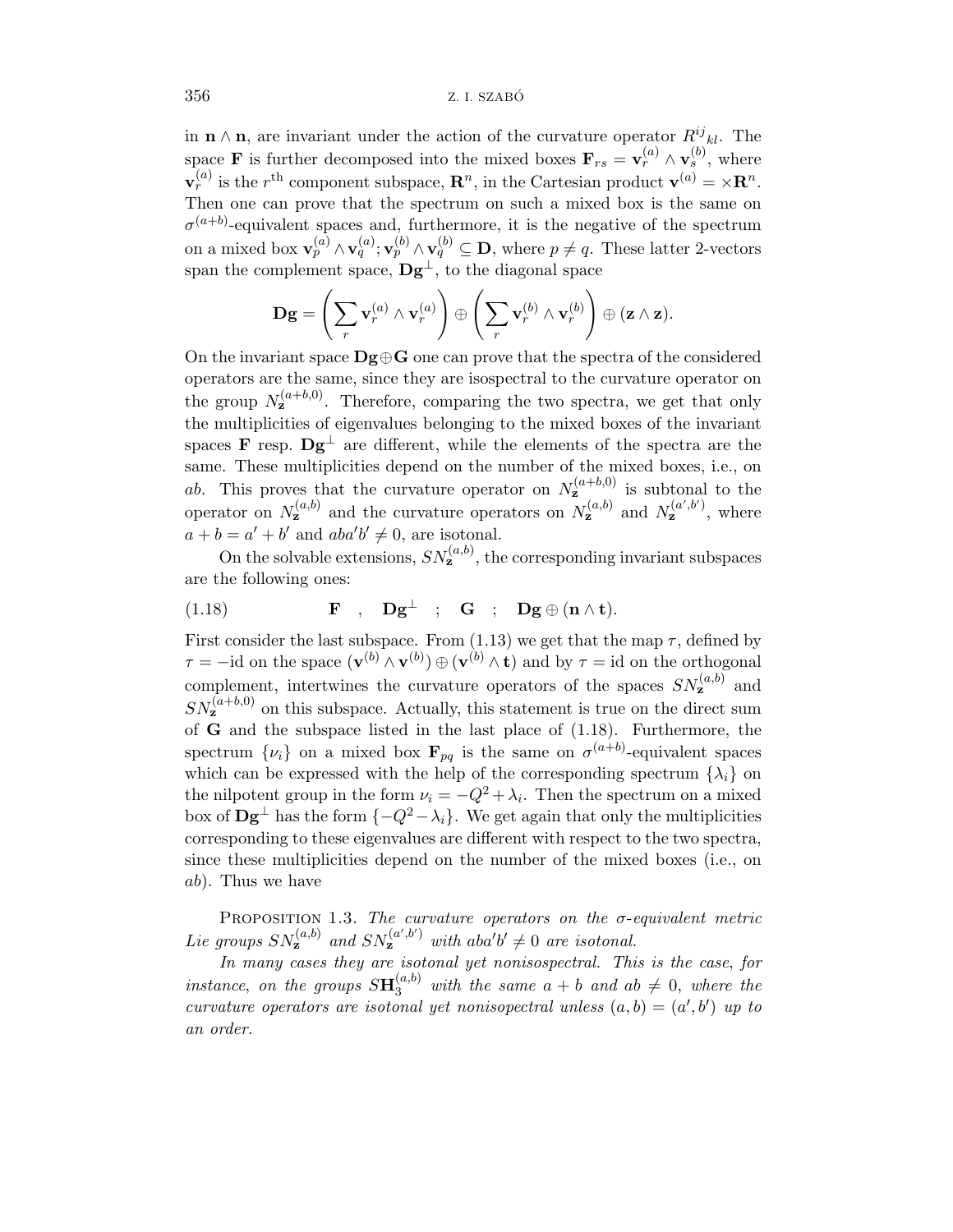in $\mathbf{n} \wedge \mathbf{n}$, are invariant under the action of the curvature operator $R^{ij}{}_{kl}$. The space $\mathbf{F}$ is further decomposed into the mixed boxes $\mathbf{F}_{rs} = \mathbf{v}_r^{(a)} \wedge \mathbf{v}_s^{(b)}$, where $\mathbf{v}_r^{(a)}$ is the $r^{\text{th}}$ component subspace, $\mathbf{R}^n$, in the Cartesian product $\mathbf{v}^{(a)} = \times \mathbf{R}^n$. Then one can prove that the spectrum on such a mixed box is the same on $\sigma^{(a+b)}$-equivalent spaces and, furthermore, it is the negative of the spectrum on a mixed box $\mathbf{v}_p^{(a)} \wedge \mathbf{v}_q^{(a)}; \mathbf{v}_p^{(b)} \wedge \mathbf{v}_q^{(b)} \subseteq \mathbf{D}$, where $p \neq q$. These latter 2-vectors span the complement space, $\mathbf{Dg}^\perp$, to the diagonal space

$$\mathbf{Dg} = \left( \sum_r \mathbf{v}_r^{(a)} \wedge \mathbf{v}_r^{(a)} \right) \oplus \left( \sum_r \mathbf{v}_r^{(b)} \wedge \mathbf{v}_r^{(b)} \right) \oplus (\mathbf{z} \wedge \mathbf{z}).$$

On the invariant space $\mathbf{Dg} \oplus \mathbf{G}$ one can prove that the spectra of the considered operators are the same, since they are isospectral to the curvature operator on the group $N_{\mathbf{z}}^{(a+b,0)}$. Therefore, comparing the two spectra, we get that only the multiplicities of eigenvalues belonging to the mixed boxes of the invariant spaces $\mathbf{F}$ resp. $\mathbf{Dg}^\perp$ are different, while the elements of the spectra are the same. These multiplicities depend on the number of the mixed boxes, i.e., on $ab$. This proves that the curvature operator on $N_{\mathbf{z}}^{(a+b,0)}$ is subtonal to the operator on $N_{\mathbf{z}}^{(a,b)}$ and the curvature operators on $N_{\mathbf{z}}^{(a,b)}$ and $N_{\mathbf{z}}^{(a',b')}$, where $a + b = a' + b'$ and $aba'b' \neq 0$, are isotonal.

On the solvable extensions, $SN_{\mathbf{z}}^{(a,b)}$, the corresponding invariant subspaces are the following ones:

$$\mathbf{F} \quad , \quad \mathbf{Dg}^\perp \quad ; \quad \mathbf{G} \quad ; \quad \mathbf{Dg} \oplus (\mathbf{n} \wedge \mathbf{t}). \tag{1.18}$$

First consider the last subspace. From (1.13) we get that the map $\tau$, defined by $\tau = -\mathrm{id}$ on the space $(\mathbf{v}^{(b)} \wedge \mathbf{v}^{(b)}) \oplus (\mathbf{v}^{(b)} \wedge \mathbf{t})$ and by $\tau = \mathrm{id}$ on the orthogonal complement, intertwines the curvature operators of the spaces $SN_{\mathbf{z}}^{(a,b)}$ and $SN_{\mathbf{z}}^{(a+b,0)}$ on this subspace. Actually, this statement is true on the direct sum of $\mathbf{G}$ and the subspace listed in the last place of (1.18). Furthermore, the spectrum $\{\nu_i\}$ on a mixed box $\mathbf{F}_{pq}$ is the same on $\sigma^{(a+b)}$-equivalent spaces which can be expressed with the help of the corresponding spectrum $\{\lambda_i\}$ on the nilpotent group in the form $\nu_i = -Q^2 + \lambda_i$. Then the spectrum on a mixed box of $\mathbf{Dg}^\perp$ has the form $\{-Q^2 - \lambda_i\}$. We get again that only the multiplicities corresponding to these eigenvalues are different with respect to the two spectra, since these multiplicities depend on the number of the mixed boxes (i.e., on $ab$). Thus we have

Proposition 1.3. *The curvature operators on the $\sigma$-equivalent metric Lie groups $SN_{\mathbf{z}}^{(a,b)}$ and $SN_{\mathbf{z}}^{(a',b')}$ with $aba'b' \neq 0$ are isotonal.*

*In many cases they are isotonal yet nonisospectral. This is the case, for instance, on the groups $S\mathbf{H}_3^{(a,b)}$ with the same $a + b$ and $ab \neq 0$, where the curvature operators are isotonal yet nonisopectral unless $(a,b) = (a',b')$ up to an order.*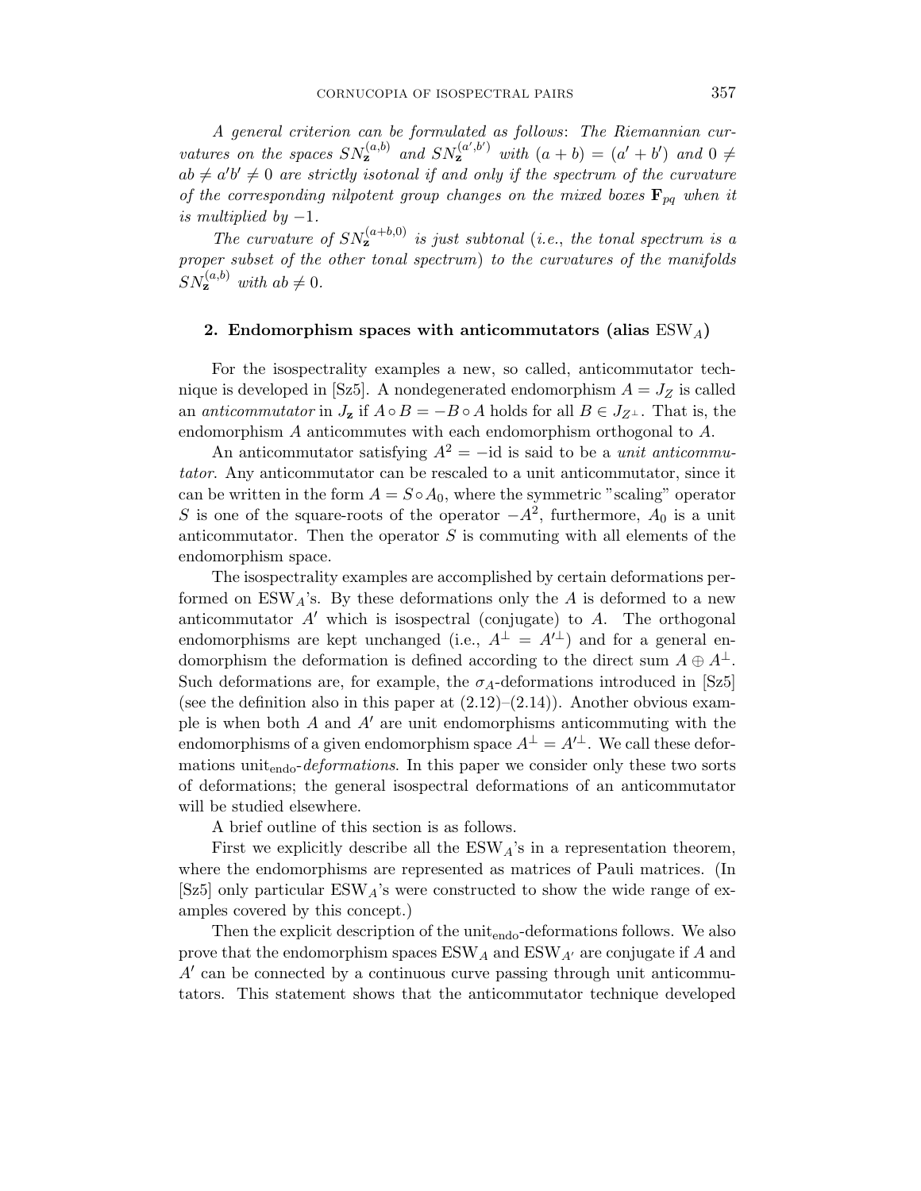*A general criterion can be formulated as follows*: *The Riemannian curvatures on the spaces $SN_{\mathbf{z}}^{(a,b)}$ and $SN_{\mathbf{z}}^{(a',b')}$ with $(a+b) = (a'+b')$ and $0 \neq ab \neq a'b' \neq 0$ are strictly isotonal if and only if the spectrum of the curvature of the corresponding nilpotent group changes on the mixed boxes $\mathbf{F}_{pq}$ when it is multiplied by $-1$.*

*The curvature of $SN_{\mathbf{z}}^{(a+b,0)}$ is just subtonal* (*i.e.*, *the tonal spectrum is a proper subset of the other tonal spectrum*) *to the curvatures of the manifolds $SN_{\mathbf{z}}^{(a,b)}$ with $ab \neq 0$.*

## 2. Endomorphism spaces with anticommutators (alias $\mathrm{ESW}_A$)

For the isospectrality examples a new, so called, anticommutator technique is developed in [Sz5]. A nondegenerated endomorphism $A = J_Z$ is called an *anticommutator* in $J_{\mathbf{z}}$ if $A \circ B = -B \circ A$ holds for all $B \in J_{Z^\perp}$. That is, the endomorphism $A$ anticommutes with each endomorphism orthogonal to $A$.

An anticommutator satisfying $A^2 = -\mathrm{id}$ is said to be a *unit anticommutator*. Any anticommutator can be rescaled to a unit anticommutator, since it can be written in the form $A = S \circ A_0$, where the symmetric "scaling" operator $S$ is one of the square-roots of the operator $-A^2$, furthermore, $A_0$ is a unit anticommutator. Then the operator $S$ is commuting with all elements of the endomorphism space.

The isospectrality examples are accomplished by certain deformations performed on $\mathrm{ESW}_A$'s. By these deformations only the $A$ is deformed to a new anticommutator $A'$ which is isospectral (conjugate) to $A$. The orthogonal endomorphisms are kept unchanged (i.e., $A^\perp = A'^\perp$) and for a general endomorphism the deformation is defined according to the direct sum $A \oplus A^\perp$. Such deformations are, for example, the $\sigma_A$-deformations introduced in [Sz5] (see the definition also in this paper at (2.12)–(2.14)). Another obvious example is when both $A$ and $A'$ are unit endomorphisms anticommuting with the endomorphisms of a given endomorphism space $A^\perp = A'^\perp$. We call these deformations $\mathrm{unit}_{\mathrm{endo}}$-*deformations*. In this paper we consider only these two sorts of deformations; the general isospectral deformations of an anticommutator will be studied elsewhere.

A brief outline of this section is as follows.

First we explicitly describe all the $\mathrm{ESW}_A$'s in a representation theorem, where the endomorphisms are represented as matrices of Pauli matrices. (In [Sz5] only particular $\mathrm{ESW}_A$'s were constructed to show the wide range of examples covered by this concept.)

Then the explicit description of the $\mathrm{unit}_{\mathrm{endo}}$-deformations follows. We also prove that the endomorphism spaces $\mathrm{ESW}_A$ and $\mathrm{ESW}_{A'}$ are conjugate if $A$ and $A'$ can be connected by a continuous curve passing through unit anticommutators. This statement shows that the anticommutator technique developed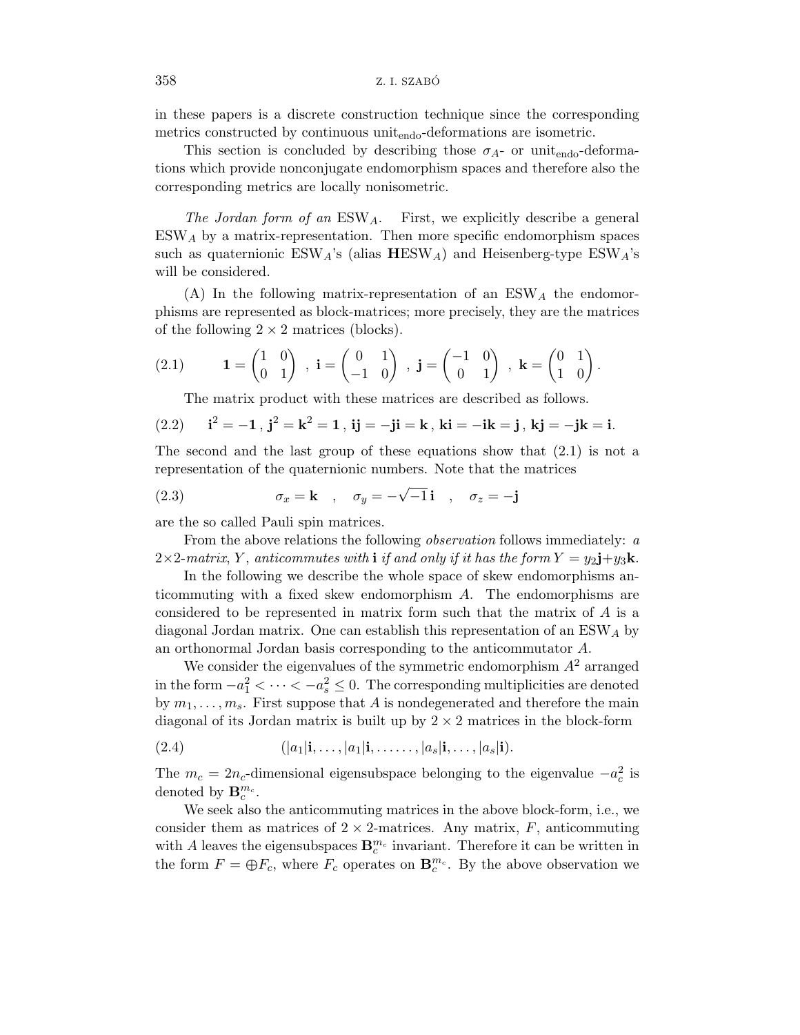in these papers is a discrete construction technique since the corresponding metrics constructed by continuous $\text{unit}_{\text{endo}}$-deformations are isometric.

This section is concluded by describing those $\sigma_A$- or $\text{unit}_{\text{endo}}$-deformations which provide nonconjugate endomorphism spaces and therefore also the corresponding metrics are locally nonisometric.

*The Jordan form of an* $\text{ESW}_A$. First, we explicitly describe a general $\text{ESW}_A$ by a matrix-representation. Then more specific endomorphism spaces such as quaternionic $\text{ESW}_A$'s (alias $\mathbf{H}\text{ESW}_A$) and Heisenberg-type $\text{ESW}_A$'s will be considered.

(A) In the following matrix-representation of an $\text{ESW}_A$ the endomorphisms are represented as block-matrices; more precisely, they are the matrices of the following $2 \times 2$ matrices (blocks).

$$\mathbf{1} = \begin{pmatrix} 1 & 0 \\ 0 & 1 \end{pmatrix} \ , \ \mathbf{i} = \begin{pmatrix} 0 & 1 \\ -1 & 0 \end{pmatrix} \ , \ \mathbf{j} = \begin{pmatrix} -1 & 0 \\ 0 & 1 \end{pmatrix} \ , \ \mathbf{k} = \begin{pmatrix} 0 & 1 \\ 1 & 0 \end{pmatrix}. \tag{2.1}$$

The matrix product with these matrices are described as follows.

$$\mathbf{i}^2 = -\mathbf{1}\, , \, \mathbf{j}^2 = \mathbf{k}^2 = \mathbf{1}\, , \, \mathbf{ij} = -\mathbf{ji} = \mathbf{k}\, , \, \mathbf{ki} = -\mathbf{ik} = \mathbf{j}\, , \, \mathbf{kj} = -\mathbf{jk} = \mathbf{i}. \tag{2.2}$$

The second and the last group of these equations show that (2.1) is not a representation of the quaternionic numbers. Note that the matrices

$$\sigma_x = \mathbf{k} \quad , \quad \sigma_y = -\sqrt{-1}\,\mathbf{i} \quad , \quad \sigma_z = -\mathbf{j} \tag{2.3}$$

are the so called Pauli spin matrices.

From the above relations the following *observation* follows immediately: *a* $2\times 2$-*matrix*, $Y$, *anticommutes with* $\mathbf{i}$ *if and only if it has the form* $Y = y_2\mathbf{j} + y_3\mathbf{k}$.

In the following we describe the whole space of skew endomorphisms anticommuting with a fixed skew endomorphism $A$. The endomorphisms are considered to be represented in matrix form such that the matrix of $A$ is a diagonal Jordan matrix. One can establish this representation of an $\text{ESW}_A$ by an orthonormal Jordan basis corresponding to the anticommutator $A$.

We consider the eigenvalues of the symmetric endomorphism $A^2$ arranged in the form $-a_1^2 < \cdots < -a_s^2 \leq 0$. The corresponding multiplicities are denoted by $m_1, \ldots, m_s$. First suppose that $A$ is nondegenerated and therefore the main diagonal of its Jordan matrix is built up by $2 \times 2$ matrices in the block-form

$$(|a_1|\mathbf{i}, \ldots, |a_1|\mathbf{i}, \ldots\ldots, |a_s|\mathbf{i}, \ldots, |a_s|\mathbf{i}). \tag{2.4}$$

The $m_c = 2n_c$-dimensional eigensubspace belonging to the eigenvalue $-a_c^2$ is denoted by $\mathbf{B}_c^{m_c}$.

We seek also the anticommuting matrices in the above block-form, i.e., we consider them as matrices of $2 \times 2$-matrices. Any matrix, $F$, anticommuting with $A$ leaves the eigensubspaces $\mathbf{B}_c^{m_c}$ invariant. Therefore it can be written in the form $F = \oplus F_c$, where $F_c$ operates on $\mathbf{B}_c^{m_c}$. By the above observation we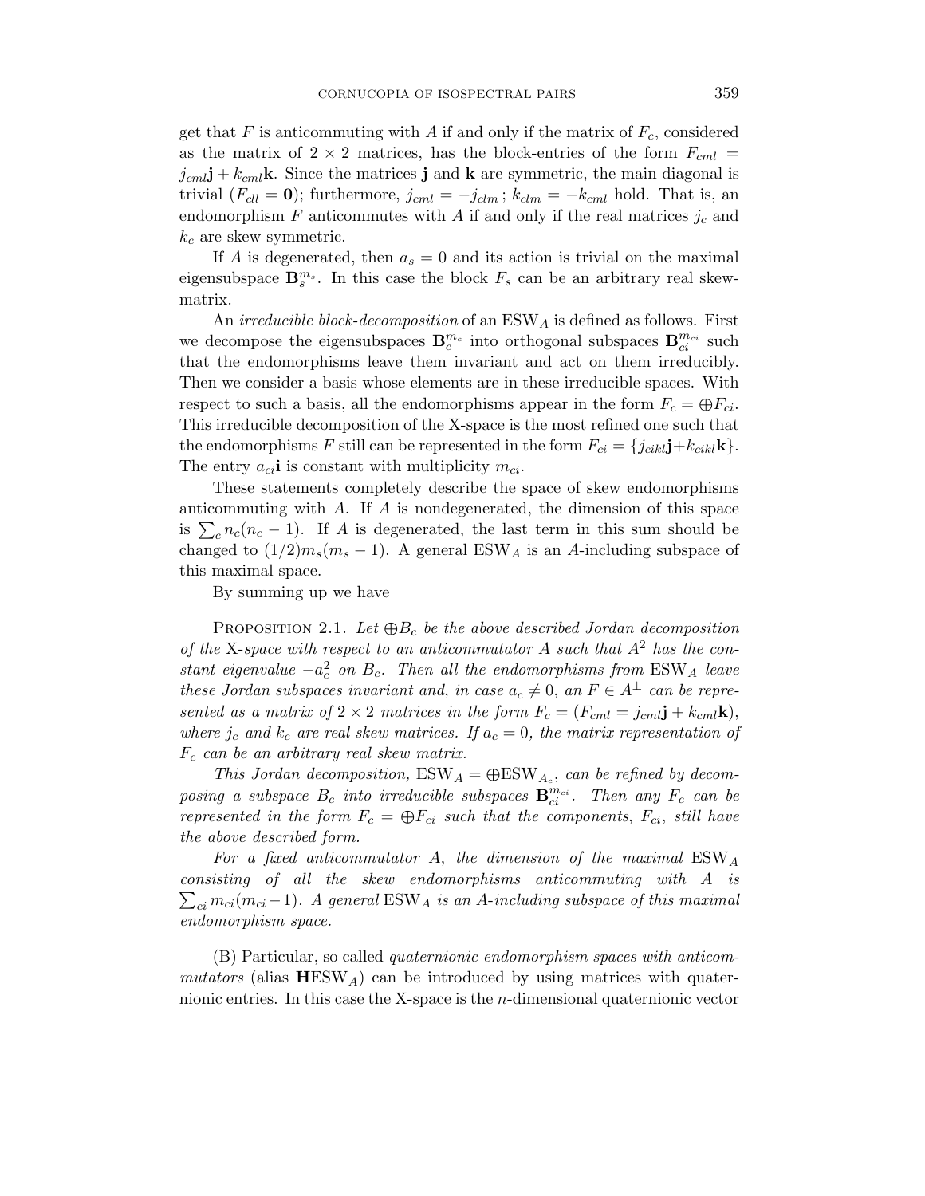get that $F$ is anticommuting with $A$ if and only if the matrix of $F_c$, considered as the matrix of $2 \times 2$ matrices, has the block-entries of the form $F_{cml} = j_{cml}\mathbf{j} + k_{cml}\mathbf{k}$. Since the matrices $\mathbf{j}$ and $\mathbf{k}$ are symmetric, the main diagonal is trivial ($F_{cll} = \mathbf{0}$); furthermore, $j_{cml} = -j_{clm}$ ; $k_{clm} = -k_{cml}$ hold. That is, an endomorphism $F$ anticommutes with $A$ if and only if the real matrices $j_c$ and $k_c$ are skew symmetric.

If $A$ is degenerated, then $a_s = 0$ and its action is trivial on the maximal eigensubspace $\mathbf{B}_s^{m_s}$. In this case the block $F_s$ can be an arbitrary real skew-matrix.

An *irreducible block-decomposition* of an $\mathrm{ESW}_A$ is defined as follows. First we decompose the eigensubspaces $\mathbf{B}_c^{m_c}$ into orthogonal subspaces $\mathbf{B}_{ci}^{m_{ci}}$ such that the endomorphisms leave them invariant and act on them irreducibly. Then we consider a basis whose elements are in these irreducible spaces. With respect to such a basis, all the endomorphisms appear in the form $F_c = \oplus F_{ci}$. This irreducible decomposition of the X-space is the most refined one such that the endomorphisms $F$ still can be represented in the form $F_{ci} = \{j_{cikl}\mathbf{j}+k_{cikl}\mathbf{k}\}$. The entry $a_{ci}\mathbf{i}$ is constant with multiplicity $m_{ci}$.

These statements completely describe the space of skew endomorphisms anticommuting with $A$. If $A$ is nondegenerated, the dimension of this space is $\sum_c n_c(n_c - 1)$. If $A$ is degenerated, the last term in this sum should be changed to $(1/2)m_s(m_s - 1)$. A general $\mathrm{ESW}_A$ is an $A$-including subspace of this maximal space.

By summing up we have

Proposition 2.1. *Let $\oplus B_c$ be the above described Jordan decomposition of the* X*-space with respect to an anticommutator $A$ such that $A^2$ has the constant eigenvalue $-a_c^2$ on $B_c$. Then all the endomorphisms from* $\mathrm{ESW}_A$ *leave these Jordan subspaces invariant and, in case $a_c \neq 0$, an $F \in A^\perp$ can be represented as a matrix of $2 \times 2$ matrices in the form $F_c = (F_{cml} = j_{cml}\mathbf{j} + k_{cml}\mathbf{k})$, where $j_c$ and $k_c$ are real skew matrices. If $a_c = 0$, the matrix representation of $F_c$ can be an arbitrary real skew matrix.*

*This Jordan decomposition,* $\mathrm{ESW}_A = \oplus \mathrm{ESW}_{A_c}$, *can be refined by decomposing a subspace $B_c$ into irreducible subspaces $\mathbf{B}_{ci}^{m_{ci}}$. Then any $F_c$ can be represented in the form $F_c = \oplus F_{ci}$ such that the components, $F_{ci}$, still have the above described form.*

*For a fixed anticommutator $A$, the dimension of the maximal* $\mathrm{ESW}_A$ *consisting of all the skew endomorphisms anticommuting with $A$ is $\sum_{ci} m_{ci}(m_{ci}-1)$. A general* $\mathrm{ESW}_A$ *is an $A$-including subspace of this maximal endomorphism space.*

(B) Particular, so called *quaternionic endomorphism spaces with anticommutators* (alias $\mathbf{H}\mathrm{ESW}_A$) can be introduced by using matrices with quaternionic entries. In this case the X-space is the $n$-dimensional quaternionic vector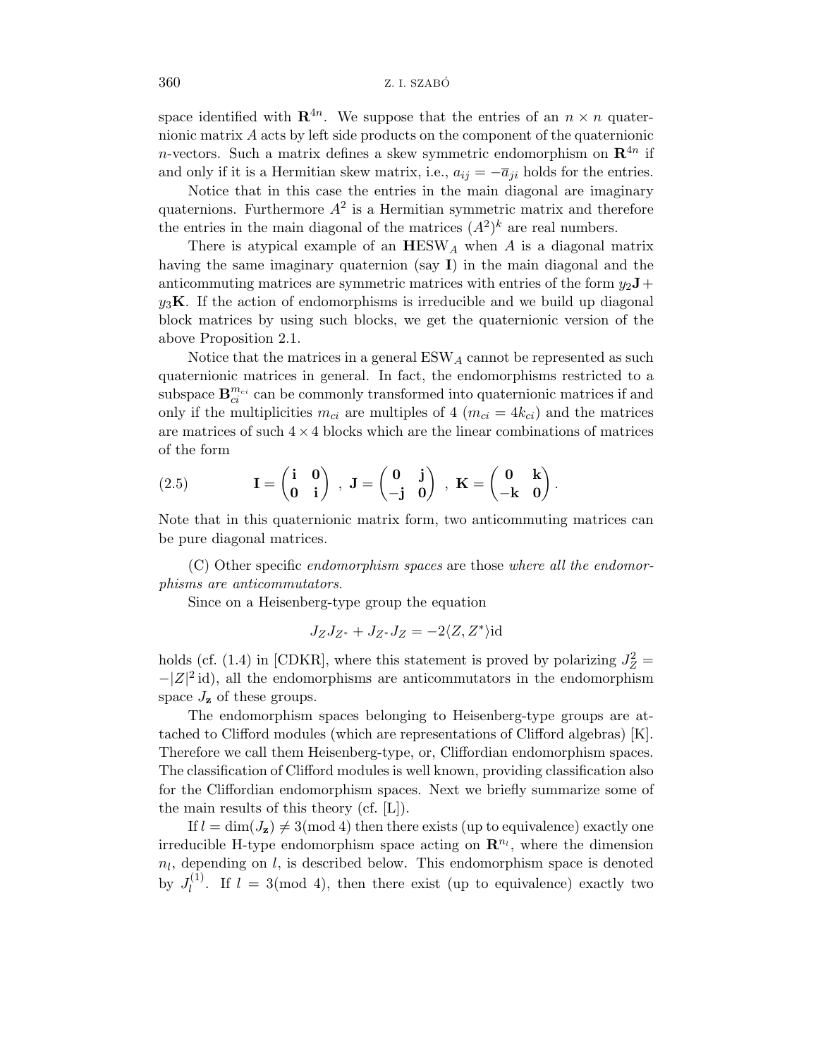space identified with $\mathbf{R}^{4n}$. We suppose that the entries of an $n \times n$ quaternionic matrix $A$ acts by left side products on the component of the quaternionic $n$-vectors. Such a matrix defines a skew symmetric endomorphism on $\mathbf{R}^{4n}$ if and only if it is a Hermitian skew matrix, i.e., $a_{ij} = -\overline{a}_{ji}$ holds for the entries.

Notice that in this case the entries in the main diagonal are imaginary quaternions. Furthermore $A^2$ is a Hermitian symmetric matrix and therefore the entries in the main diagonal of the matrices $(A^2)^k$ are real numbers.

There is atypical example of an $\mathbf{H}\mathrm{ESW}_A$ when $A$ is a diagonal matrix having the same imaginary quaternion (say $\mathbf{I}$) in the main diagonal and the anticommuting matrices are symmetric matrices with entries of the form $y_2\mathbf{J} + y_3\mathbf{K}$. If the action of endomorphisms is irreducible and we build up diagonal block matrices by using such blocks, we get the quaternionic version of the above Proposition 2.1.

Notice that the matrices in a general $\mathrm{ESW}_A$ cannot be represented as such quaternionic matrices in general. In fact, the endomorphisms restricted to a subspace $\mathbf{B}_{ci}^{m_{ci}}$ can be commonly transformed into quaternionic matrices if and only if the multiplicities $m_{ci}$ are multiples of 4 ($m_{ci} = 4k_{ci}$) and the matrices are matrices of such $4 \times 4$ blocks which are the linear combinations of matrices of the form

$$\mathbf{I} = \begin{pmatrix} \mathbf{i} & \mathbf{0} \\ \mathbf{0} & \mathbf{i} \end{pmatrix}\ ,\ \mathbf{J} = \begin{pmatrix} \mathbf{0} & \mathbf{j} \\ -\mathbf{j} & \mathbf{0} \end{pmatrix}\ ,\ \mathbf{K} = \begin{pmatrix} \mathbf{0} & \mathbf{k} \\ -\mathbf{k} & \mathbf{0} \end{pmatrix}. \tag{2.5}$$

Note that in this quaternionic matrix form, two anticommuting matrices can be pure diagonal matrices.

(C) Other specific *endomorphism spaces* are those *where all the endomorphisms are anticommutators*.

Since on a Heisenberg-type group the equation

$$J_Z J_{Z^*} + J_{Z^*} J_Z = -2\langle Z, Z^*\rangle \mathrm{id}$$

holds (cf. (1.4) in [CDKR], where this statement is proved by polarizing $J_Z^2 = -|Z|^2\,\mathrm{id}$), all the endomorphisms are anticommutators in the endomorphism space $J_{\mathbf{z}}$ of these groups.

The endomorphism spaces belonging to Heisenberg-type groups are attached to Clifford modules (which are representations of Clifford algebras) [K]. Therefore we call them Heisenberg-type, or, Cliffordian endomorphism spaces. The classification of Clifford modules is well known, providing classification also for the Cliffordian endomorphism spaces. Next we briefly summarize some of the main results of this theory (cf. [L]).

If $l = \dim(J_{\mathbf{z}}) \neq 3(\mathrm{mod}\ 4)$ then there exists (up to equivalence) exactly one irreducible H-type endomorphism space acting on $\mathbf{R}^{n_l}$, where the dimension $n_l$, depending on $l$, is described below. This endomorphism space is denoted by $J_l^{(1)}$. If $l = 3(\mathrm{mod}\ 4)$, then there exist (up to equivalence) exactly two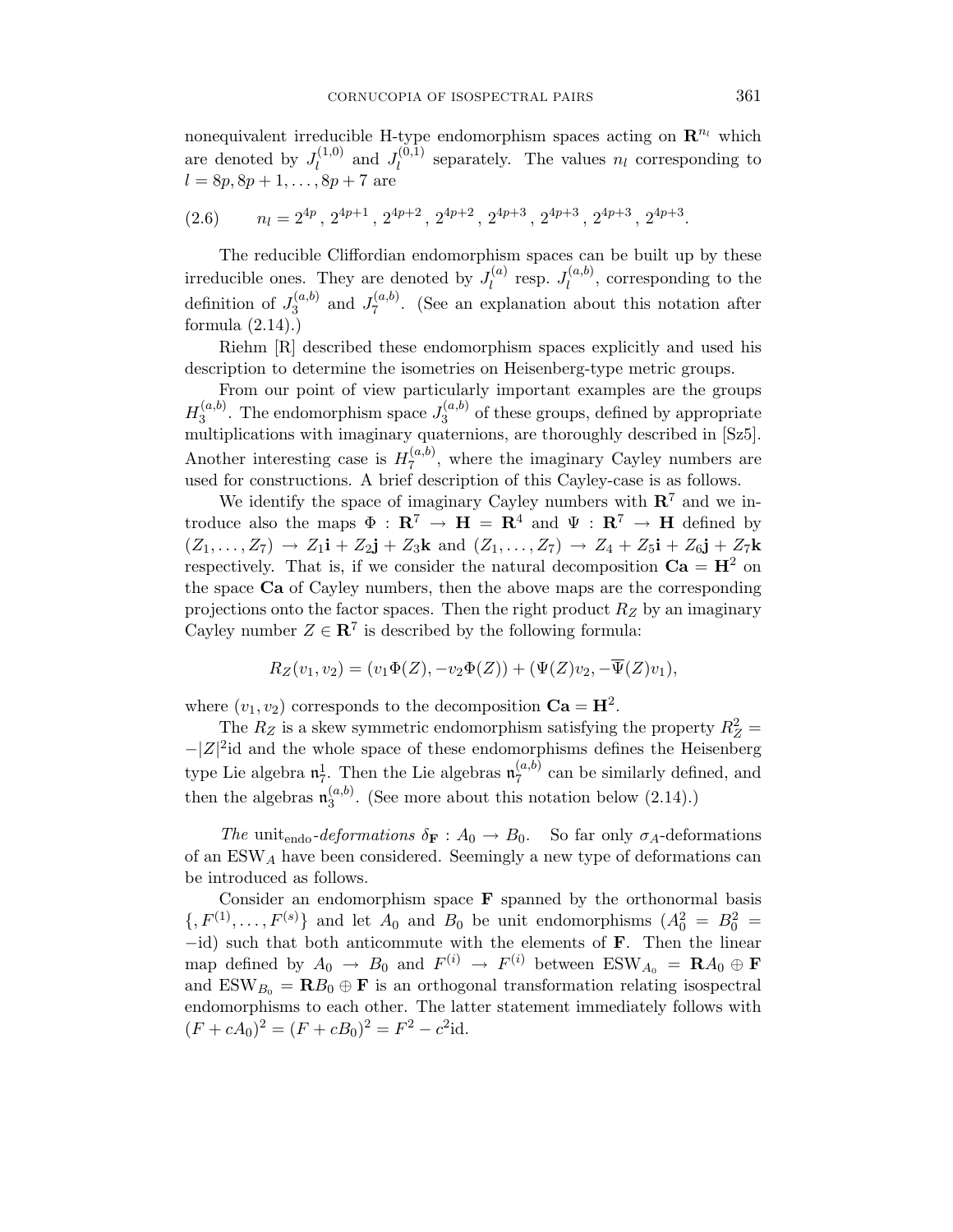nonequivalent irreducible H-type endomorphism spaces acting on $\mathbf{R}^{n_l}$ which are denoted by $J_l^{(1,0)}$ and $J_l^{(0,1)}$ separately. The values $n_l$ corresponding to $l = 8p, 8p+1, \ldots, 8p+7$ are

$$n_l = 2^{4p}\,,\ 2^{4p+1}\,,\ 2^{4p+2}\,,\ 2^{4p+2}\,,\ 2^{4p+3}\,,\ 2^{4p+3}\,,\ 2^{4p+3}\,,\ 2^{4p+3}. \tag{2.6}$$

The reducible Cliffordian endomorphism spaces can be built up by these irreducible ones. They are denoted by $J_l^{(a)}$ resp. $J_l^{(a,b)}$, corresponding to the definition of $J_3^{(a,b)}$ and $J_7^{(a,b)}$. (See an explanation about this notation after formula (2.14).)

Riehm [R] described these endomorphism spaces explicitly and used his description to determine the isometries on Heisenberg-type metric groups.

From our point of view particularly important examples are the groups $H_3^{(a,b)}$. The endomorphism space $J_3^{(a,b)}$ of these groups, defined by appropriate multiplications with imaginary quaternions, are thoroughly described in [Sz5]. Another interesting case is $H_7^{(a,b)}$, where the imaginary Cayley numbers are used for constructions. A brief description of this Cayley-case is as follows.

We identify the space of imaginary Cayley numbers with $\mathbf{R}^7$ and we introduce also the maps $\Phi : \mathbf{R}^7 \to \mathbf{H} = \mathbf{R}^4$ and $\Psi : \mathbf{R}^7 \to \mathbf{H}$ defined by $(Z_1, \ldots, Z_7) \to Z_1\mathbf{i} + Z_2\mathbf{j} + Z_3\mathbf{k}$ and $(Z_1, \ldots, Z_7) \to Z_4 + Z_5\mathbf{i} + Z_6\mathbf{j} + Z_7\mathbf{k}$ respectively. That is, if we consider the natural decomposition $\mathbf{Ca} = \mathbf{H}^2$ on the space $\mathbf{Ca}$ of Cayley numbers, then the above maps are the corresponding projections onto the factor spaces. Then the right product $R_Z$ by an imaginary Cayley number $Z \in \mathbf{R}^7$ is described by the following formula:

$$R_Z(v_1, v_2) = (v_1\Phi(Z), -v_2\Phi(Z)) + (\Psi(Z)v_2, -\overline{\Psi}(Z)v_1),$$

where $(v_1, v_2)$ corresponds to the decomposition $\mathbf{Ca} = \mathbf{H}^2$.

The $R_Z$ is a skew symmetric endomorphism satisfying the property $R_Z^2 = -|Z|^2\mathrm{id}$ and the whole space of these endomorphisms defines the Heisenberg type Lie algebra $\mathfrak{n}_7^1$. Then the Lie algebras $\mathfrak{n}_7^{(a,b)}$ can be similarly defined, and then the algebras $\mathfrak{n}_3^{(a,b)}$. (See more about this notation below (2.14).)

*The* $\mathrm{unit}_{\mathrm{endo}}$*-deformations* $\delta_{\mathbf{F}} : A_0 \to B_0$. So far only $\sigma_A$-deformations of an $\mathrm{ESW}_A$ have been considered. Seemingly a new type of deformations can be introduced as follows.

Consider an endomorphism space $\mathbf{F}$ spanned by the orthonormal basis $\{, F^{(1)}, \ldots, F^{(s)}\}$ and let $A_0$ and $B_0$ be unit endomorphisms ($A_0^2 = B_0^2 = -\mathrm{id}$) such that both anticommute with the elements of $\mathbf{F}$. Then the linear map defined by $A_0 \to B_0$ and $F^{(i)} \to F^{(i)}$ between $\mathrm{ESW}_{A_0} = \mathbf{R}A_0 \oplus \mathbf{F}$ and $\mathrm{ESW}_{B_0} = \mathbf{R}B_0 \oplus \mathbf{F}$ is an orthogonal transformation relating isospectral endomorphisms to each other. The latter statement immediately follows with $(F + cA_0)^2 = (F + cB_0)^2 = F^2 - c^2\mathrm{id}$.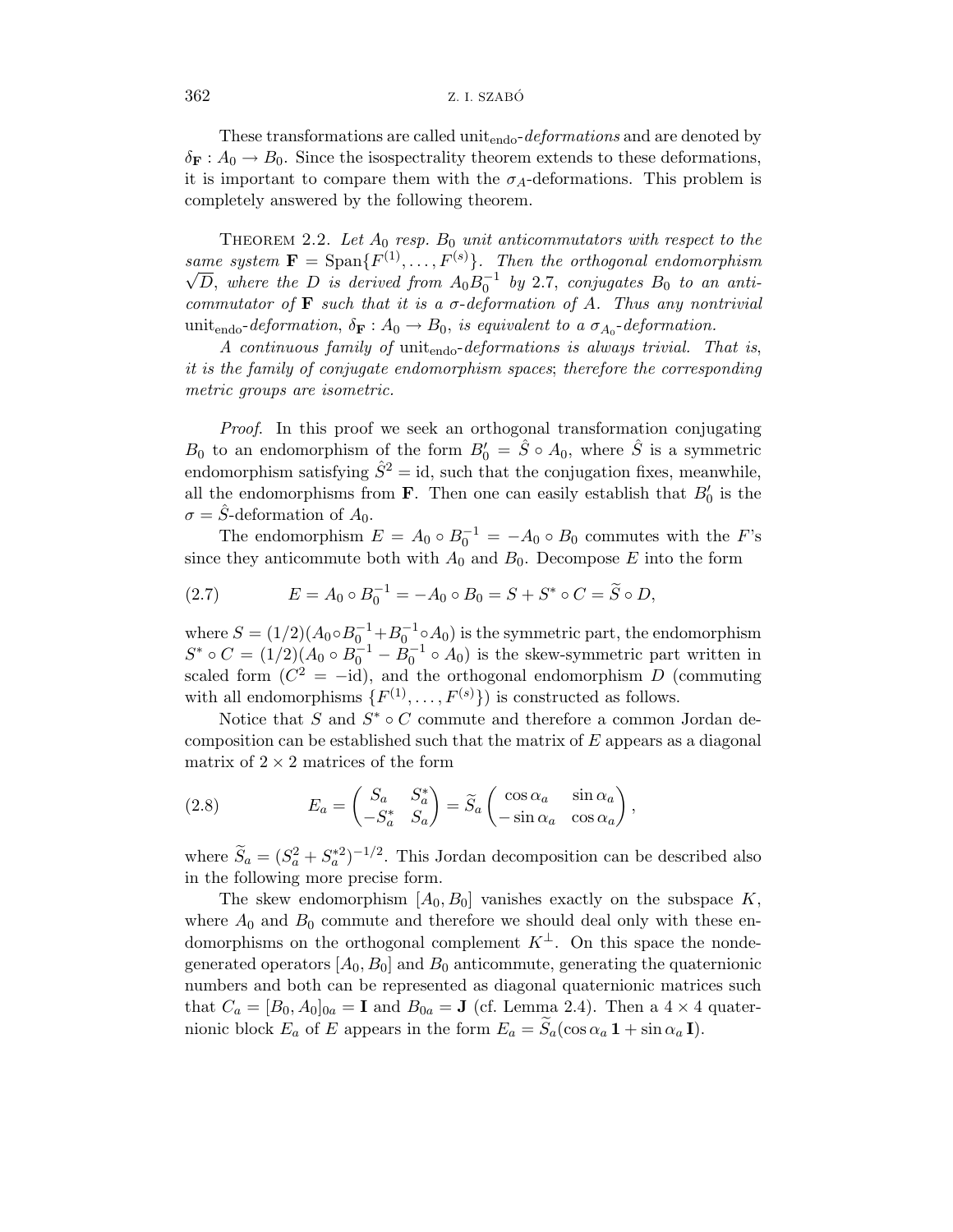These transformations are called $\mathrm{unit}_{\mathrm{endo}}$-*deformations* and are denoted by $\delta_{\mathbf{F}} : A_0 \to B_0$. Since the isospectrality theorem extends to these deformations, it is important to compare them with the $\sigma_A$-deformations. This problem is completely answered by the following theorem.

Theorem 2.2. *Let $A_0$ resp. $B_0$ unit anticommutators with respect to the same system $\mathbf{F} = \mathrm{Span}\{F^{(1)}, \dots, F^{(s)}\}$. Then the orthogonal endomorphism $\sqrt{D}$, where the $D$ is derived from $A_0 B_0^{-1}$ by 2.7, conjugates $B_0$ to an anticommutator of $\mathbf{F}$ such that it is a $\sigma$-deformation of $A$. Thus any nontrivial $\mathrm{unit}_{\mathrm{endo}}$-deformation, $\delta_{\mathbf{F}} : A_0 \to B_0$, is equivalent to a $\sigma_{A_0}$-deformation.*

*A continuous family of $\mathrm{unit}_{\mathrm{endo}}$-deformations is always trivial. That is, it is the family of conjugate endomorphism spaces; therefore the corresponding metric groups are isometric.*

*Proof.* In this proof we seek an orthogonal transformation conjugating $B_0$ to an endomorphism of the form $B_0' = \hat{S} \circ A_0$, where $\hat{S}$ is a symmetric endomorphism satisfying $\hat{S}^2 = \mathrm{id}$, such that the conjugation fixes, meanwhile, all the endomorphisms from $\mathbf{F}$. Then one can easily establish that $B_0'$ is the $\sigma = \hat{S}$-deformation of $A_0$.

The endomorphism $E = A_0 \circ B_0^{-1} = -A_0 \circ B_0$ commutes with the $F$'s since they anticommute both with $A_0$ and $B_0$. Decompose $E$ into the form

$$E = A_0 \circ B_0^{-1} = -A_0 \circ B_0 = S + S^* \circ C = \widetilde{S} \circ D, \tag{2.7}$$

where $S = (1/2)(A_0 \circ B_0^{-1} + B_0^{-1} \circ A_0)$ is the symmetric part, the endomorphism $S^* \circ C = (1/2)(A_0 \circ B_0^{-1} - B_0^{-1} \circ A_0)$ is the skew-symmetric part written in scaled form ($C^2 = -\mathrm{id}$), and the orthogonal endomorphism $D$ (commuting with all endomorphisms $\{F^{(1)}, \dots, F^{(s)}\}$) is constructed as follows.

Notice that $S$ and $S^* \circ C$ commute and therefore a common Jordan decomposition can be established such that the matrix of $E$ appears as a diagonal matrix of $2 \times 2$ matrices of the form

$$E_a = \begin{pmatrix} S_a & S_a^* \\ -S_a^* & S_a \end{pmatrix} = \widetilde{S}_a \begin{pmatrix} \cos\alpha_a & \sin\alpha_a \\ -\sin\alpha_a & \cos\alpha_a \end{pmatrix}, \tag{2.8}$$

where $\widetilde{S}_a = (S_a^2 + S_a^{*2})^{-1/2}$. This Jordan decomposition can be described also in the following more precise form.

The skew endomorphism $[A_0, B_0]$ vanishes exactly on the subspace $K$, where $A_0$ and $B_0$ commute and therefore we should deal only with these endomorphisms on the orthogonal complement $K^\perp$. On this space the nondegenerated operators $[A_0, B_0]$ and $B_0$ anticommute, generating the quaternionic numbers and both can be represented as diagonal quaternionic matrices such that $C_a = [B_0, A_0]_{0a} = \mathbf{I}$ and $B_{0a} = \mathbf{J}$ (cf. Lemma 2.4). Then a $4 \times 4$ quaternionic block $E_a$ of $E$ appears in the form $E_a = \widetilde{S}_a(\cos\alpha_a \mathbf{1} + \sin\alpha_a \mathbf{I})$.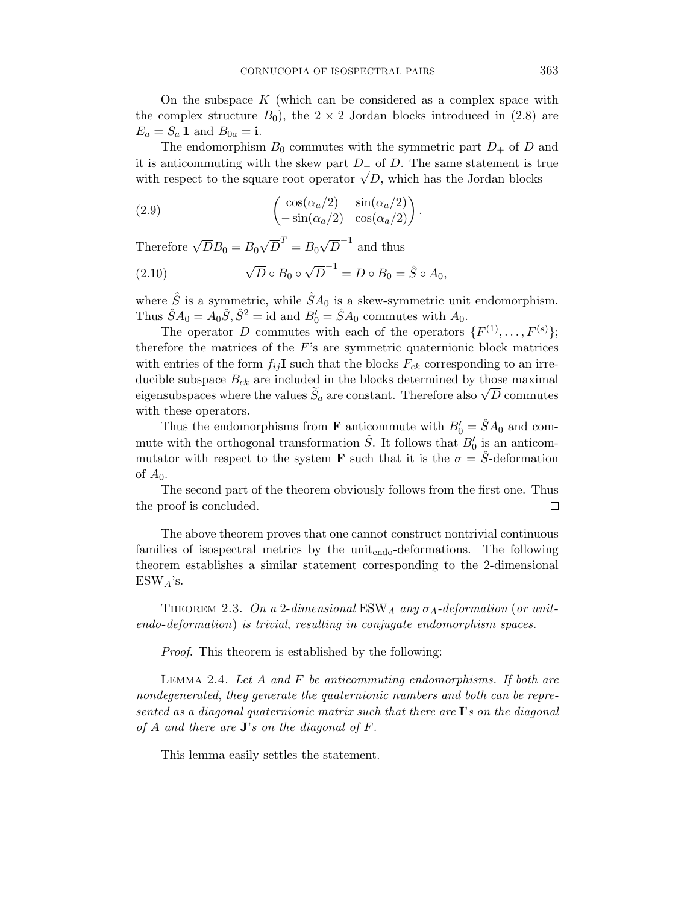On the subspace $K$ (which can be considered as a complex space with the complex structure $B_0$), the $2 \times 2$ Jordan blocks introduced in (2.8) are $E_a = S_a \mathbf{1}$ and $B_{0a} = \mathbf{i}$.

The endomorphism $B_0$ commutes with the symmetric part $D_+$ of $D$ and it is anticommuting with the skew part $D_-$ of $D$. The same statement is true with respect to the square root operator $\sqrt{D}$, which has the Jordan blocks

$$
\begin{pmatrix} \cos(\alpha_a/2) & \sin(\alpha_a/2) \\ -\sin(\alpha_a/2) & \cos(\alpha_a/2) \end{pmatrix}. \tag{2.9}
$$

Therefore $\sqrt{D}B_0 = B_0\sqrt{D}^T = B_0\sqrt{D}^{-1}$ and thus

$$
\sqrt{D} \circ B_0 \circ \sqrt{D}^{-1} = D \circ B_0 = \hat{S} \circ A_0, \tag{2.10}
$$

where $\hat{S}$ is a symmetric, while $\hat{S}A_0$ is a skew-symmetric unit endomorphism. Thus $\hat{S}A_0 = A_0\hat{S}, \hat{S}^2 = \mathrm{id}$ and $B_0' = \hat{S}A_0$ commutes with $A_0$.

The operator $D$ commutes with each of the operators $\{F^{(1)}, \dots, F^{(s)}\}$; therefore the matrices of the $F$'s are symmetric quaternionic block matrices with entries of the form $f_{ij}\mathbf{I}$ such that the blocks $F_{ck}$ corresponding to an irreducible subspace $B_{ck}$ are included in the blocks determined by those maximal eigensubspaces where the values $\widetilde{S}_a$ are constant. Therefore also $\sqrt{D}$ commutes with these operators.

Thus the endomorphisms from $\mathbf{F}$ anticommute with $B_0' = \hat{S}A_0$ and commute with the orthogonal transformation $\hat{S}$. It follows that $B_0'$ is an anticommutator with respect to the system $\mathbf{F}$ such that it is the $\sigma = \hat{S}$-deformation of $A_0$.

The second part of the theorem obviously follows from the first one. Thus the proof is concluded. $\square$

The above theorem proves that one cannot construct nontrivial continuous families of isospectral metrics by the $\mathrm{unit}_{\mathrm{endo}}$-deformations. The following theorem establishes a similar statement corresponding to the 2-dimensional $\mathrm{ESW}_A$'s.

THEOREM 2.3. *On a 2-dimensional* $\mathrm{ESW}_A$ *any* $\sigma_A$*-deformation* (*or unit-endo-deformation*) *is trivial*, *resulting in conjugate endomorphism spaces.*

*Proof*. This theorem is established by the following:

LEMMA 2.4. *Let $A$ and $F$ be anticommuting endomorphisms. If both are nondegenerated, they generate the quaternionic numbers and both can be represented as a diagonal quaternionic matrix such that there are* $\mathbf{I}$*'s on the diagonal of $A$ and there are* $\mathbf{J}$*'s on the diagonal of $F$.*

This lemma easily settles the statement.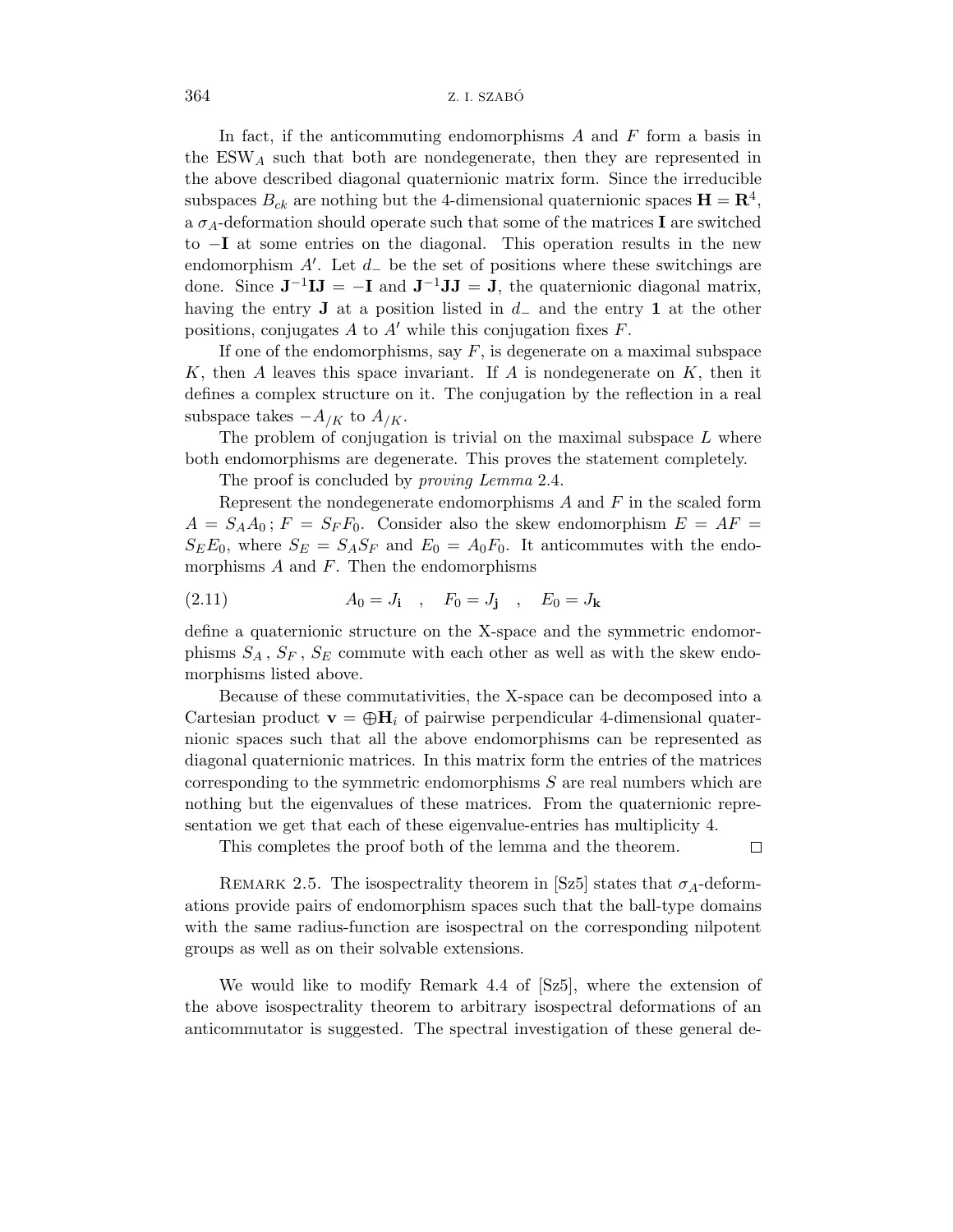In fact, if the anticommuting endomorphisms $A$ and $F$ form a basis in the $\mathrm{ESW}_A$ such that both are nondegenerate, then they are represented in the above described diagonal quaternionic matrix form. Since the irreducible subspaces $B_{ck}$ are nothing but the 4-dimensional quaternionic spaces $\mathbf{H} = \mathbf{R}^4$, a $\sigma_A$-deformation should operate such that some of the matrices $\mathbf{I}$ are switched to $-\mathbf{I}$ at some entries on the diagonal. This operation results in the new endomorphism $A'$. Let $d_-$ be the set of positions where these switchings are done. Since $\mathbf{J}^{-1}\mathbf{I}\mathbf{J} = -\mathbf{I}$ and $\mathbf{J}^{-1}\mathbf{J}\mathbf{J} = \mathbf{J}$, the quaternionic diagonal matrix, having the entry $\mathbf{J}$ at a position listed in $d_-$ and the entry $\mathbf{1}$ at the other positions, conjugates $A$ to $A'$ while this conjugation fixes $F$.

If one of the endomorphisms, say $F$, is degenerate on a maximal subspace $K$, then $A$ leaves this space invariant. If $A$ is nondegenerate on $K$, then it defines a complex structure on it. The conjugation by the reflection in a real subspace takes $-A_{/K}$ to $A_{/K}$.

The problem of conjugation is trivial on the maximal subspace $L$ where both endomorphisms are degenerate. This proves the statement completely.

The proof is concluded by *proving Lemma* 2.4.

Represent the nondegenerate endomorphisms $A$ and $F$ in the scaled form $A = S_A A_0$; $F = S_F F_0$. Consider also the skew endomorphism $E = AF = S_E E_0$, where $S_E = S_A S_F$ and $E_0 = A_0 F_0$. It anticommutes with the endomorphisms $A$ and $F$. Then the endomorphisms

$$A_0 = J_{\mathbf{i}} \quad , \quad F_0 = J_{\mathbf{j}} \quad , \quad E_0 = J_{\mathbf{k}} \tag{2.11}$$

define a quaternionic structure on the X-space and the symmetric endomorphisms $S_A$, $S_F$, $S_E$ commute with each other as well as with the skew endomorphisms listed above.

Because of these commutativities, the X-space can be decomposed into a Cartesian product $\mathbf{v} = \oplus \mathbf{H}_i$ of pairwise perpendicular 4-dimensional quaternionic spaces such that all the above endomorphisms can be represented as diagonal quaternionic matrices. In this matrix form the entries of the matrices corresponding to the symmetric endomorphisms $S$ are real numbers which are nothing but the eigenvalues of these matrices. From the quaternionic representation we get that each of these eigenvalue-entries has multiplicity 4.

This completes the proof both of the lemma and the theorem. □

Remark 2.5. The isospectrality theorem in [Sz5] states that $\sigma_A$-deformations provide pairs of endomorphism spaces such that the ball-type domains with the same radius-function are isospectral on the corresponding nilpotent groups as well as on their solvable extensions.

We would like to modify Remark 4.4 of [Sz5], where the extension of the above isospectrality theorem to arbitrary isospectral deformations of an anticommutator is suggested. The spectral investigation of these general de-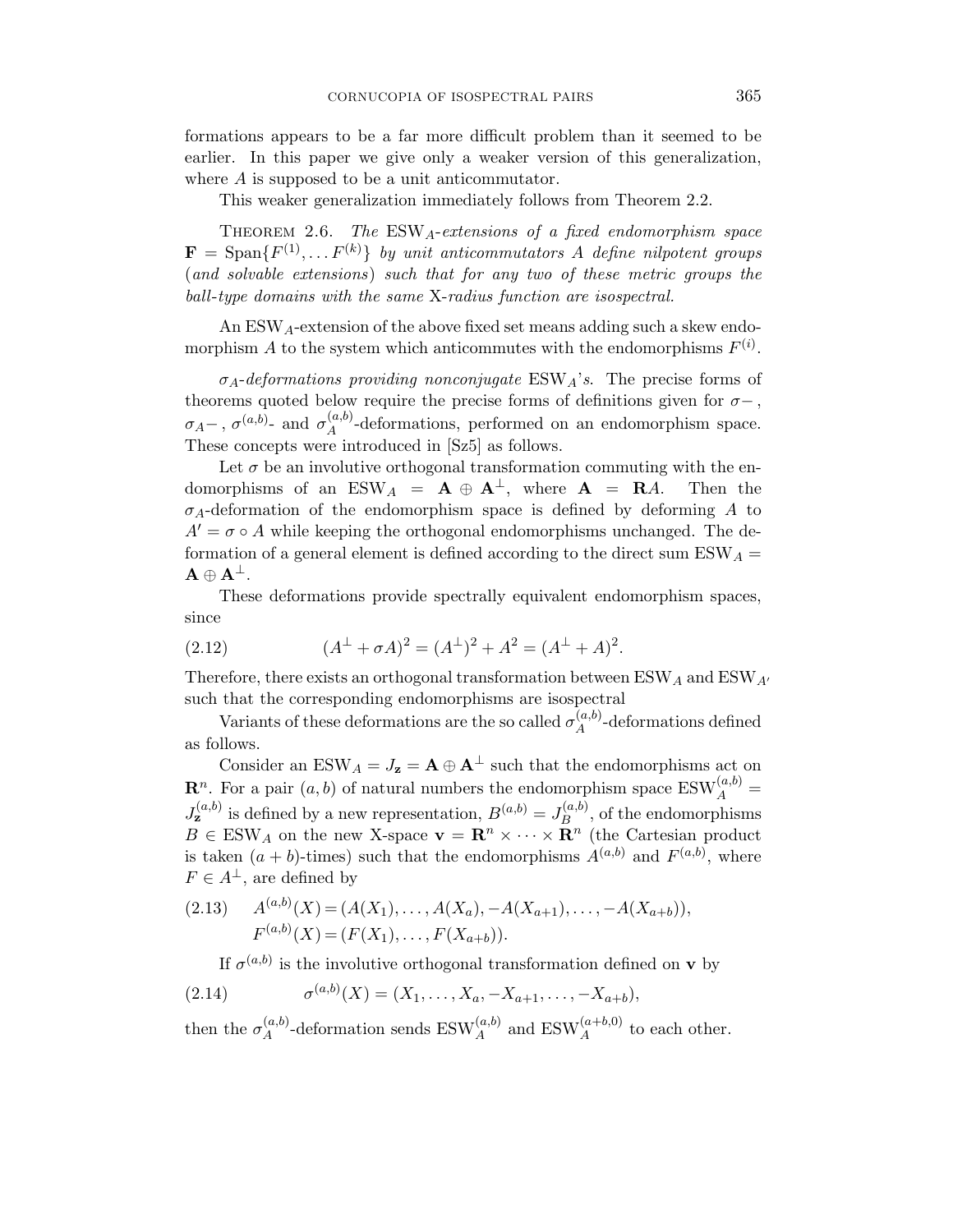formations appears to be a far more difficult problem than it seemed to be earlier. In this paper we give only a weaker version of this generalization, where $A$ is supposed to be a unit anticommutator.

This weaker generalization immediately follows from Theorem 2.2.

Theorem 2.6. *The* $\mathrm{ESW}_A$*-extensions of a fixed endomorphism space* $\mathbf{F} = \mathrm{Span}\{F^{(1)}, \dots F^{(k)}\}$ *by unit anticommutators* $A$ *define nilpotent groups* (*and solvable extensions*) *such that for any two of these metric groups the ball-type domains with the same* X*-radius function are isospectral.*

An $\mathrm{ESW}_A$-extension of the above fixed set means adding such a skew endomorphism $A$ to the system which anticommutes with the endomorphisms $F^{(i)}$.

*$\sigma_A$-deformations providing nonconjugate* $\mathrm{ESW}_A$*'s.* The precise forms of theorems quoted below require the precise forms of definitions given for $\sigma-$, $\sigma_A-$, $\sigma^{(a,b)}$- and $\sigma_A^{(a,b)}$-deformations, performed on an endomorphism space. These concepts were introduced in [Sz5] as follows.

Let $\sigma$ be an involutive orthogonal transformation commuting with the endomorphisms of an $\mathrm{ESW}_A = \mathbf{A} \oplus \mathbf{A}^\perp$, where $\mathbf{A} = \mathbf{R}A$. Then the $\sigma_A$-deformation of the endomorphism space is defined by deforming $A$ to $A' = \sigma \circ A$ while keeping the orthogonal endomorphisms unchanged. The deformation of a general element is defined according to the direct sum $\mathrm{ESW}_A = \mathbf{A} \oplus \mathbf{A}^\perp$.

These deformations provide spectrally equivalent endomorphism spaces, since

$$(A^\perp + \sigma A)^2 = (A^\perp)^2 + A^2 = (A^\perp + A)^2. \tag{2.12}$$

Therefore, there exists an orthogonal transformation between $\mathrm{ESW}_A$ and $\mathrm{ESW}_{A'}$ such that the corresponding endomorphisms are isospectral

Variants of these deformations are the so called $\sigma_A^{(a,b)}$-deformations defined as follows.

Consider an $\mathrm{ESW}_A = J_{\mathbf{z}} = \mathbf{A} \oplus \mathbf{A}^\perp$ such that the endomorphisms act on $\mathbf{R}^n$. For a pair $(a,b)$ of natural numbers the endomorphism space $\mathrm{ESW}_A^{(a,b)} = J_{\mathbf{z}}^{(a,b)}$ is defined by a new representation, $B^{(a,b)} = J_B^{(a,b)}$, of the endomorphisms $B \in \mathrm{ESW}_A$ on the new X-space $\mathbf{v} = \mathbf{R}^n \times \cdots \times \mathbf{R}^n$ (the Cartesian product is taken $(a+b)$-times) such that the endomorphisms $A^{(a,b)}$ and $F^{(a,b)}$, where $F \in A^\perp$, are defined by

$$\begin{aligned} A^{(a,b)}(X) &= (A(X_1), \dots, A(X_a), -A(X_{a+1}), \dots, -A(X_{a+b})), \\ F^{(a,b)}(X) &= (F(X_1), \dots, F(X_{a+b})). \end{aligned} \tag{2.13}$$

If $\sigma^{(a,b)}$ is the involutive orthogonal transformation defined on $\mathbf{v}$ by

$$\sigma^{(a,b)}(X) = (X_1, \dots, X_a, -X_{a+1}, \dots, -X_{a+b}), \tag{2.14}$$

then the $\sigma_A^{(a,b)}$-deformation sends $\mathrm{ESW}_A^{(a,b)}$ and $\mathrm{ESW}_A^{(a+b,0)}$ to each other.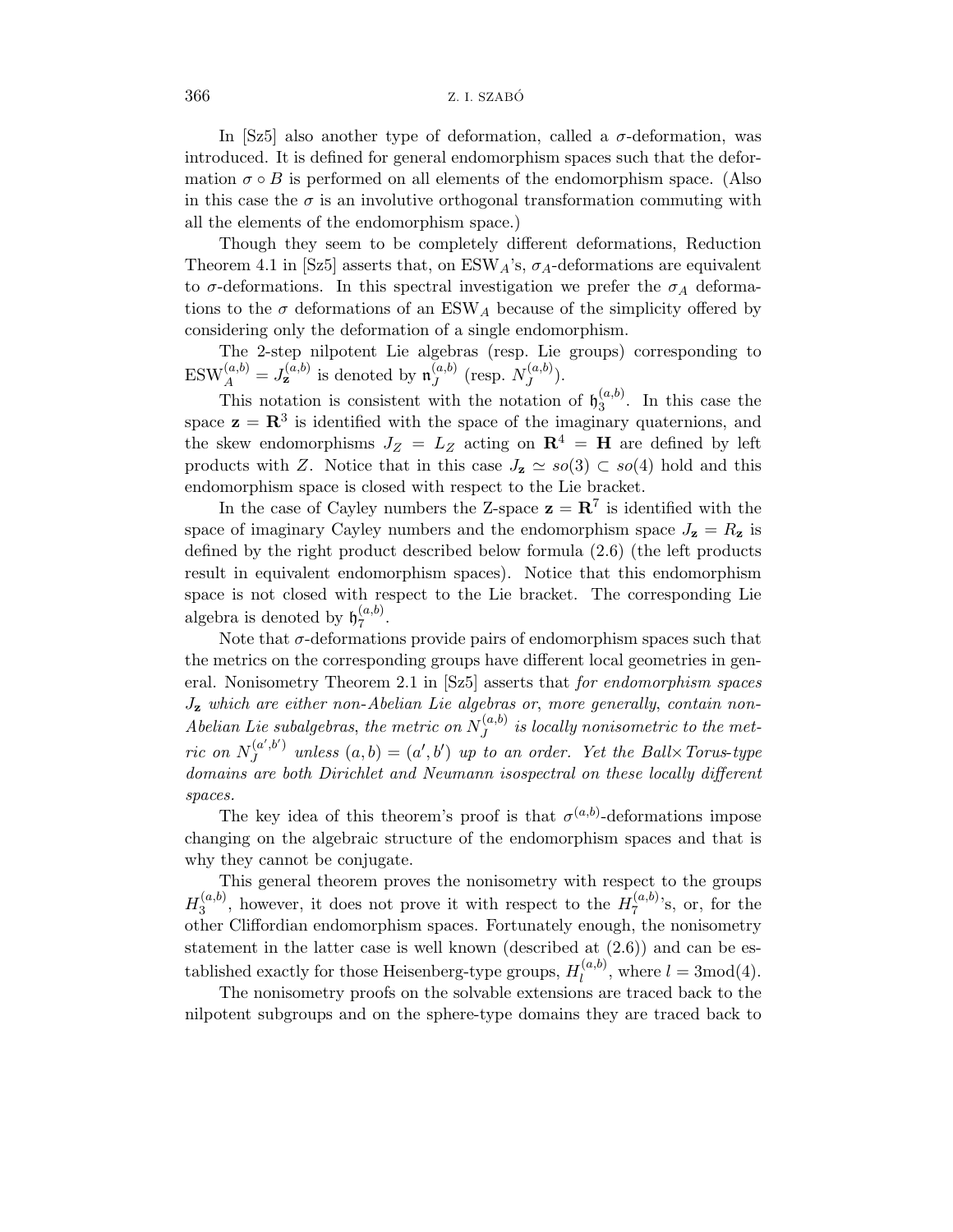In [Sz5] also another type of deformation, called a $\sigma$-deformation, was introduced. It is defined for general endomorphism spaces such that the deformation $\sigma \circ B$ is performed on all elements of the endomorphism space. (Also in this case the $\sigma$ is an involutive orthogonal transformation commuting with all the elements of the endomorphism space.)

Though they seem to be completely different deformations, Reduction Theorem 4.1 in [Sz5] asserts that, on $\mathrm{ESW}_A$'s, $\sigma_A$-deformations are equivalent to $\sigma$-deformations. In this spectral investigation we prefer the $\sigma_A$ deformations to the $\sigma$ deformations of an $\mathrm{ESW}_A$ because of the simplicity offered by considering only the deformation of a single endomorphism.

The 2-step nilpotent Lie algebras (resp. Lie groups) corresponding to $\mathrm{ESW}_A^{(a,b)} = J_{\mathbf{z}}^{(a,b)}$ is denoted by $\mathfrak{n}_J^{(a,b)}$ (resp. $N_J^{(a,b)}$).

This notation is consistent with the notation of $\mathfrak{h}_3^{(a,b)}$. In this case the space $\mathbf{z} = \mathbf{R}^3$ is identified with the space of the imaginary quaternions, and the skew endomorphisms $J_Z = L_Z$ acting on $\mathbf{R}^4 = \mathbf{H}$ are defined by left products with $Z$. Notice that in this case $J_{\mathbf{z}} \simeq so(3) \subset so(4)$ hold and this endomorphism space is closed with respect to the Lie bracket.

In the case of Cayley numbers the Z-space $\mathbf{z} = \mathbf{R}^7$ is identified with the space of imaginary Cayley numbers and the endomorphism space $J_{\mathbf{z}} = R_{\mathbf{z}}$ is defined by the right product described below formula (2.6) (the left products result in equivalent endomorphism spaces). Notice that this endomorphism space is not closed with respect to the Lie bracket. The corresponding Lie algebra is denoted by $\mathfrak{h}_7^{(a,b)}$.

Note that $\sigma$-deformations provide pairs of endomorphism spaces such that the metrics on the corresponding groups have different local geometries in general. Nonisometry Theorem 2.1 in [Sz5] asserts that *for endomorphism spaces $J_{\mathbf{z}}$ which are either non-Abelian Lie algebras or, more generally, contain non-Abelian Lie subalgebras, the metric on $N_J^{(a,b)}$ is locally nonisometric to the metric on $N_J^{(a',b')}$ unless $(a,b) = (a',b')$ up to an order. Yet the Ball$\times$Torus-type domains are both Dirichlet and Neumann isospectral on these locally different spaces.*

The key idea of this theorem's proof is that $\sigma^{(a,b)}$-deformations impose changing on the algebraic structure of the endomorphism spaces and that is why they cannot be conjugate.

This general theorem proves the nonisometry with respect to the groups $H_3^{(a,b)}$, however, it does not prove it with respect to the $H_7^{(a,b)}$'s, or, for the other Cliffordian endomorphism spaces. Fortunately enough, the nonisometry statement in the latter case is well known (described at (2.6)) and can be established exactly for those Heisenberg-type groups, $H_l^{(a,b)}$, where $l = 3\mathrm{mod}(4)$.

The nonisometry proofs on the solvable extensions are traced back to the nilpotent subgroups and on the sphere-type domains they are traced back to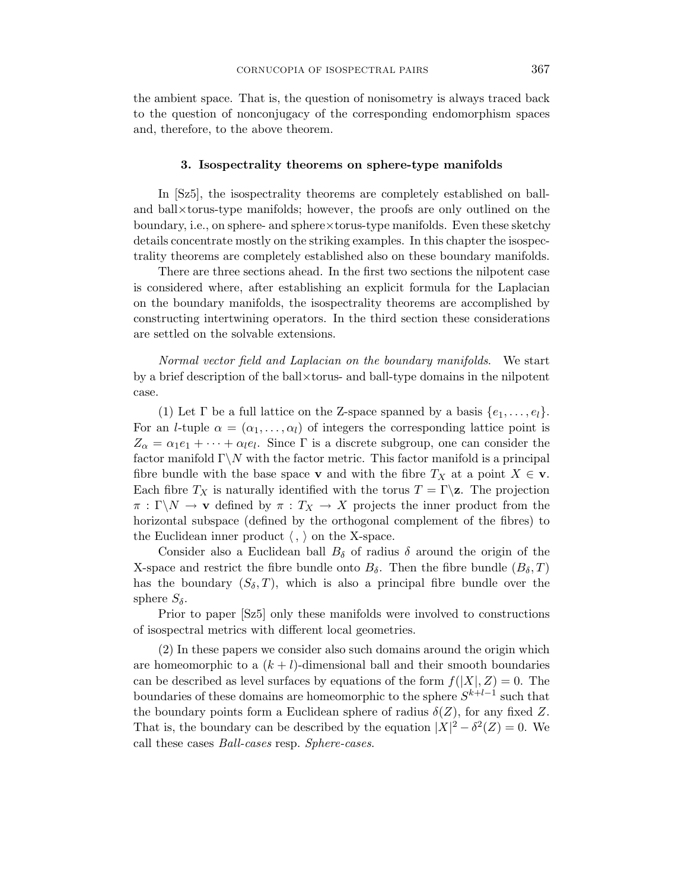the ambient space. That is, the question of nonisometry is always traced back to the question of nonconjugacy of the corresponding endomorphism spaces and, therefore, to the above theorem.

## 3. Isospectrality theorems on sphere-type manifolds

In [Sz5], the isospectrality theorems are completely established on ball- and ball×torus-type manifolds; however, the proofs are only outlined on the boundary, i.e., on sphere- and sphere×torus-type manifolds. Even these sketchy details concentrate mostly on the striking examples. In this chapter the isospectrality theorems are completely established also on these boundary manifolds.

There are three sections ahead. In the first two sections the nilpotent case is considered where, after establishing an explicit formula for the Laplacian on the boundary manifolds, the isospectrality theorems are accomplished by constructing intertwining operators. In the third section these considerations are settled on the solvable extensions.

*Normal vector field and Laplacian on the boundary manifolds.* We start by a brief description of the ball×torus- and ball-type domains in the nilpotent case.

(1) Let $\Gamma$ be a full lattice on the Z-space spanned by a basis $\{e_1, \dots, e_l\}$. For an $l$-tuple $\alpha = (\alpha_1, \dots, \alpha_l)$ of integers the corresponding lattice point is $Z_\alpha = \alpha_1 e_1 + \cdots + \alpha_l e_l$. Since $\Gamma$ is a discrete subgroup, one can consider the factor manifold $\Gamma \backslash N$ with the factor metric. This factor manifold is a principal fibre bundle with the base space $\mathbf{v}$ and with the fibre $T_X$ at a point $X \in \mathbf{v}$. Each fibre $T_X$ is naturally identified with the torus $T = \Gamma \backslash \mathbf{z}$. The projection $\pi : \Gamma \backslash N \to \mathbf{v}$ defined by $\pi : T_X \to X$ projects the inner product from the horizontal subspace (defined by the orthogonal complement of the fibres) to the Euclidean inner product $\langle \, , \, \rangle$ on the X-space.

Consider also a Euclidean ball $B_\delta$ of radius $\delta$ around the origin of the X-space and restrict the fibre bundle onto $B_\delta$. Then the fibre bundle $(B_\delta, T)$ has the boundary $(S_\delta, T)$, which is also a principal fibre bundle over the sphere $S_\delta$.

Prior to paper [Sz5] only these manifolds were involved to constructions of isospectral metrics with different local geometries.

(2) In these papers we consider also such domains around the origin which are homeomorphic to a $(k + l)$-dimensional ball and their smooth boundaries can be described as level surfaces by equations of the form $f(|X|, Z) = 0$. The boundaries of these domains are homeomorphic to the sphere $S^{k+l-1}$ such that the boundary points form a Euclidean sphere of radius $\delta(Z)$, for any fixed $Z$. That is, the boundary can be described by the equation $|X|^2 - \delta^2(Z) = 0$. We call these cases *Ball-cases* resp. *Sphere-cases*.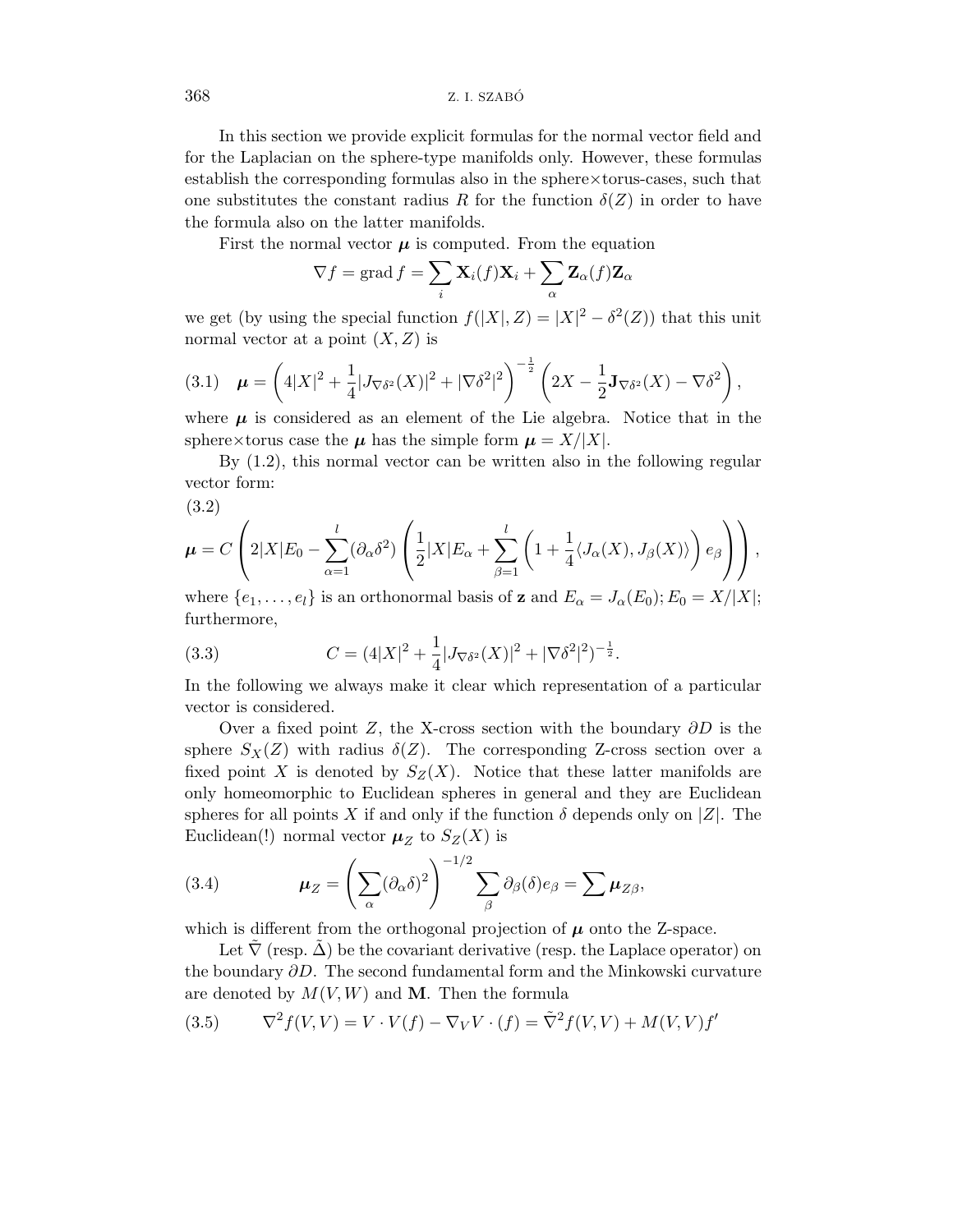In this section we provide explicit formulas for the normal vector field and for the Laplacian on the sphere-type manifolds only. However, these formulas establish the corresponding formulas also in the sphere×torus-cases, such that one substitutes the constant radius $R$ for the function $\delta(Z)$ in order to have the formula also on the latter manifolds.

First the normal vector $\boldsymbol{\mu}$ is computed. From the equation

$$\nabla f = \operatorname{grad} f = \sum_i \mathbf{X}_i(f)\mathbf{X}_i + \sum_\alpha \mathbf{Z}_\alpha(f)\mathbf{Z}_\alpha$$

we get (by using the special function $f(|X|, Z) = |X|^2 - \delta^2(Z)$) that this unit normal vector at a point $(X, Z)$ is

$$\boldsymbol{\mu} = \left(4|X|^2 + \frac{1}{4}|J_{\nabla\delta^2}(X)|^2 + |\nabla\delta^2|^2\right)^{-\frac{1}{2}} \left(2X - \frac{1}{2}\mathbf{J}_{\nabla\delta^2}(X) - \nabla\delta^2\right), \tag{3.1}$$

where $\boldsymbol{\mu}$ is considered as an element of the Lie algebra. Notice that in the sphere×torus case the $\boldsymbol{\mu}$ has the simple form $\boldsymbol{\mu} = X/|X|$.

By (1.2), this normal vector can be written also in the following regular vector form:

$$\boldsymbol{\mu} = C\left(2|X|E_0 - \sum_{\alpha=1}^{l}(\partial_\alpha\delta^2)\left(\frac{1}{2}|X|E_\alpha + \sum_{\beta=1}^{l}\left(1 + \frac{1}{4}\langle J_\alpha(X), J_\beta(X)\rangle\right)e_\beta\right)\right), \tag{3.2}$$

where $\{e_1, \dots, e_l\}$ is an orthonormal basis of $\mathbf{z}$ and $E_\alpha = J_\alpha(E_0); E_0 = X/|X|$; furthermore,

$$C = (4|X|^2 + \frac{1}{4}|J_{\nabla\delta^2}(X)|^2 + |\nabla\delta^2|^2)^{-\frac{1}{2}}. \tag{3.3}$$

In the following we always make it clear which representation of a particular vector is considered.

Over a fixed point $Z$, the X-cross section with the boundary $\partial D$ is the sphere $S_X(Z)$ with radius $\delta(Z)$. The corresponding Z-cross section over a fixed point $X$ is denoted by $S_Z(X)$. Notice that these latter manifolds are only homeomorphic to Euclidean spheres in general and they are Euclidean spheres for all points $X$ if and only if the function $\delta$ depends only on $|Z|$. The Euclidean(!) normal vector $\boldsymbol{\mu}_Z$ to $S_Z(X)$ is

$$\boldsymbol{\mu}_Z = \left(\sum_\alpha(\partial_\alpha\delta)^2\right)^{-1/2}\sum_\beta \partial_\beta(\delta)e_\beta = \sum \boldsymbol{\mu}_{Z\beta}, \tag{3.4}$$

which is different from the orthogonal projection of $\boldsymbol{\mu}$ onto the Z-space.

Let $\tilde{\nabla}$ (resp. $\tilde{\Delta}$) be the covariant derivative (resp. the Laplace operator) on the boundary $\partial D$. The second fundamental form and the Minkowski curvature are denoted by $M(V, W)$ and $\mathbf{M}$. Then the formula

$$\nabla^2 f(V, V) = V \cdot V(f) - \nabla_V V \cdot (f) = \tilde{\nabla}^2 f(V, V) + M(V, V)f' \tag{3.5}$$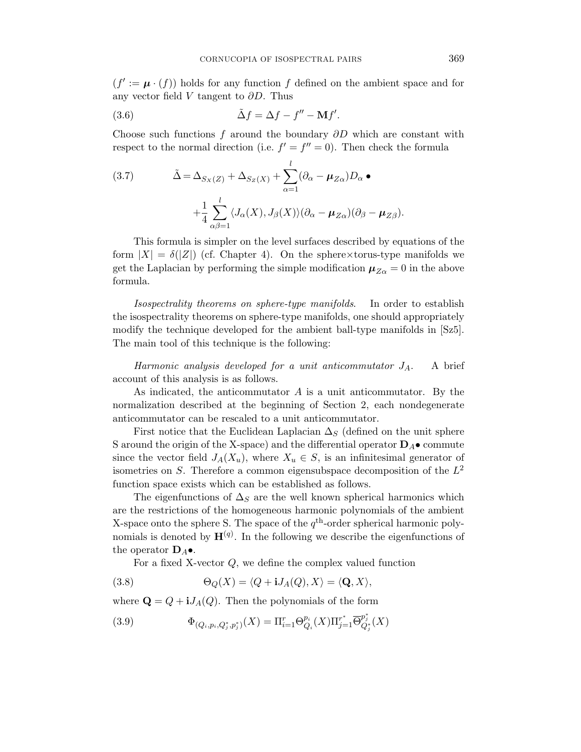($f' := \boldsymbol{\mu} \cdot (f)$) holds for any function $f$ defined on the ambient space and for any vector field $V$ tangent to $\partial D$. Thus

$$\tilde{\Delta} f = \Delta f - f'' - \mathbf{M} f'. \tag{3.6}$$

Choose such functions $f$ around the boundary $\partial D$ which are constant with respect to the normal direction (i.e. $f' = f'' = 0$). Then check the formula

$$\begin{aligned}\tilde{\Delta} = \Delta_{S_X(Z)} + \Delta_{S_Z(X)} + \sum_{\alpha=1}^{l} (\partial_\alpha - \boldsymbol{\mu}_{Z\alpha}) D_\alpha \bullet \\ + \frac{1}{4} \sum_{\alpha\beta=1}^{l} \langle J_\alpha(X), J_\beta(X) \rangle (\partial_\alpha - \boldsymbol{\mu}_{Z\alpha})(\partial_\beta - \boldsymbol{\mu}_{Z\beta}).\end{aligned} \tag{3.7}$$

This formula is simpler on the level surfaces described by equations of the form $|X| = \delta(|Z|)$ (cf. Chapter 4). On the sphere$\times$torus-type manifolds we get the Laplacian by performing the simple modification $\boldsymbol{\mu}_{Z\alpha} = 0$ in the above formula.

*Isospectrality theorems on sphere-type manifolds*. In order to establish the isospectrality theorems on sphere-type manifolds, one should appropriately modify the technique developed for the ambient ball-type manifolds in [Sz5]. The main tool of this technique is the following:

*Harmonic analysis developed for a unit anticommutator $J_A$.* A brief account of this analysis is as follows.

As indicated, the anticommutator $A$ is a unit anticommutator. By the normalization described at the beginning of Section 2, each nondegenerate anticommutator can be rescaled to a unit anticommutator.

First notice that the Euclidean Laplacian $\Delta_S$ (defined on the unit sphere S around the origin of the X-space) and the differential operator $\mathbf{D}_A \bullet$ commute since the vector field $J_A(X_u)$, where $X_u \in S$, is an infinitesimal generator of isometries on $S$. Therefore a common eigensubspace decomposition of the $L^2$ function space exists which can be established as follows.

The eigenfunctions of $\Delta_S$ are the well known spherical harmonics which are the restrictions of the homogeneous harmonic polynomials of the ambient X-space onto the sphere S. The space of the $q^{\text{th}}$-order spherical harmonic polynomials is denoted by $\mathbf{H}^{(q)}$. In the following we describe the eigenfunctions of the operator $\mathbf{D}_A \bullet$.

For a fixed X-vector $Q$, we define the complex valued function

$$\Theta_Q(X) = \langle Q + \mathbf{i} J_A(Q), X \rangle = \langle \mathbf{Q}, X \rangle, \tag{3.8}$$

where $\mathbf{Q} = Q + \mathbf{i} J_A(Q)$. Then the polynomials of the form

$$\Phi_{(Q_i, p_i, Q_j^*, p_j^*)}(X) = \Pi_{i=1}^{r} \Theta_{Q_i}^{p_i}(X) \Pi_{j=1}^{r^*} \overline{\Theta}_{Q_j^*}^{p_j^*}(X) \tag{3.9}$$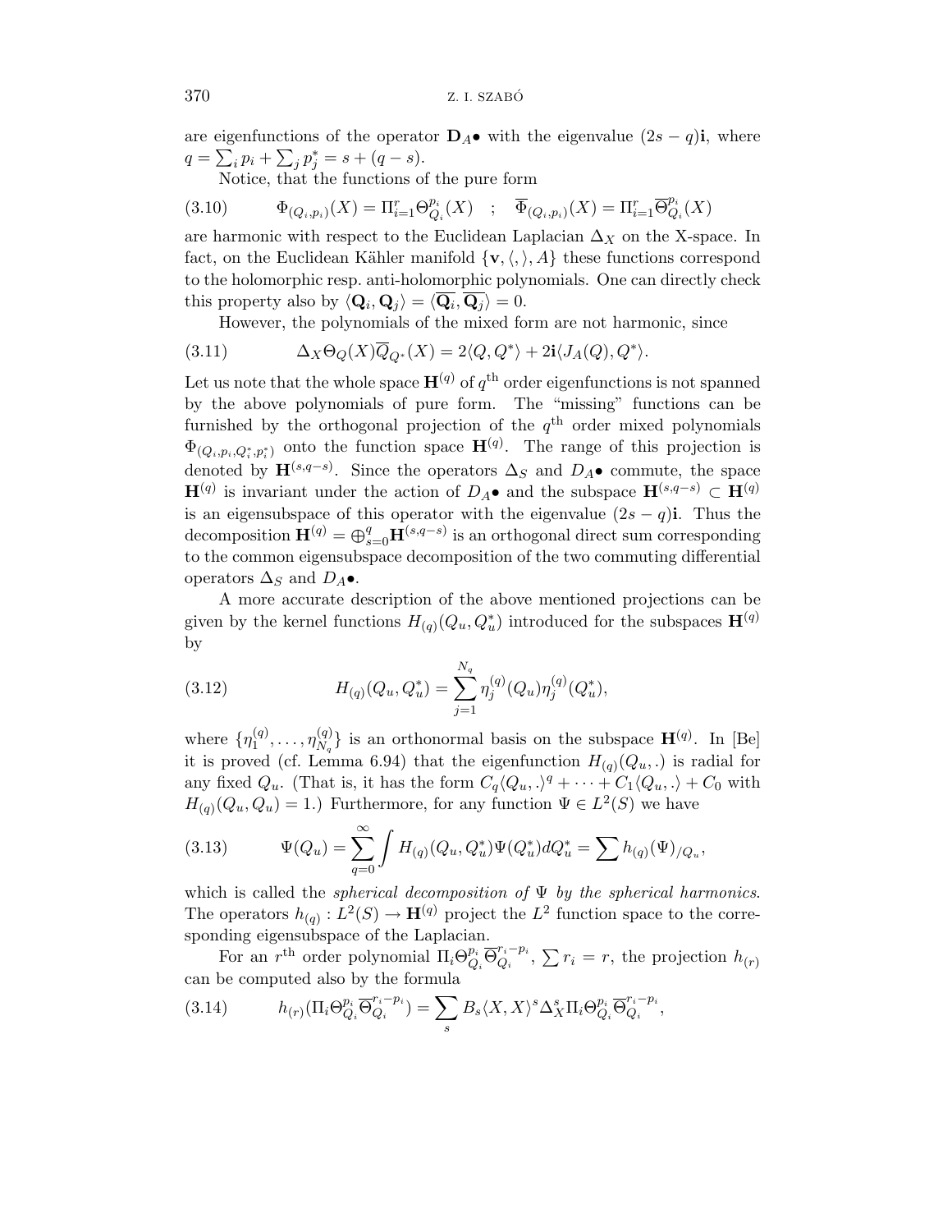are eigenfunctions of the operator $\mathbf{D}_A\bullet$ with the eigenvalue $(2s-q)\mathbf{i}$, where $q = \sum_i p_i + \sum_j p_j^* = s + (q-s)$.

Notice, that the functions of the pure form

$$\Phi_{(Q_i,p_i)}(X) = \Pi_{i=1}^r \Theta_{Q_i}^{p_i}(X) \quad ; \quad \overline{\Phi}_{(Q_i,p_i)}(X) = \Pi_{i=1}^r \overline{\Theta}_{Q_i}^{p_i}(X) \tag{3.10}$$

are harmonic with respect to the Euclidean Laplacian $\Delta_X$ on the X-space. In fact, on the Euclidean Kähler manifold $\{\mathbf{v}, \langle , \rangle, A\}$ these functions correspond to the holomorphic resp. anti-holomorphic polynomials. One can directly check this property also by $\langle \mathbf{Q}_i, \mathbf{Q}_j \rangle = \langle \overline{\mathbf{Q}_i}, \overline{\mathbf{Q}_j} \rangle = 0$.

However, the polynomials of the mixed form are not harmonic, since

$$\Delta_X \Theta_Q(X)\overline{Q}_{Q^*}(X) = 2\langle Q, Q^* \rangle + 2\mathbf{i}\langle J_A(Q), Q^* \rangle. \tag{3.11}$$

Let us note that the whole space $\mathbf{H}^{(q)}$ of $q^{\text{th}}$ order eigenfunctions is not spanned by the above polynomials of pure form. The "missing" functions can be furnished by the orthogonal projection of the $q^{\text{th}}$ order mixed polynomials $\Phi_{(Q_i,p_i,Q_i^*,p_i^*)}$ onto the function space $\mathbf{H}^{(q)}$. The range of this projection is denoted by $\mathbf{H}^{(s,q-s)}$. Since the operators $\Delta_S$ and $D_A\bullet$ commute, the space $\mathbf{H}^{(q)}$ is invariant under the action of $D_A\bullet$ and the subspace $\mathbf{H}^{(s,q-s)} \subset \mathbf{H}^{(q)}$ is an eigensubspace of this operator with the eigenvalue $(2s-q)\mathbf{i}$. Thus the decomposition $\mathbf{H}^{(q)} = \oplus_{s=0}^q \mathbf{H}^{(s,q-s)}$ is an orthogonal direct sum corresponding to the common eigensubspace decomposition of the two commuting differential operators $\Delta_S$ and $D_A\bullet$.

A more accurate description of the above mentioned projections can be given by the kernel functions $H_{(q)}(Q_u, Q_u^*)$ introduced for the subspaces $\mathbf{H}^{(q)}$ by

$$H_{(q)}(Q_u, Q_u^*) = \sum_{j=1}^{N_q} \eta_j^{(q)}(Q_u)\eta_j^{(q)}(Q_u^*), \tag{3.12}$$

where $\{\eta_1^{(q)}, \dots, \eta_{N_q}^{(q)}\}$ is an orthonormal basis on the subspace $\mathbf{H}^{(q)}$. In [Be] it is proved (cf. Lemma 6.94) that the eigenfunction $H_{(q)}(Q_u, .)$ is radial for any fixed $Q_u$. (That is, it has the form $C_q\langle Q_u, . \rangle^q + \dots + C_1\langle Q_u, . \rangle + C_0$ with $H_{(q)}(Q_u, Q_u) = 1$.) Furthermore, for any function $\Psi \in L^2(S)$ we have

$$\Psi(Q_u) = \sum_{q=0}^{\infty} \int H_{(q)}(Q_u, Q_u^*)\Psi(Q_u^*)dQ_u^* = \sum h_{(q)}(\Psi)_{/Q_u}, \tag{3.13}$$

which is called the *spherical decomposition of* $\Psi$ *by the spherical harmonics*. The operators $h_{(q)} : L^2(S) \to \mathbf{H}^{(q)}$ project the $L^2$ function space to the corresponding eigensubspace of the Laplacian.

For an $r^{\text{th}}$ order polynomial $\Pi_i \Theta_{Q_i}^{p_i} \overline{\Theta}_{Q_i}^{r_i - p_i}$, $\sum r_i = r$, the projection $h_{(r)}$ can be computed also by the formula

$$h_{(r)}(\Pi_i \Theta_{Q_i}^{p_i} \overline{\Theta}_{Q_i}^{r_i - p_i}) = \sum_s B_s \langle X, X \rangle^s \Delta_X^s \Pi_i \Theta_{Q_i}^{p_i} \overline{\Theta}_{Q_i}^{r_i - p_i}, \tag{3.14}$$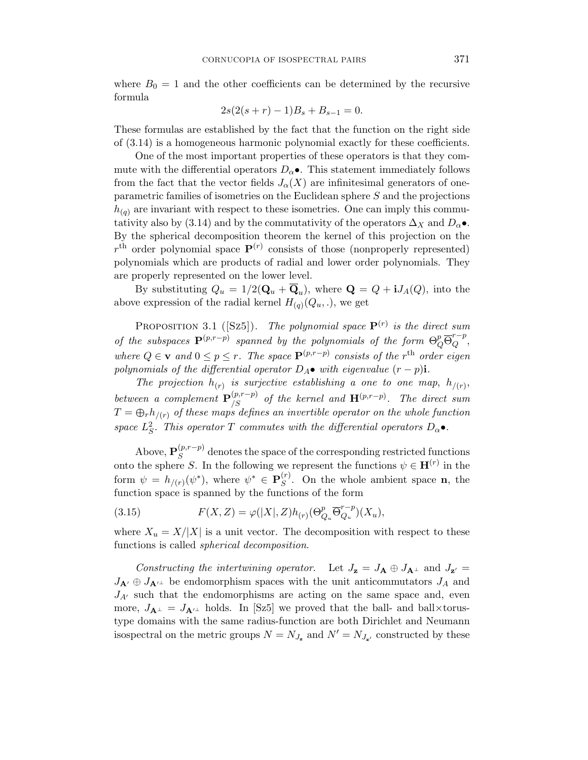where $B_0 = 1$ and the other coefficients can be determined by the recursive formula

$$2s(2(s+r)-1)B_s + B_{s-1} = 0.$$

These formulas are established by the fact that the function on the right side of (3.14) is a homogeneous harmonic polynomial exactly for these coefficients.

One of the most important properties of these operators is that they commute with the differential operators $D_\alpha \bullet$. This statement immediately follows from the fact that the vector fields $J_\alpha(X)$ are infinitesimal generators of one-parametric families of isometries on the Euclidean sphere $S$ and the projections $h_{(q)}$ are invariant with respect to these isometries. One can imply this commutativity also by (3.14) and by the commutativity of the operators $\Delta_X$ and $D_\alpha \bullet$. By the spherical decomposition theorem the kernel of this projection on the $r^{\text{th}}$ order polynomial space $\mathbf{P}^{(r)}$ consists of those (nonproperly represented) polynomials which are products of radial and lower order polynomials. They are properly represented on the lower level.

By substituting $Q_u = 1/2(\mathbf{Q}_u + \overline{\mathbf{Q}}_u)$, where $\mathbf{Q} = Q + \mathbf{i}J_A(Q)$, into the above expression of the radial kernel $H_{(q)}(Q_u, .)$, we get

Proposition 3.1 ([Sz5]). *The polynomial space $\mathbf{P}^{(r)}$ is the direct sum of the subspaces $\mathbf{P}^{(p,r-p)}$ spanned by the polynomials of the form $\Theta_Q^p \overline{\Theta}_Q^{r-p}$, where $Q \in \mathbf{v}$ and $0 \leq p \leq r$. The space $\mathbf{P}^{(p,r-p)}$ consists of the $r^{\text{th}}$ order eigen polynomials of the differential operator $D_A \bullet$ with eigenvalue $(r-p)\mathbf{i}$.*

*The projection $h_{(r)}$ is surjective establishing a one to one map, $h_{/(r)}$, between a complement $\mathbf{P}_{/S}^{(p,r-p)}$ of the kernel and $\mathbf{H}^{(p,r-p)}$. The direct sum $T = \oplus_r h_{/(r)}$ of these maps defines an invertible operator on the whole function space $L_S^2$. This operator $T$ commutes with the differential operators $D_\alpha \bullet$.*

Above, $\mathbf{P}_S^{(p,r-p)}$ denotes the space of the corresponding restricted functions onto the sphere $S$. In the following we represent the functions $\psi \in \mathbf{H}^{(r)}$ in the form $\psi = h_{/(r)}(\psi^*)$, where $\psi^* \in \mathbf{P}_S^{(r)}$. On the whole ambient space $\mathbf{n}$, the function space is spanned by the functions of the form

$$F(X,Z) = \varphi(|X|, Z) h_{(r)}(\Theta_{Q_u}^p \overline{\Theta}_{Q_u}^{r-p})(X_u), \tag{3.15}$$

where $X_u = X/|X|$ is a unit vector. The decomposition with respect to these functions is called *spherical decomposition*.

*Constructing the intertwining operator.* Let $J_{\mathbf{z}} = J_{\mathbf{A}} \oplus J_{\mathbf{A}^\perp}$ and $J_{\mathbf{z}'} = J_{\mathbf{A}'} \oplus J_{\mathbf{A}'^\perp}$ be endomorphism spaces with the unit anticommutators $J_A$ and $J_{A'}$ such that the endomorphisms are acting on the same space and, even more, $J_{\mathbf{A}^\perp} = J_{\mathbf{A}'^\perp}$ holds. In [Sz5] we proved that the ball- and ball×torus-type domains with the same radius-function are both Dirichlet and Neumann isospectral on the metric groups $N = N_{J_{\mathbf{z}}}$ and $N' = N_{J_{\mathbf{z}'}}$ constructed by these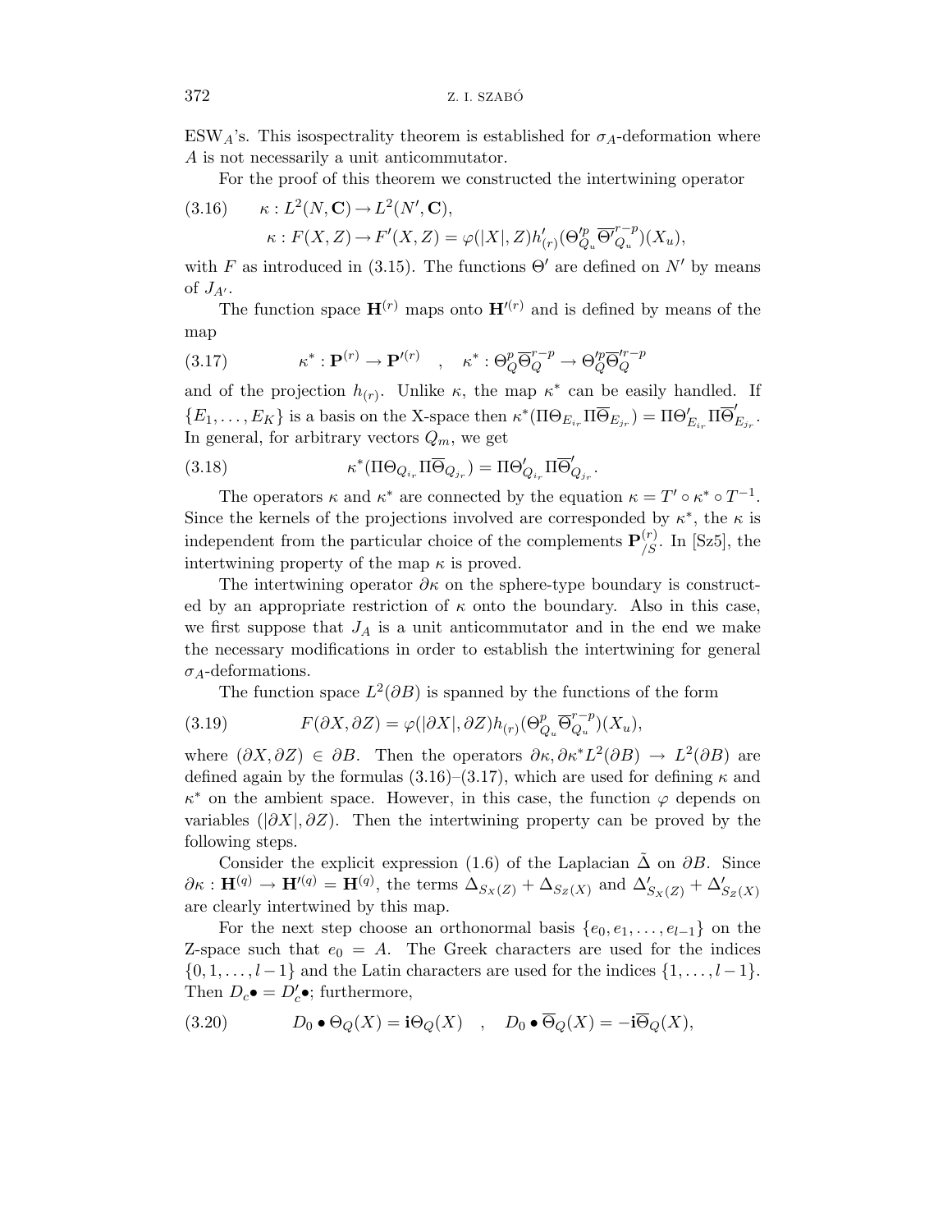ESW$_A$'s. This isospectrality theorem is established for $\sigma_A$-deformation where $A$ is not necessarily a unit anticommutator.

For the proof of this theorem we constructed the intertwining operator

$$
\begin{aligned}
(3.16)\qquad & \kappa : L^2(N,\mathbf{C}) \to L^2(N',\mathbf{C}),\\
& \kappa : F(X,Z) \to F'(X,Z) = \varphi(|X|,Z)h'_{(r)}(\Theta'^{p}_{Q_u}\overline{\Theta'}^{r-p}_{Q_u})(X_u),
\end{aligned}
$$

with $F$ as introduced in (3.15). The functions $\Theta'$ are defined on $N'$ by means of $J_{A'}$.

The function space $\mathbf{H}^{(r)}$ maps onto $\mathbf{H}'^{(r)}$ and is defined by means of the map

$$
(3.17)\qquad \kappa^* : \mathbf{P}^{(r)} \to \mathbf{P}'^{(r)} \quad , \quad \kappa^* : \Theta_Q^p\overline{\Theta}_Q^{r-p} \to \Theta_Q'^p\overline{\Theta}_Q'^{r-p}
$$

and of the projection $h_{(r)}$. Unlike $\kappa$, the map $\kappa^*$ can be easily handled. If $\{E_1,\dots,E_K\}$ is a basis on the X-space then $\kappa^*(\Pi\Theta_{E_{i_r}}\Pi\overline{\Theta}_{E_{j_r}}) = \Pi\Theta'_{E_{i_r}}\Pi\overline{\Theta}'_{E_{j_r}}$. In general, for arbitrary vectors $Q_m$, we get

$$
(3.18)\qquad \kappa^*(\Pi\Theta_{Q_{i_r}}\Pi\overline{\Theta}_{Q_{j_r}}) = \Pi\Theta'_{Q_{i_r}}\Pi\overline{\Theta}'_{Q_{j_r}}.
$$

The operators $\kappa$ and $\kappa^*$ are connected by the equation $\kappa = T'\circ\kappa^*\circ T^{-1}$. Since the kernels of the projections involved are corresponded by $\kappa^*$, the $\kappa$ is independent from the particular choice of the complements $\mathbf{P}^{(r)}_{/S}$. In [Sz5], the intertwining property of the map $\kappa$ is proved.

The intertwining operator $\partial\kappa$ on the sphere-type boundary is constructed by an appropriate restriction of $\kappa$ onto the boundary. Also in this case, we first suppose that $J_A$ is a unit anticommutator and in the end we make the necessary modifications in order to establish the intertwining for general $\sigma_A$-deformations.

The function space $L^2(\partial B)$ is spanned by the functions of the form

$$
(3.19)\qquad F(\partial X,\partial Z) = \varphi(|\partial X|,\partial Z)h_{(r)}(\Theta^p_{Q_u}\overline{\Theta}^{r-p}_{Q_u})(X_u),
$$

where $(\partial X,\partial Z)\in\partial B$. Then the operators $\partial\kappa,\partial\kappa^* L^2(\partial B)\to L^2(\partial B)$ are defined again by the formulas (3.16)–(3.17), which are used for defining $\kappa$ and $\kappa^*$ on the ambient space. However, in this case, the function $\varphi$ depends on variables $(|\partial X|,\partial Z)$. Then the intertwining property can be proved by the following steps.

Consider the explicit expression (1.6) of the Laplacian $\tilde{\Delta}$ on $\partial B$. Since $\partial\kappa : \mathbf{H}^{(q)}\to\mathbf{H}'^{(q)} = \mathbf{H}^{(q)}$, the terms $\Delta_{S_X(Z)}+\Delta_{S_Z(X)}$ and $\Delta'_{S_X(Z)}+\Delta'_{S_Z(X)}$ are clearly intertwined by this map.

For the next step choose an orthonormal basis $\{e_0,e_1,\dots,e_{l-1}\}$ on the Z-space such that $e_0 = A$. The Greek characters are used for the indices $\{0,1,\dots,l-1\}$ and the Latin characters are used for the indices $\{1,\dots,l-1\}$. Then $D_c\bullet = D'_c\bullet$; furthermore,

$$
(3.20)\qquad D_0\bullet\Theta_Q(X) = \mathbf{i}\Theta_Q(X) \quad , \quad D_0\bullet\overline{\Theta}_Q(X) = -\mathbf{i}\overline{\Theta}_Q(X),
$$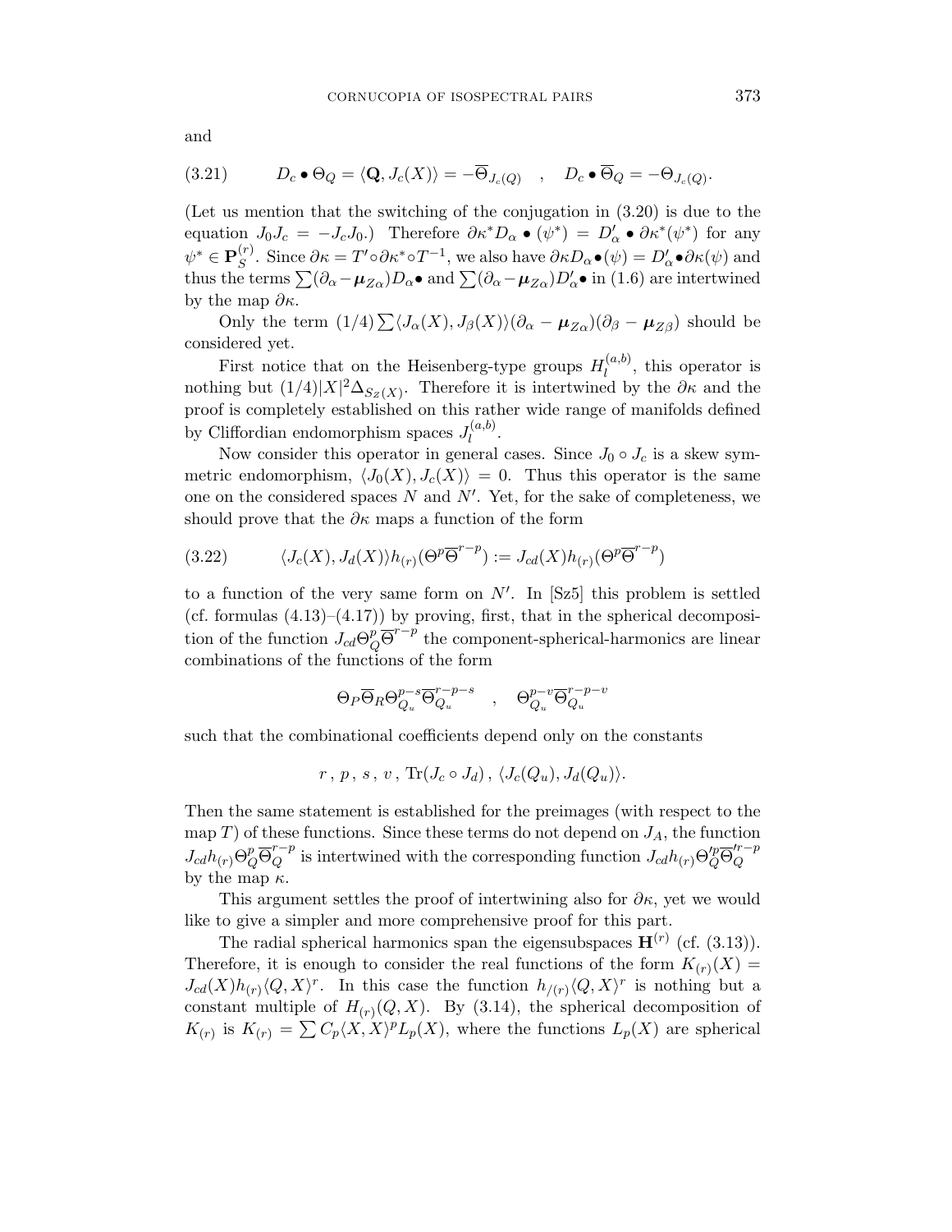and

$$D_c \bullet \Theta_Q = \langle \mathbf{Q}, J_c(X)\rangle = -\overline{\Theta}_{J_c(Q)} \quad , \quad D_c \bullet \overline{\Theta}_Q = -\Theta_{J_c(Q)}. \tag{3.21}$$

(Let us mention that the switching of the conjugation in (3.20) is due to the equation $J_0 J_c = -J_c J_0$.) Therefore $\partial\kappa^* D_\alpha \bullet (\psi^*) = D'_\alpha \bullet \partial\kappa^*(\psi^*)$ for any $\psi^* \in \mathbf{P}_S^{(r)}$. Since $\partial\kappa = T' \circ \partial\kappa^* \circ T^{-1}$, we also have $\partial\kappa D_\alpha \bullet (\psi) = D'_\alpha \bullet \partial\kappa(\psi)$ and thus the terms $\sum(\partial_\alpha - \boldsymbol{\mu}_{Z\alpha}) D_\alpha \bullet$ and $\sum(\partial_\alpha - \boldsymbol{\mu}_{Z\alpha}) D'_\alpha \bullet$ in (1.6) are intertwined by the map $\partial\kappa$.

Only the term $(1/4)\sum\langle J_\alpha(X), J_\beta(X)\rangle(\partial_\alpha - \boldsymbol{\mu}_{Z\alpha})(\partial_\beta - \boldsymbol{\mu}_{Z\beta})$ should be considered yet.

First notice that on the Heisenberg-type groups $H_l^{(a,b)}$, this operator is nothing but $(1/4)|X|^2 \Delta_{S_Z(X)}$. Therefore it is intertwined by the $\partial\kappa$ and the proof is completely established on this rather wide range of manifolds defined by Cliffordian endomorphism spaces $J_l^{(a,b)}$.

Now consider this operator in general cases. Since $J_0 \circ J_c$ is a skew symmetric endomorphism, $\langle J_0(X), J_c(X)\rangle = 0$. Thus this operator is the same one on the considered spaces $N$ and $N'$. Yet, for the sake of completeness, we should prove that the $\partial\kappa$ maps a function of the form

$$\langle J_c(X), J_d(X)\rangle h_{(r)}(\Theta^p \overline{\Theta}^{r-p}) := J_{cd}(X) h_{(r)}(\Theta^p \overline{\Theta}^{r-p}) \tag{3.22}$$

to a function of the very same form on $N'$. In [Sz5] this problem is settled (cf. formulas (4.13)–(4.17)) by proving, first, that in the spherical decomposition of the function $J_{cd}\Theta_Q^p \overline{\Theta}^{r-p}$ the component-spherical-harmonics are linear combinations of the functions of the form

$$\Theta_P \overline{\Theta}_R \Theta_{Q_u}^{p-s} \overline{\Theta}_{Q_u}^{r-p-s} \quad , \quad \Theta_{Q_u}^{p-v} \overline{\Theta}_{Q_u}^{r-p-v}$$

such that the combinational coefficients depend only on the constants

$$r\,,\, p\,,\, s\,,\, v\,,\, \mathrm{Tr}(J_c \circ J_d)\,,\, \langle J_c(Q_u), J_d(Q_u)\rangle.$$

Then the same statement is established for the preimages (with respect to the map $T$) of these functions. Since these terms do not depend on $J_A$, the function $J_{cd} h_{(r)} \Theta_Q^p \overline{\Theta}_Q^{r-p}$ is intertwined with the corresponding function $J_{cd} h_{(r)} \Theta_Q'^p \overline{\Theta}_Q'^{r-p}$ by the map $\kappa$.

This argument settles the proof of intertwining also for $\partial\kappa$, yet we would like to give a simpler and more comprehensive proof for this part.

The radial spherical harmonics span the eigensubspaces $\mathbf{H}^{(r)}$ (cf. (3.13)). Therefore, it is enough to consider the real functions of the form $K_{(r)}(X) = J_{cd}(X) h_{(r)} \langle Q, X\rangle^r$. In this case the function $h_{/(r)}\langle Q, X\rangle^r$ is nothing but a constant multiple of $H_{(r)}(Q, X)$. By (3.14), the spherical decomposition of $K_{(r)}$ is $K_{(r)} = \sum C_p \langle X, X\rangle^p L_p(X)$, where the functions $L_p(X)$ are spherical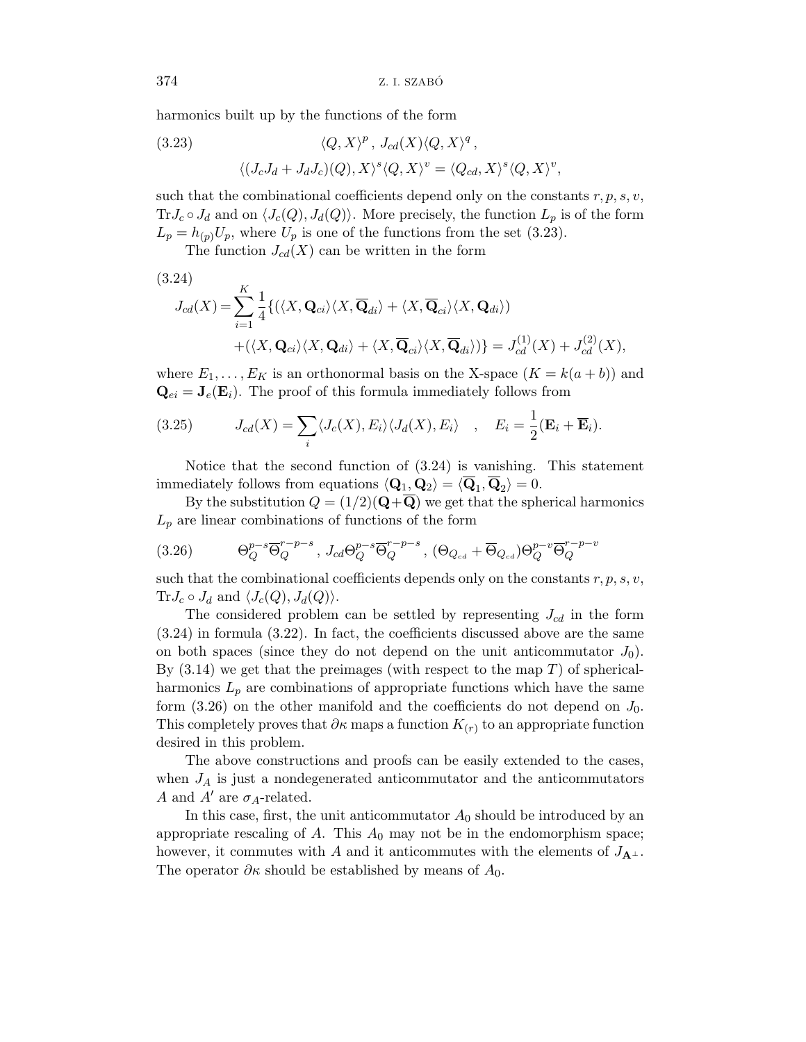harmonics built up by the functions of the form

$$
\begin{aligned}
(3.23) \qquad & \langle Q, X\rangle^p \,,\; J_{cd}(X)\langle Q, X\rangle^q \,, \\
& \langle (J_cJ_d + J_dJ_c)(Q), X\rangle^s \langle Q, X\rangle^v = \langle Q_{cd}, X\rangle^s \langle Q, X\rangle^v,
\end{aligned}
$$

such that the combinational coefficients depend only on the constants $r, p, s, v$, $\mathrm{Tr} J_c \circ J_d$ and on $\langle J_c(Q), J_d(Q)\rangle$. More precisely, the function $L_p$ is of the form $L_p = h_{(p)} U_p$, where $U_p$ is one of the functions from the set (3.23).

The function $J_{cd}(X)$ can be written in the form

$$
(3.24) \quad
\begin{aligned}
J_{cd}(X) = \sum_{i=1}^{K} \frac{1}{4} \{ & (\langle X, \mathbf{Q}_{ci}\rangle \langle X, \overline{\mathbf{Q}}_{di}\rangle + \langle X, \overline{\mathbf{Q}}_{ci}\rangle \langle X, \mathbf{Q}_{di}\rangle) \\
& + (\langle X, \mathbf{Q}_{ci}\rangle \langle X, \mathbf{Q}_{di}\rangle + \langle X, \overline{\mathbf{Q}}_{ci}\rangle \langle X, \overline{\mathbf{Q}}_{di}\rangle)\} = J^{(1)}_{cd}(X) + J^{(2)}_{cd}(X),
\end{aligned}
$$

where $E_1, \dots, E_K$ is an orthonormal basis on the X-space ($K = k(a+b)$) and $\mathbf{Q}_{ei} = \mathbf{J}_e(\mathbf{E}_i)$. The proof of this formula immediately follows from

$$
(3.25) \qquad J_{cd}(X) = \sum_i \langle J_c(X), E_i\rangle \langle J_d(X), E_i\rangle \quad , \quad E_i = \frac{1}{2}(\mathbf{E}_i + \overline{\mathbf{E}}_i).
$$

Notice that the second function of (3.24) is vanishing. This statement immediately follows from equations $\langle \mathbf{Q}_1, \mathbf{Q}_2\rangle = \langle \overline{\mathbf{Q}}_1, \overline{\mathbf{Q}}_2\rangle = 0$.

By the substitution $Q = (1/2)(\mathbf{Q} + \overline{\mathbf{Q}})$ we get that the spherical harmonics $L_p$ are linear combinations of functions of the form

$$
(3.26) \qquad \Theta_Q^{p-s} \overline{\Theta}_Q^{r-p-s} \,,\; J_{cd} \Theta_Q^{p-s} \overline{\Theta}_Q^{r-p-s} \,,\; (\Theta_{Q_{cd}} + \overline{\Theta}_{Q_{cd}}) \Theta_Q^{p-v} \overline{\Theta}_Q^{r-p-v}
$$

such that the combinational coefficients depends only on the constants $r, p, s, v$, $\mathrm{Tr} J_c \circ J_d$ and $\langle J_c(Q), J_d(Q)\rangle$.

The considered problem can be settled by representing $J_{cd}$ in the form (3.24) in formula (3.22). In fact, the coefficients discussed above are the same on both spaces (since they do not depend on the unit anticommutator $J_0$). By (3.14) we get that the preimages (with respect to the map $T$) of spherical-harmonics $L_p$ are combinations of appropriate functions which have the same form (3.26) on the other manifold and the coefficients do not depend on $J_0$. This completely proves that $\partial\kappa$ maps a function $K_{(r)}$ to an appropriate function desired in this problem.

The above constructions and proofs can be easily extended to the cases, when $J_A$ is just a nondegenerated anticommutator and the anticommutators $A$ and $A'$ are $\sigma_A$-related.

In this case, first, the unit anticommutator $A_0$ should be introduced by an appropriate rescaling of $A$. This $A_0$ may not be in the endomorphism space; however, it commutes with $A$ and it anticommutes with the elements of $J_{\mathbf{A}^\perp}$. The operator $\partial\kappa$ should be established by means of $A_0$.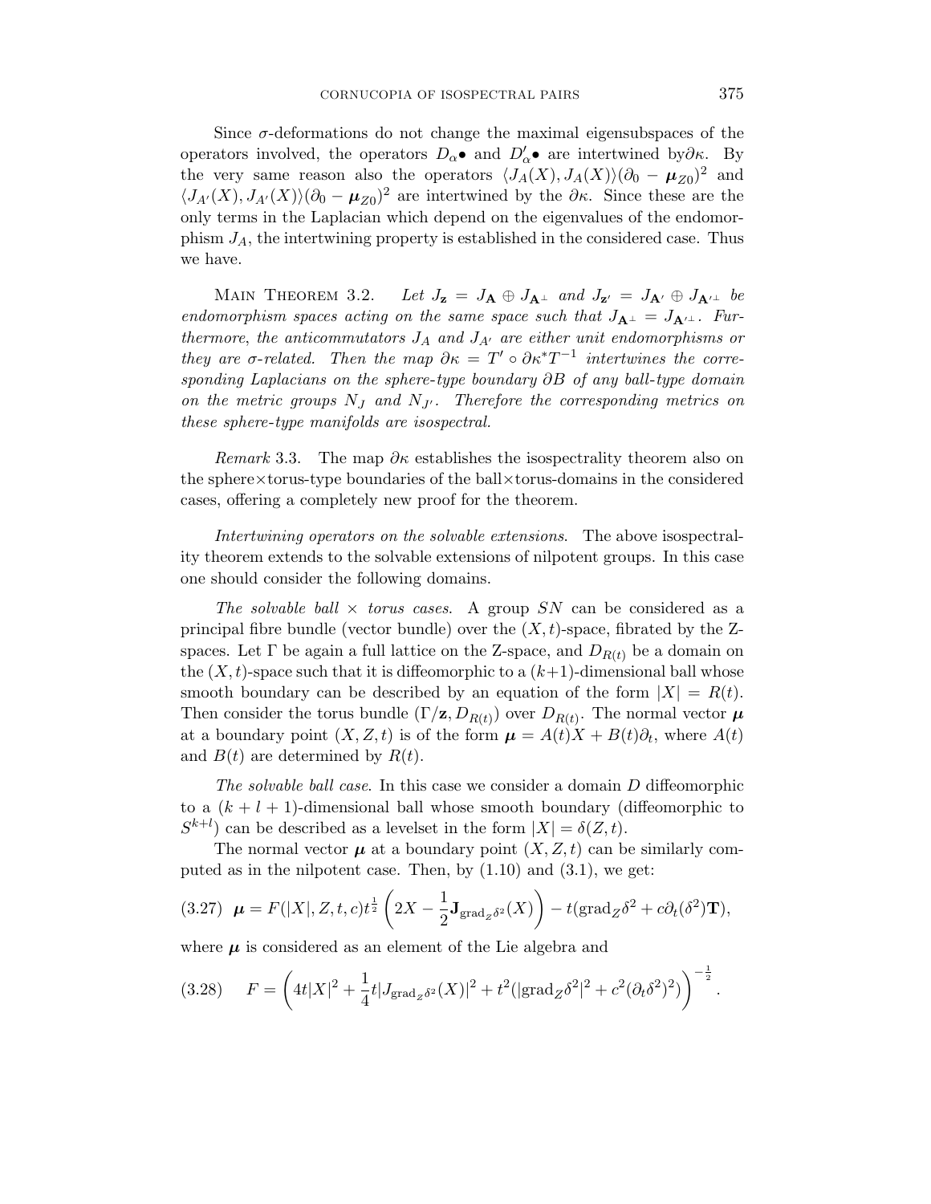Since $\sigma$-deformations do not change the maximal eigensubspaces of the operators involved, the operators $D_\alpha\bullet$ and $D'_\alpha\bullet$ are intertwined by$\partial\kappa$. By the very same reason also the operators $\langle J_A(X), J_A(X)\rangle(\partial_0 - \boldsymbol{\mu}_{Z0})^2$ and $\langle J_{A'}(X), J_{A'}(X)\rangle(\partial_0 - \boldsymbol{\mu}_{Z0})^2$ are intertwined by the $\partial\kappa$. Since these are the only terms in the Laplacian which depend on the eigenvalues of the endomorphism $J_A$, the intertwining property is established in the considered case. Thus we have.

Main Theorem 3.2. *Let $J_{\mathbf{z}} = J_{\mathbf{A}} \oplus J_{\mathbf{A}^\perp}$ and $J_{\mathbf{z}'} = J_{\mathbf{A}'} \oplus J_{\mathbf{A}'^\perp}$ be endomorphism spaces acting on the same space such that $J_{\mathbf{A}^\perp} = J_{\mathbf{A}'^\perp}$. Furthermore, the anticommutators $J_A$ and $J_{A'}$ are either unit endomorphisms or they are $\sigma$-related. Then the map $\partial\kappa = T' \circ \partial\kappa^* T^{-1}$ intertwines the corresponding Laplacians on the sphere-type boundary $\partial B$ of any ball-type domain on the metric groups $N_J$ and $N_{J'}$. Therefore the corresponding metrics on these sphere-type manifolds are isospectral.*

*Remark* 3.3. The map $\partial\kappa$ establishes the isospectrality theorem also on the sphere$\times$torus-type boundaries of the ball$\times$torus-domains in the considered cases, offering a completely new proof for the theorem.

*Intertwining operators on the solvable extensions*. The above isospectrality theorem extends to the solvable extensions of nilpotent groups. In this case one should consider the following domains.

*The solvable ball $\times$ torus cases*. A group $SN$ can be considered as a principal fibre bundle (vector bundle) over the $(X,t)$-space, fibrated by the Z-spaces. Let $\Gamma$ be again a full lattice on the Z-space, and $D_{R(t)}$ be a domain on the $(X,t)$-space such that it is diffeomorphic to a $(k+1)$-dimensional ball whose smooth boundary can be described by an equation of the form $|X| = R(t)$. Then consider the torus bundle $(\Gamma/\mathbf{z}, D_{R(t)})$ over $D_{R(t)}$. The normal vector $\boldsymbol{\mu}$ at a boundary point $(X,Z,t)$ is of the form $\boldsymbol{\mu} = A(t)X + B(t)\partial_t$, where $A(t)$ and $B(t)$ are determined by $R(t)$.

*The solvable ball case*. In this case we consider a domain $D$ diffeomorphic to a $(k+l+1)$-dimensional ball whose smooth boundary (diffeomorphic to $S^{k+l}$) can be described as a levelset in the form $|X| = \delta(Z,t)$.

The normal vector $\boldsymbol{\mu}$ at a boundary point $(X,Z,t)$ can be similarly computed as in the nilpotent case. Then, by (1.10) and (3.1), we get:

$$(3.27)\quad \boldsymbol{\mu} = F(|X|,Z,t,c)t^{\frac{1}{2}}\left(2X - \frac{1}{2}\mathbf{J}_{\mathrm{grad}_Z\delta^2}(X)\right) - t(\mathrm{grad}_Z\delta^2 + c\partial_t(\delta^2)\mathbf{T}),$$

where $\boldsymbol{\mu}$ is considered as an element of the Lie algebra and

$$(3.28)\quad F = \left(4t|X|^2 + \frac{1}{4}t|J_{\mathrm{grad}_Z\delta^2}(X)|^2 + t^2(|\mathrm{grad}_Z\delta^2|^2 + c^2(\partial_t\delta^2)^2)\right)^{-\frac{1}{2}}.$$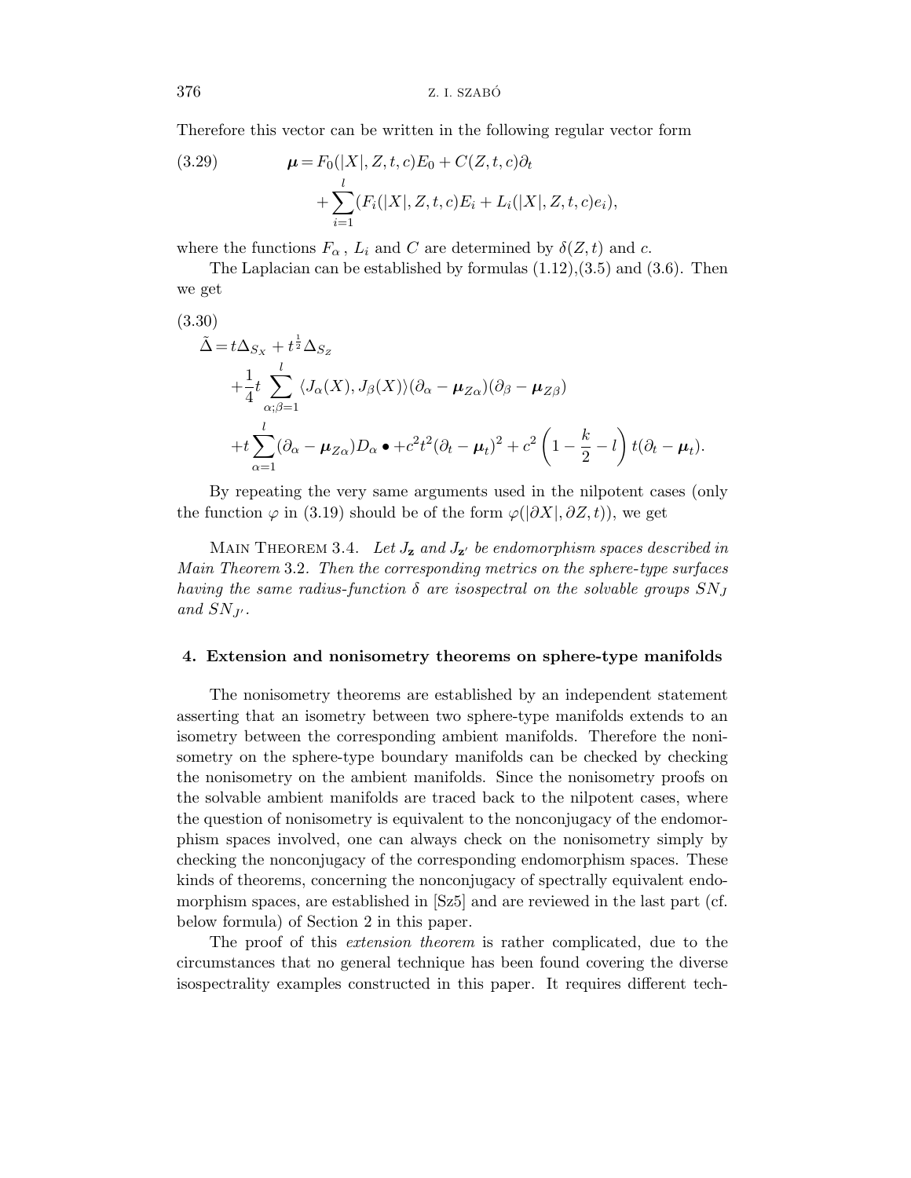Therefore this vector can be written in the following regular vector form

$$
\begin{aligned}
(3.29) \qquad \boldsymbol{\mu} = & F_0(|X|, Z, t, c)E_0 + C(Z, t, c)\partial_t \\
& + \sum_{i=1}^{l} (F_i(|X|, Z, t, c)E_i + L_i(|X|, Z, t, c)e_i),
\end{aligned}
$$

where the functions $F_\alpha$, $L_i$ and $C$ are determined by $\delta(Z, t)$ and $c$.

The Laplacian can be established by formulas (1.12),(3.5) and (3.6). Then we get

(3.30)

$$
\begin{aligned}
\tilde{\Delta} = & t\Delta_{S_X} + t^{\frac{1}{2}}\Delta_{S_Z} \\
& + \frac{1}{4}t \sum_{\alpha;\beta=1}^{l} \langle J_\alpha(X), J_\beta(X)\rangle (\partial_\alpha - \boldsymbol{\mu}_{Z\alpha})(\partial_\beta - \boldsymbol{\mu}_{Z\beta}) \\
& + t\sum_{\alpha=1}^{l} (\partial_\alpha - \boldsymbol{\mu}_{Z\alpha}) D_\alpha \bullet + c^2 t^2 (\partial_t - \boldsymbol{\mu}_t)^2 + c^2 \left(1 - \frac{k}{2} - l\right) t(\partial_t - \boldsymbol{\mu}_t).
\end{aligned}
$$

By repeating the very same arguments used in the nilpotent cases (only the function $\varphi$ in (3.19) should be of the form $\varphi(|\partial X|, \partial Z, t)$), we get

Main Theorem 3.4. *Let $J_{\mathbf{z}}$ and $J_{\mathbf{z}'}$ be endomorphism spaces described in Main Theorem* 3.2. *Then the corresponding metrics on the sphere-type surfaces having the same radius-function $\delta$ are isospectral on the solvable groups $SN_J$ and $SN_{J'}$.*

## 4. Extension and nonisometry theorems on sphere-type manifolds

The nonisometry theorems are established by an independent statement asserting that an isometry between two sphere-type manifolds extends to an isometry between the corresponding ambient manifolds. Therefore the nonisometry on the sphere-type boundary manifolds can be checked by checking the nonisometry on the ambient manifolds. Since the nonisometry proofs on the solvable ambient manifolds are traced back to the nilpotent cases, where the question of nonisometry is equivalent to the nonconjugacy of the endomorphism spaces involved, one can always check on the nonisometry simply by checking the nonconjugacy of the corresponding endomorphism spaces. These kinds of theorems, concerning the nonconjugacy of spectrally equivalent endomorphism spaces, are established in [Sz5] and are reviewed in the last part (cf. below formula) of Section 2 in this paper.

The proof of this *extension theorem* is rather complicated, due to the circumstances that no general technique has been found covering the diverse isospectrality examples constructed in this paper. It requires different tech-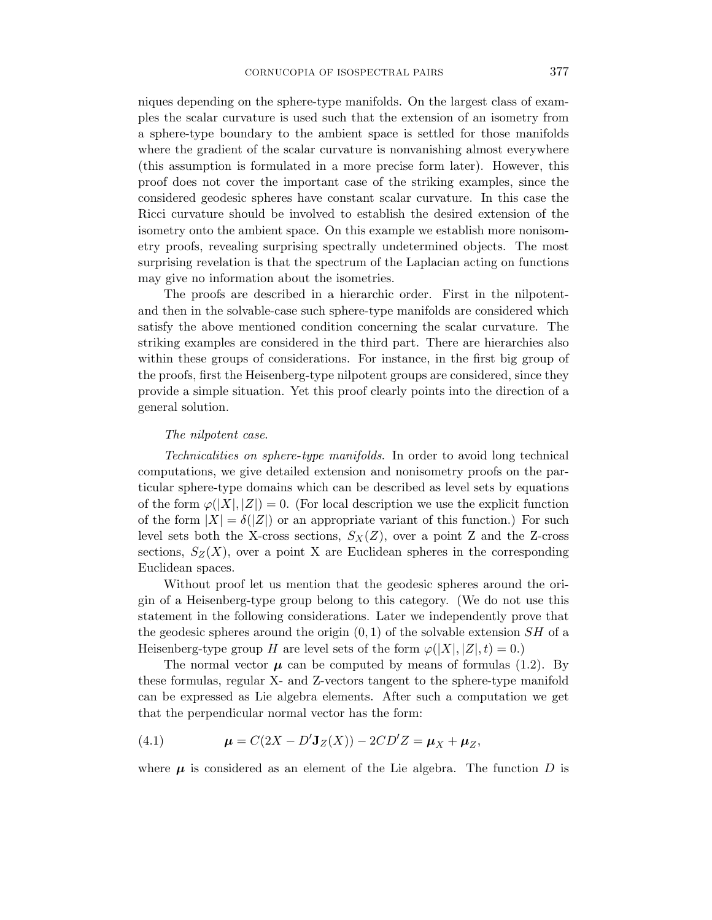niques depending on the sphere-type manifolds. On the largest class of examples the scalar curvature is used such that the extension of an isometry from a sphere-type boundary to the ambient space is settled for those manifolds where the gradient of the scalar curvature is nonvanishing almost everywhere (this assumption is formulated in a more precise form later). However, this proof does not cover the important case of the striking examples, since the considered geodesic spheres have constant scalar curvature. In this case the Ricci curvature should be involved to establish the desired extension of the isometry onto the ambient space. On this example we establish more nonisometry proofs, revealing surprising spectrally undetermined objects. The most surprising revelation is that the spectrum of the Laplacian acting on functions may give no information about the isometries.

The proofs are described in a hierarchic order. First in the nilpotent- and then in the solvable-case such sphere-type manifolds are considered which satisfy the above mentioned condition concerning the scalar curvature. The striking examples are considered in the third part. There are hierarchies also within these groups of considerations. For instance, in the first big group of the proofs, first the Heisenberg-type nilpotent groups are considered, since they provide a simple situation. Yet this proof clearly points into the direction of a general solution.

*The nilpotent case.*

*Technicalities on sphere-type manifolds.* In order to avoid long technical computations, we give detailed extension and nonisometry proofs on the particular sphere-type domains which can be described as level sets by equations of the form $\varphi(|X|,|Z|)=0$. (For local description we use the explicit function of the form $|X|=\delta(|Z|)$ or an appropriate variant of this function.) For such level sets both the X-cross sections, $S_X(Z)$, over a point Z and the Z-cross sections, $S_Z(X)$, over a point X are Euclidean spheres in the corresponding Euclidean spaces.

Without proof let us mention that the geodesic spheres around the origin of a Heisenberg-type group belong to this category. (We do not use this statement in the following considerations. Later we independently prove that the geodesic spheres around the origin $(0,1)$ of the solvable extension $SH$ of a Heisenberg-type group $H$ are level sets of the form $\varphi(|X|,|Z|,t)=0$.)

The normal vector $\boldsymbol{\mu}$ can be computed by means of formulas (1.2). By these formulas, regular X- and Z-vectors tangent to the sphere-type manifold can be expressed as Lie algebra elements. After such a computation we get that the perpendicular normal vector has the form:

$$\boldsymbol{\mu}=C(2X-D'\mathbf{J}_Z(X))-2CD'Z=\boldsymbol{\mu}_X+\boldsymbol{\mu}_Z, \tag{4.1}$$

where $\boldsymbol{\mu}$ is considered as an element of the Lie algebra. The function $D$ is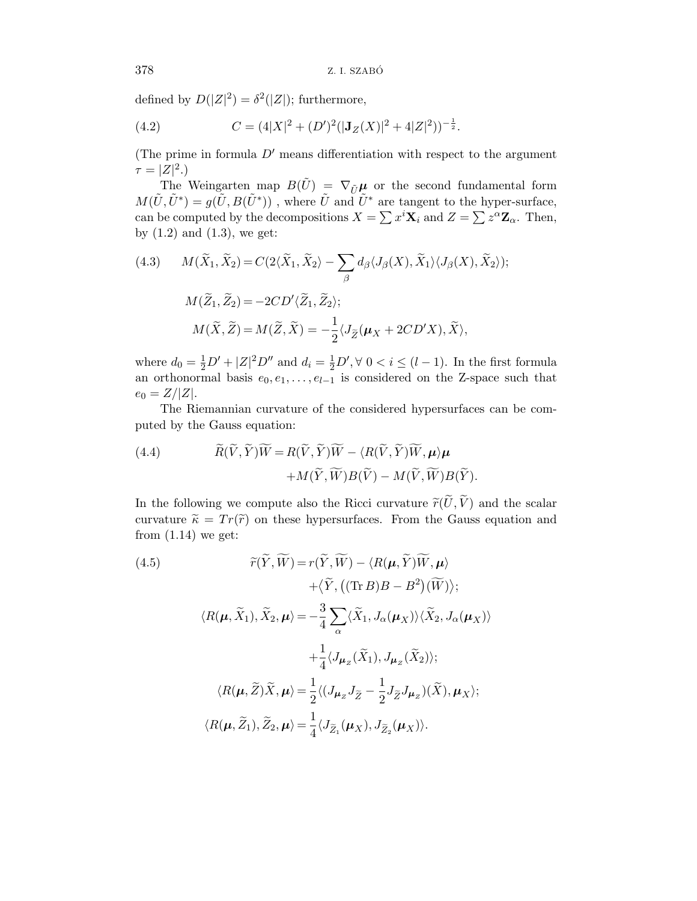defined by $D(|Z|^2) = \delta^2(|Z|)$; furthermore,

$$C = (4|X|^2 + (D')^2(|\mathbf{J}_Z(X)|^2 + 4|Z|^2))^{-\frac{1}{2}}. \tag{4.2}$$

(The prime in formula $D'$ means differentiation with respect to the argument $\tau = |Z|^2$.)

The Weingarten map $B(\tilde{U}) = \nabla_{\tilde{U}}\boldsymbol{\mu}$ or the second fundamental form $M(\tilde{U}, \tilde{U}^*) = g(\tilde{U}, B(\tilde{U}^*))$ , where $\tilde{U}$ and $\tilde{U}^*$ are tangent to the hyper-surface, can be computed by the decompositions $X = \sum x^i \mathbf{X}_i$ and $Z = \sum z^\alpha \mathbf{Z}_\alpha$. Then, by (1.2) and (1.3), we get:

$$M(\widetilde{X}_1, \widetilde{X}_2) = C(2\langle \widetilde{X}_1, \widetilde{X}_2\rangle - \sum_\beta d_\beta \langle J_\beta(X), \widetilde{X}_1\rangle\langle J_\beta(X), \widetilde{X}_2\rangle); \tag{4.3}$$

$$M(\widetilde{Z}_1, \widetilde{Z}_2) = -2CD'\langle \widetilde{Z}_1, \widetilde{Z}_2\rangle;$$

$$M(\widetilde{X}, \widetilde{Z}) = M(\widetilde{Z}, \widetilde{X}) = -\frac{1}{2}\langle J_{\widetilde{Z}}(\boldsymbol{\mu}_X + 2CD'X), \widetilde{X}\rangle,$$

where $d_0 = \frac{1}{2}D' + |Z|^2 D''$ and $d_i = \frac{1}{2}D', \forall\, 0 < i \leq (l-1)$. In the first formula an orthonormal basis $e_0, e_1, \dots, e_{l-1}$ is considered on the Z-space such that $e_0 = Z/|Z|$.

The Riemannian curvature of the considered hypersurfaces can be computed by the Gauss equation:

$$\widetilde{R}(\widetilde{V}, \widetilde{Y})\widetilde{W} = R(\widetilde{V}, \widetilde{Y})\widetilde{W} - \langle R(\widetilde{V}, \widetilde{Y})\widetilde{W}, \boldsymbol{\mu}\rangle\boldsymbol{\mu} + M(\widetilde{Y}, \widetilde{W})B(\widetilde{V}) - M(\widetilde{V}, \widetilde{W})B(\widetilde{Y}). \tag{4.4}$$

In the following we compute also the Ricci curvature $\widetilde{r}(\widetilde{U}, \widetilde{V})$ and the scalar curvature $\widetilde{\kappa} = Tr(\widetilde{r})$ on these hypersurfaces. From the Gauss equation and from (1.14) we get:

$$\widetilde{r}(\widetilde{Y}, \widetilde{W}) = r(\widetilde{Y}, \widetilde{W}) - \langle R(\boldsymbol{\mu}, \widetilde{Y})\widetilde{W}, \boldsymbol{\mu}\rangle + \langle \widetilde{Y}, \big((\mathrm{Tr}\, B)B - B^2\big)(\widetilde{W})\rangle; \tag{4.5}$$

$$\langle R(\boldsymbol{\mu}, \widetilde{X}_1), \widetilde{X}_2, \boldsymbol{\mu}\rangle = -\frac{3}{4}\sum_\alpha \langle \widetilde{X}_1, J_\alpha(\boldsymbol{\mu}_X)\rangle\langle \widetilde{X}_2, J_\alpha(\boldsymbol{\mu}_X)\rangle + \frac{1}{4}\langle J_{\boldsymbol{\mu}_z}(\widetilde{X}_1), J_{\boldsymbol{\mu}_z}(\widetilde{X}_2)\rangle;$$

$$\langle R(\boldsymbol{\mu}, \widetilde{Z})\widetilde{X}, \boldsymbol{\mu}\rangle = \frac{1}{2}\langle (J_{\boldsymbol{\mu}_z} J_{\widetilde{Z}} - \frac{1}{2}J_{\widetilde{Z}} J_{\boldsymbol{\mu}_z})(\widetilde{X}), \boldsymbol{\mu}_X\rangle;$$

$$\langle R(\boldsymbol{\mu}, \widetilde{Z}_1), \widetilde{Z}_2, \boldsymbol{\mu}\rangle = \frac{1}{4}\langle J_{\widetilde{Z}_1}(\boldsymbol{\mu}_X), J_{\widetilde{Z}_2}(\boldsymbol{\mu}_X)\rangle.$$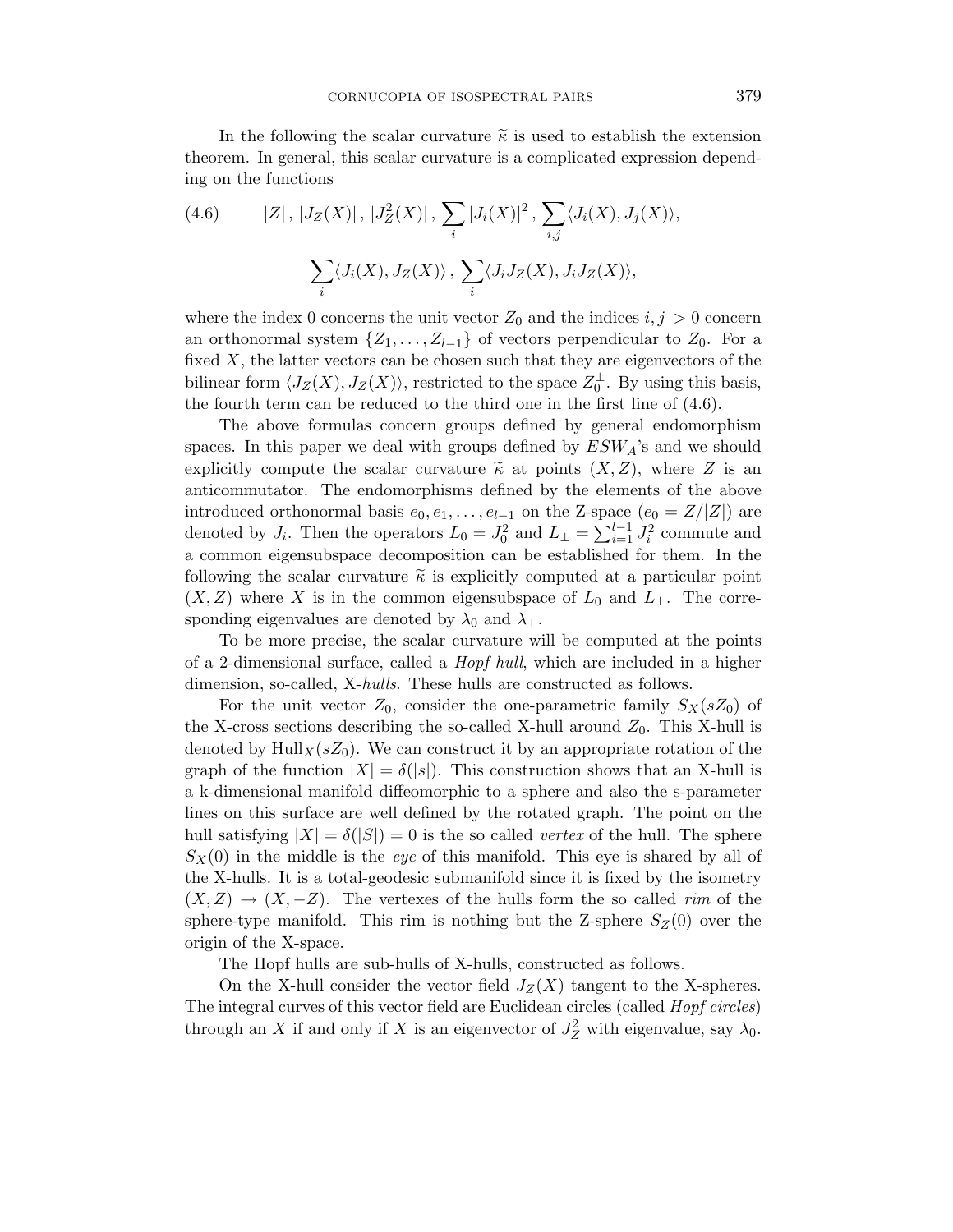In the following the scalar curvature $\widetilde{\kappa}$ is used to establish the extension theorem. In general, this scalar curvature is a complicated expression depending on the functions

$$
\begin{gathered}
|Z|\,,\; |J_Z(X)|\,,\; |J_Z^2(X)|\,,\; \sum_i |J_i(X)|^2\,,\; \sum_{i,j} \langle J_i(X), J_j(X)\rangle, \\
\sum_i \langle J_i(X), J_Z(X)\rangle\,,\; \sum_i \langle J_i J_Z(X), J_i J_Z(X)\rangle,
\end{gathered} \tag{4.6}
$$

where the index 0 concerns the unit vector $Z_0$ and the indices $i, j > 0$ concern an orthonormal system $\{Z_1, \ldots, Z_{l-1}\}$ of vectors perpendicular to $Z_0$. For a fixed $X$, the latter vectors can be chosen such that they are eigenvectors of the bilinear form $\langle J_Z(X), J_Z(X)\rangle$, restricted to the space $Z_0^{\perp}$. By using this basis, the fourth term can be reduced to the third one in the first line of (4.6).

The above formulas concern groups defined by general endomorphism spaces. In this paper we deal with groups defined by $ESW_A$'s and we should explicitly compute the scalar curvature $\widetilde{\kappa}$ at points $(X, Z)$, where $Z$ is an anticommutator. The endomorphisms defined by the elements of the above introduced orthonormal basis $e_0, e_1, \ldots, e_{l-1}$ on the Z-space ($e_0 = Z/|Z|$) are denoted by $J_i$. Then the operators $L_0 = J_0^2$ and $L_{\perp} = \sum_{i=1}^{l-1} J_i^2$ commute and a common eigensubspace decomposition can be established for them. In the following the scalar curvature $\widetilde{\kappa}$ is explicitly computed at a particular point $(X, Z)$ where $X$ is in the common eigensubspace of $L_0$ and $L_{\perp}$. The corresponding eigenvalues are denoted by $\lambda_0$ and $\lambda_{\perp}$.

To be more precise, the scalar curvature will be computed at the points of a 2-dimensional surface, called a *Hopf hull*, which are included in a higher dimension, so-called, X-*hulls*. These hulls are constructed as follows.

For the unit vector $Z_0$, consider the one-parametric family $S_X(sZ_0)$ of the X-cross sections describing the so-called X-hull around $Z_0$. This X-hull is denoted by $\mathrm{Hull}_X(sZ_0)$. We can construct it by an appropriate rotation of the graph of the function $|X| = \delta(|s|)$. This construction shows that an X-hull is a k-dimensional manifold diffeomorphic to a sphere and also the s-parameter lines on this surface are well defined by the rotated graph. The point on the hull satisfying $|X| = \delta(|S|) = 0$ is the so called *vertex* of the hull. The sphere $S_X(0)$ in the middle is the *eye* of this manifold. This eye is shared by all of the X-hulls. It is a total-geodesic submanifold since it is fixed by the isometry $(X, Z) \to (X, -Z)$. The vertexes of the hulls form the so called *rim* of the sphere-type manifold. This rim is nothing but the Z-sphere $S_Z(0)$ over the origin of the X-space.

The Hopf hulls are sub-hulls of X-hulls, constructed as follows.

On the X-hull consider the vector field $J_Z(X)$ tangent to the X-spheres. The integral curves of this vector field are Euclidean circles (called *Hopf circles*) through an $X$ if and only if $X$ is an eigenvector of $J_Z^2$ with eigenvalue, say $\lambda_0$.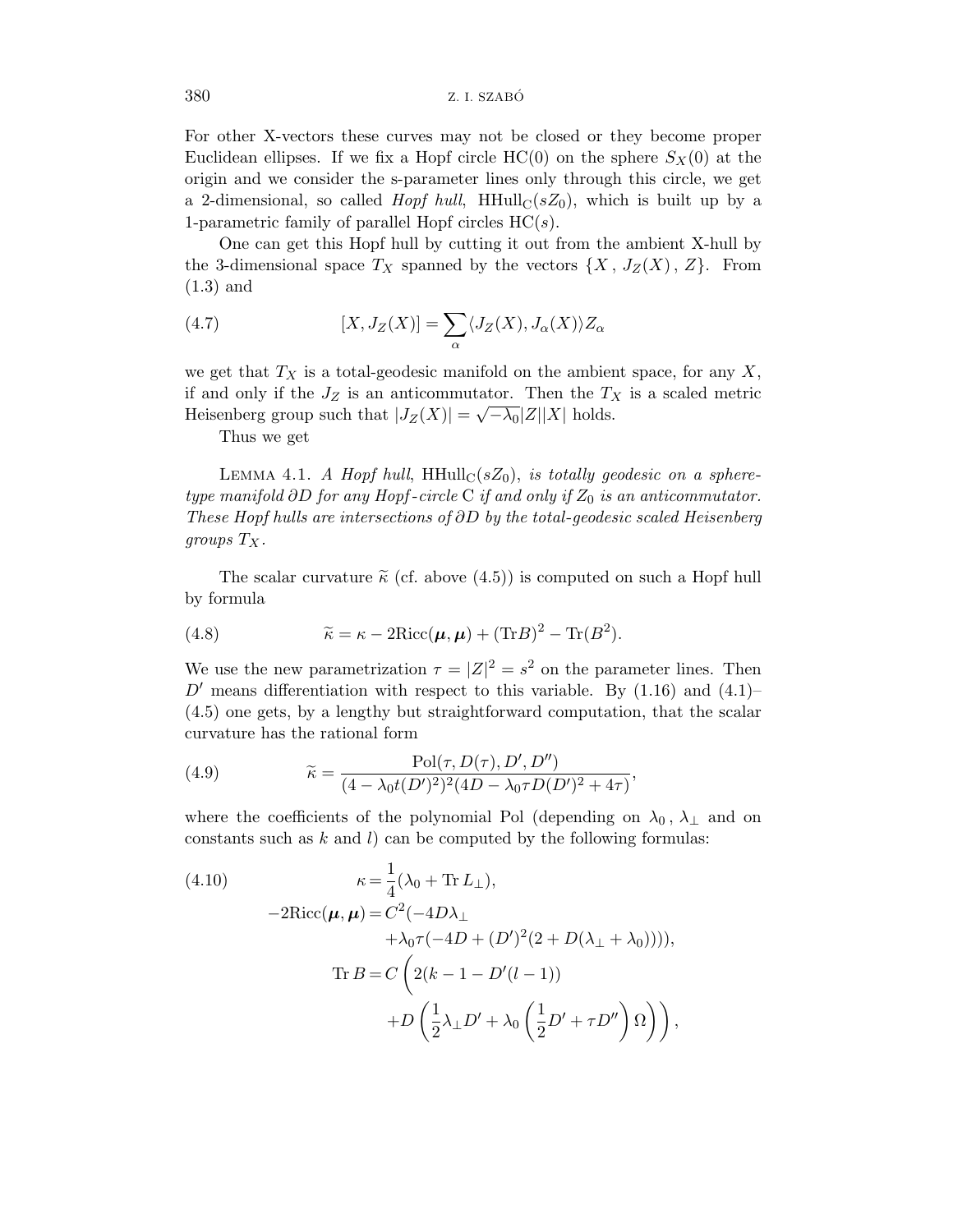For other X-vectors these curves may not be closed or they become proper Euclidean ellipses. If we fix a Hopf circle $\mathrm{HC}(0)$ on the sphere $S_X(0)$ at the origin and we consider the s-parameter lines only through this circle, we get a 2-dimensional, so called *Hopf hull*, $\mathrm{HHull}_{\mathrm{C}}(sZ_0)$, which is built up by a 1-parametric family of parallel Hopf circles $\mathrm{HC}(s)$.

One can get this Hopf hull by cutting it out from the ambient X-hull by the 3-dimensional space $T_X$ spanned by the vectors $\{X\,,\,J_Z(X)\,,\,Z\}$. From (1.3) and

$$[X, J_Z(X)] = \sum_\alpha \langle J_Z(X), J_\alpha(X)\rangle Z_\alpha \tag{4.7}$$

we get that $T_X$ is a total-geodesic manifold on the ambient space, for any $X$, if and only if the $J_Z$ is an anticommutator. Then the $T_X$ is a scaled metric Heisenberg group such that $|J_Z(X)| = \sqrt{-\lambda_0}|Z||X|$ holds.

Thus we get

Lemma 4.1. *A Hopf hull*, $\mathrm{HHull}_{\mathrm{C}}(sZ_0)$, *is totally geodesic on a sphere-type manifold* $\partial D$ *for any Hopf-circle* C *if and only if* $Z_0$ *is an anticommutator. These Hopf hulls are intersections of* $\partial D$ *by the total-geodesic scaled Heisenberg groups* $T_X$.

The scalar curvature $\widetilde{\kappa}$ (cf. above (4.5)) is computed on such a Hopf hull by formula

$$\widetilde{\kappa} = \kappa - 2\mathrm{Ricc}(\boldsymbol{\mu},\boldsymbol{\mu}) + (\mathrm{Tr}B)^2 - \mathrm{Tr}(B^2). \tag{4.8}$$

We use the new parametrization $\tau = |Z|^2 = s^2$ on the parameter lines. Then $D'$ means differentiation with respect to this variable. By (1.16) and (4.1)–(4.5) one gets, by a lengthy but straightforward computation, that the scalar curvature has the rational form

$$\widetilde{\kappa} = \frac{\mathrm{Pol}(\tau, D(\tau), D', D'')}{(4-\lambda_0 t(D')^2)^2(4D - \lambda_0\tau D(D')^2 + 4\tau)}, \tag{4.9}$$

where the coefficients of the polynomial Pol (depending on $\lambda_0$, $\lambda_\perp$ and on constants such as $k$ and $l$) can be computed by the following formulas:

$$\begin{aligned}
\kappa &= \frac{1}{4}(\lambda_0 + \mathrm{Tr}\, L_\perp),\\
-2\mathrm{Ricc}(\boldsymbol{\mu},\boldsymbol{\mu}) &= C^2(-4D\lambda_\perp\\
&\quad +\lambda_0\tau(-4D + (D')^2(2 + D(\lambda_\perp + \lambda_0)))),\\
\mathrm{Tr}\, B &= C\left(2(k-1-D'(l-1))\right.\\
&\quad \left. + D\left(\frac{1}{2}\lambda_\perp D' + \lambda_0\left(\frac{1}{2}D' + \tau D''\right)\Omega\right)\right),
\end{aligned} \tag{4.10}$$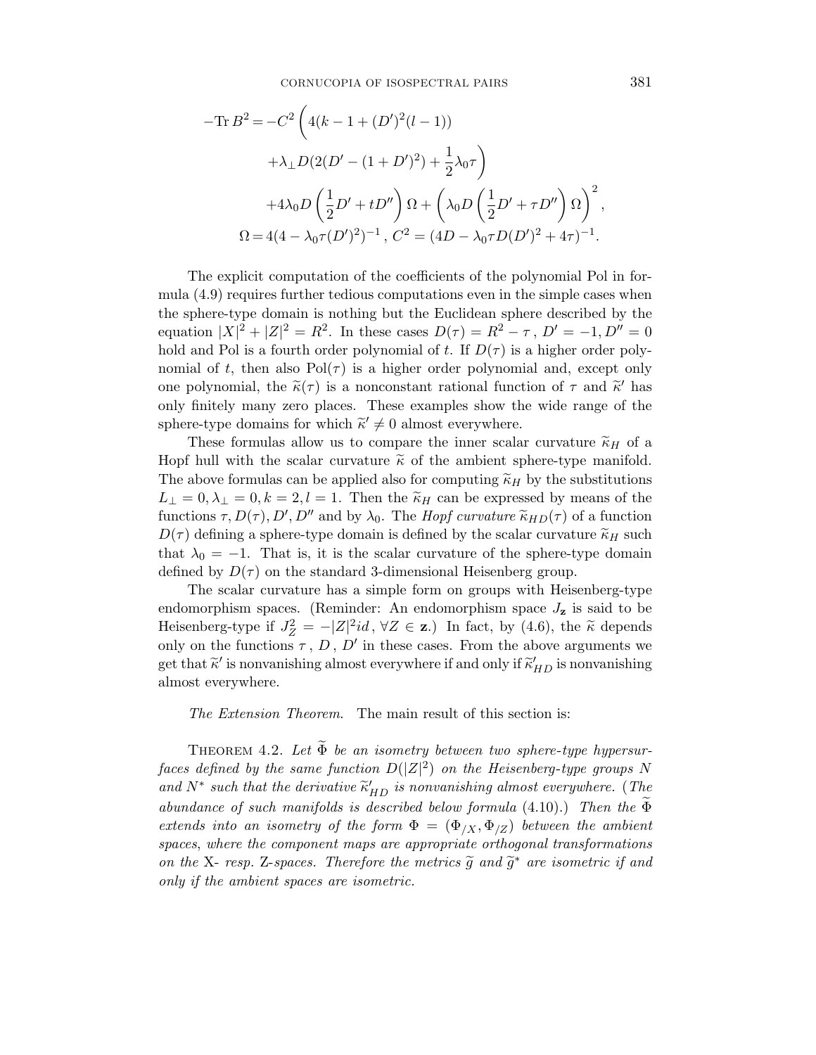$$
\begin{aligned}
-\operatorname{Tr} B^2 = & -C^2 \left( 4(k-1+(D')^2(l-1)) \right. \\
& \left. +\lambda_\perp D(2(D'-(1+D')^2)+\frac{1}{2}\lambda_0\tau \right) \\
& +4\lambda_0 D\left(\frac{1}{2}D'+tD''\right)\Omega + \left(\lambda_0 D\left(\frac{1}{2}D'+\tau D''\right)\Omega\right)^2, \\
\Omega = & \, 4(4-\lambda_0\tau(D')^2)^{-1}\,,\; C^2=(4D-\lambda_0\tau D(D')^2+4\tau)^{-1}.
\end{aligned}
$$

The explicit computation of the coefficients of the polynomial Pol in formula (4.9) requires further tedious computations even in the simple cases when the sphere-type domain is nothing but the Euclidean sphere described by the equation $|X|^2+|Z|^2=R^2$. In these cases $D(\tau)=R^2-\tau$, $D'=-1, D''=0$ hold and Pol is a fourth order polynomial of $t$. If $D(\tau)$ is a higher order polynomial of $t$, then also $\mathrm{Pol}(\tau)$ is a higher order polynomial and, except only one polynomial, the $\widetilde{\kappa}(\tau)$ is a nonconstant rational function of $\tau$ and $\widetilde{\kappa}'$ has only finitely many zero places. These examples show the wide range of the sphere-type domains for which $\widetilde{\kappa}'\neq 0$ almost everywhere.

These formulas allow us to compare the inner scalar curvature $\widetilde{\kappa}_H$ of a Hopf hull with the scalar curvature $\widetilde{\kappa}$ of the ambient sphere-type manifold. The above formulas can be applied also for computing $\widetilde{\kappa}_H$ by the substitutions $L_\perp=0, \lambda_\perp=0, k=2, l=1$. Then the $\widetilde{\kappa}_H$ can be expressed by means of the functions $\tau, D(\tau), D', D''$ and by $\lambda_0$. The *Hopf curvature* $\widetilde{\kappa}_{HD}(\tau)$ of a function $D(\tau)$ defining a sphere-type domain is defined by the scalar curvature $\widetilde{\kappa}_H$ such that $\lambda_0=-1$. That is, it is the scalar curvature of the sphere-type domain defined by $D(\tau)$ on the standard 3-dimensional Heisenberg group.

The scalar curvature has a simple form on groups with Heisenberg-type endomorphism spaces. (Reminder: An endomorphism space $J_{\mathbf{z}}$ is said to be Heisenberg-type if $J_Z^2=-|Z|^2 id\,, \forall Z\in\mathbf{z}$.) In fact, by (4.6), the $\widetilde{\kappa}$ depends only on the functions $\tau\,,\, D\,,\, D'$ in these cases. From the above arguments we get that $\widetilde{\kappa}'$ is nonvanishing almost everywhere if and only if $\widetilde{\kappa}'_{HD}$ is nonvanishing almost everywhere.

*The Extension Theorem.* The main result of this section is:

THEOREM 4.2. *Let $\widetilde{\Phi}$ be an isometry between two sphere-type hypersurfaces defined by the same function $D(|Z|^2)$ on the Heisenberg-type groups $N$ and $N^*$ such that the derivative $\widetilde{\kappa}'_{HD}$ is nonvanishing almost everywhere.* (*The abundance of such manifolds is described below formula* (4.10).) *Then the $\widetilde{\Phi}$ extends into an isometry of the form $\Phi=(\Phi_{/X},\Phi_{/Z})$ between the ambient spaces, where the component maps are appropriate orthogonal transformations on the* X- *resp.* Z-*spaces. Therefore the metrics $\widetilde{g}$ and $\widetilde{g}^*$ are isometric if and only if the ambient spaces are isometric.*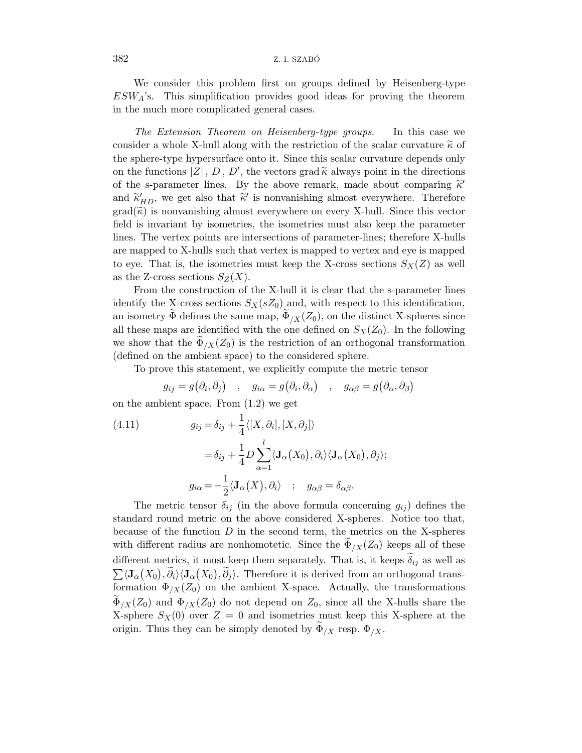We consider this problem first on groups defined by Heisenberg-type $ESW_A$'s. This simplification provides good ideas for proving the theorem in the much more complicated general cases.

*The Extension Theorem on Heisenberg-type groups.* In this case we consider a whole X-hull along with the restriction of the scalar curvature $\widetilde{\kappa}$ of the sphere-type hypersurface onto it. Since this scalar curvature depends only on the functions $|Z|$, $D$, $D'$, the vectors $\operatorname{grad}\widetilde{\kappa}$ always point in the directions of the s-parameter lines. By the above remark, made about comparing $\widetilde{\kappa}'$ and $\widetilde{\kappa}'_{HD}$, we get also that $\widetilde{\kappa}'$ is nonvanishing almost everywhere. Therefore $\operatorname{grad}(\widetilde{\kappa})$ is nonvanishing almost everywhere on every X-hull. Since this vector field is invariant by isometries, the isometries must also keep the parameter lines. The vertex points are intersections of parameter-lines; therefore X-hulls are mapped to X-hulls such that vertex is mapped to vertex and eye is mapped to eye. That is, the isometries must keep the X-cross sections $S_X(Z)$ as well as the Z-cross sections $S_Z(X)$.

From the construction of the X-hull it is clear that the s-parameter lines identify the X-cross sections $S_X(sZ_0)$ and, with respect to this identification, an isometry $\widetilde{\Phi}$ defines the same map, $\widetilde{\Phi}_{/X}(Z_0)$, on the distinct X-spheres since all these maps are identified with the one defined on $S_X(Z_0)$. In the following we show that the $\widetilde{\Phi}_{/X}(Z_0)$ is the restriction of an orthogonal transformation (defined on the ambient space) to the considered sphere.

To prove this statement, we explicitly compute the metric tensor

$$g_{ij} = g\big(\partial_i, \partial_j\big) \quad , \quad g_{i\alpha} = g\big(\partial_i, \partial_\alpha\big) \quad , \quad g_{\alpha\beta} = g\big(\partial_\alpha, \partial_\beta\big)$$

on the ambient space. From (1.2) we get

$$\begin{aligned} g_{ij} &= \delta_{ij} + \frac{1}{4}\langle [X, \partial_i], [X, \partial_j]\rangle \\ &= \delta_{ij} + \frac{1}{4} D \sum_{\alpha=1}^{l} \langle \mathbf{J}_\alpha\big(X_0\big), \partial_i\rangle \langle \mathbf{J}_\alpha\big(X_0\big), \partial_j\rangle; \\ g_{i\alpha} &= -\frac{1}{2}\langle \mathbf{J}_\alpha\big(X\big), \partial_i\rangle \quad ; \quad g_{\alpha\beta} = \delta_{\alpha\beta}. \end{aligned} \tag{4.11}$$

The metric tensor $\delta_{ij}$ (in the above formula concerning $g_{ij}$) defines the standard round metric on the above considered X-spheres. Notice too that, because of the function $D$ in the second term, the metrics on the X-spheres with different radius are nonhomotetic. Since the $\widetilde{\Phi}_{/X}(Z_0)$ keeps all of these different metrics, it must keep them separately. That is, it keeps $\widetilde{\delta}_{ij}$ as well as $\sum \langle \mathbf{J}_\alpha\big(X_0\big), \widetilde{\partial}_i\rangle \langle \mathbf{J}_\alpha\big(X_0\big), \widetilde{\partial}_j\rangle$. Therefore it is derived from an orthogonal transformation $\Phi_{/X}(Z_0)$ on the ambient X-space. Actually, the transformations $\widetilde{\Phi}_{/X}(Z_0)$ and $\Phi_{/X}(Z_0)$ do not depend on $Z_0$, since all the X-hulls share the X-sphere $S_X(0)$ over $Z = 0$ and isometries must keep this X-sphere at the origin. Thus they can be simply denoted by $\widetilde{\Phi}_{/X}$ resp. $\Phi_{/X}$.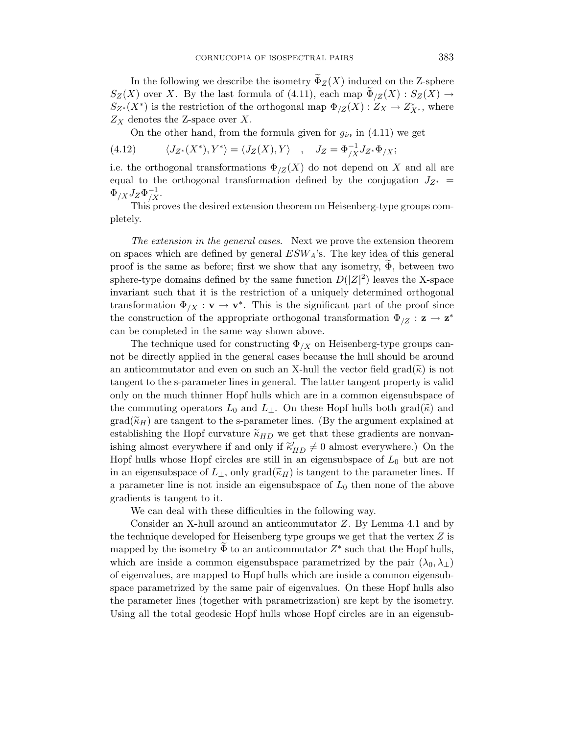In the following we describe the isometry $\widetilde{\Phi}_Z(X)$ induced on the Z-sphere $S_Z(X)$ over $X$. By the last formula of (4.11), each map $\widetilde{\Phi}_{/Z}(X) : S_Z(X) \to S_{Z^*}(X^*)$ is the restriction of the orthogonal map $\Phi_{/Z}(X) : Z_X \to Z^*_{X^*}$, where $Z_X$ denotes the Z-space over $X$.

On the other hand, from the formula given for $g_{i\alpha}$ in (4.11) we get

$$\langle J_{Z^*}(X^*), Y^* \rangle = \langle J_Z(X), Y \rangle \quad , \quad J_Z = \Phi^{-1}_{/X} J_{Z^*} \Phi_{/X}; \tag{4.12}$$

i.e. the orthogonal transformations $\Phi_{/Z}(X)$ do not depend on $X$ and all are equal to the orthogonal transformation defined by the conjugation $J_{Z^*} = \Phi_{/X} J_Z \Phi^{-1}_{/X}$.

This proves the desired extension theorem on Heisenberg-type groups completely.

*The extension in the general cases.* Next we prove the extension theorem on spaces which are defined by general $ESW_A$'s. The key idea of this general proof is the same as before; first we show that any isometry, $\widetilde{\Phi}$, between two sphere-type domains defined by the same function $D(|Z|^2)$ leaves the X-space invariant such that it is the restriction of a uniquely determined orthogonal transformation $\Phi_{/X} : \mathbf{v} \to \mathbf{v}^*$. This is the significant part of the proof since the construction of the appropriate orthogonal transformation $\Phi_{/Z} : \mathbf{z} \to \mathbf{z}^*$ can be completed in the same way shown above.

The technique used for constructing $\Phi_{/X}$ on Heisenberg-type groups cannot be directly applied in the general cases because the hull should be around an anticommutator and even on such an X-hull the vector field $\mathrm{grad}(\widetilde{\kappa})$ is not tangent to the s-parameter lines in general. The latter tangent property is valid only on the much thinner Hopf hulls which are in a common eigensubspace of the commuting operators $L_0$ and $L_\perp$. On these Hopf hulls both $\mathrm{grad}(\widetilde{\kappa})$ and $\mathrm{grad}(\widetilde{\kappa}_H)$ are tangent to the s-parameter lines. (By the argument explained at establishing the Hopf curvature $\widetilde{\kappa}_{HD}$ we get that these gradients are nonvanishing almost everywhere if and only if $\widetilde{\kappa}'_{HD} \neq 0$ almost everywhere.) On the Hopf hulls whose Hopf circles are still in an eigensubspace of $L_0$ but are not in an eigensubspace of $L_\perp$, only $\mathrm{grad}(\widetilde{\kappa}_H)$ is tangent to the parameter lines. If a parameter line is not inside an eigensubspace of $L_0$ then none of the above gradients is tangent to it.

We can deal with these difficulties in the following way.

Consider an X-hull around an anticommutator $Z$. By Lemma 4.1 and by the technique developed for Heisenberg type groups we get that the vertex $Z$ is mapped by the isometry $\widetilde{\Phi}$ to an anticommutator $Z^*$ such that the Hopf hulls, which are inside a common eigensubspace parametrized by the pair $(\lambda_0, \lambda_\perp)$ of eigenvalues, are mapped to Hopf hulls which are inside a common eigensubspace parametrized by the same pair of eigenvalues. On these Hopf hulls also the parameter lines (together with parametrization) are kept by the isometry. Using all the total geodesic Hopf hulls whose Hopf circles are in an eigensub-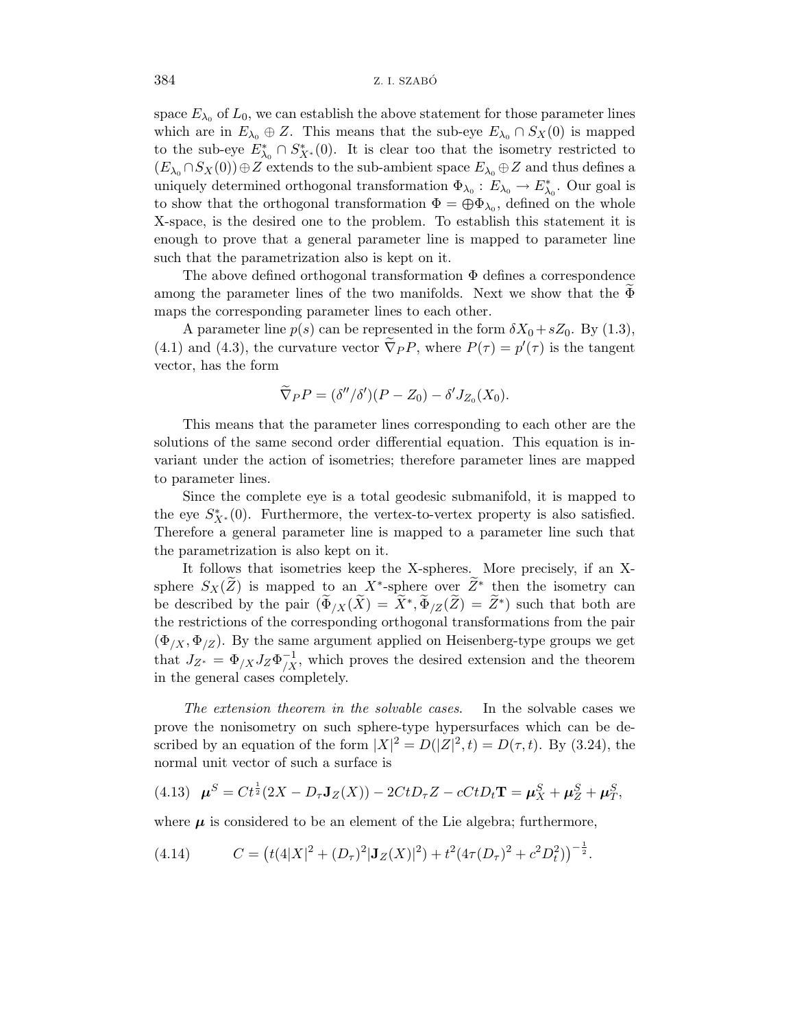space $E_{\lambda_0}$ of $L_0$, we can establish the above statement for those parameter lines which are in $E_{\lambda_0} \oplus Z$. This means that the sub-eye $E_{\lambda_0} \cap S_X(0)$ is mapped to the sub-eye $E^*_{\lambda_0} \cap S^*_{X^*}(0)$. It is clear too that the isometry restricted to $(E_{\lambda_0} \cap S_X(0)) \oplus Z$ extends to the sub-ambient space $E_{\lambda_0} \oplus Z$ and thus defines a uniquely determined orthogonal transformation $\Phi_{\lambda_0} : E_{\lambda_0} \to E^*_{\lambda_0}$. Our goal is to show that the orthogonal transformation $\Phi = \oplus \Phi_{\lambda_0}$, defined on the whole X-space, is the desired one to the problem. To establish this statement it is enough to prove that a general parameter line is mapped to parameter line such that the parametrization also is kept on it.

The above defined orthogonal transformation $\Phi$ defines a correspondence among the parameter lines of the two manifolds. Next we show that the $\widetilde{\Phi}$ maps the corresponding parameter lines to each other.

A parameter line $p(s)$ can be represented in the form $\delta X_0 + sZ_0$. By (1.3), (4.1) and (4.3), the curvature vector $\widetilde{\nabla}_P P$, where $P(\tau) = p'(\tau)$ is the tangent vector, has the form

$$\widetilde{\nabla}_P P = (\delta''/\delta')(P - Z_0) - \delta' J_{Z_0}(X_0).$$

This means that the parameter lines corresponding to each other are the solutions of the same second order differential equation. This equation is invariant under the action of isometries; therefore parameter lines are mapped to parameter lines.

Since the complete eye is a total geodesic submanifold, it is mapped to the eye $S^*_{X^*}(0)$. Furthermore, the vertex-to-vertex property is also satisfied. Therefore a general parameter line is mapped to a parameter line such that the parametrization is also kept on it.

It follows that isometries keep the X-spheres. More precisely, if an X-sphere $S_X(\widetilde{Z})$ is mapped to an $X^*$-sphere over $\widetilde{Z}^*$ then the isometry can be described by the pair $(\widetilde{\Phi}_{/X}(\widetilde{X}) = \widetilde{X}^*, \widetilde{\Phi}_{/Z}(\widetilde{Z}) = \widetilde{Z}^*)$ such that both are the restrictions of the corresponding orthogonal transformations from the pair $(\Phi_{/X}, \Phi_{/Z})$. By the same argument applied on Heisenberg-type groups we get that $J_{Z^*} = \Phi_{/X} J_Z \Phi^{-1}_{/X}$, which proves the desired extension and the theorem in the general cases completely.

*The extension theorem in the solvable cases.* In the solvable cases we prove the nonisometry on such sphere-type hypersurfaces which can be described by an equation of the form $|X|^2 = D(|Z|^2, t) = D(\tau, t)$. By (3.24), the normal unit vector of such a surface is

$$\boldsymbol{\mu}^S = Ct^{\frac{1}{2}}(2X - D_\tau \mathbf{J}_Z(X)) - 2CtD_\tau Z - cCtD_t\mathbf{T} = \boldsymbol{\mu}^S_X + \boldsymbol{\mu}^S_Z + \boldsymbol{\mu}^S_T, \tag{4.13}$$

where $\boldsymbol{\mu}$ is considered to be an element of the Lie algebra; furthermore,

$$C = \left(t(4|X|^2 + (D_\tau)^2|\mathbf{J}_Z(X)|^2) + t^2(4\tau(D_\tau)^2 + c^2D_t^2)\right)^{-\frac{1}{2}}. \tag{4.14}$$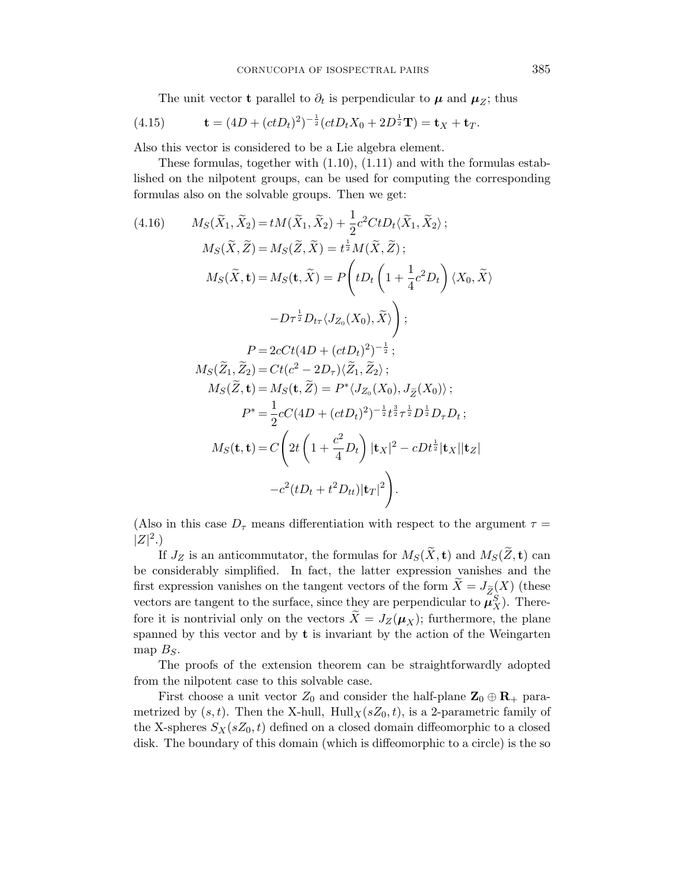The unit vector $\mathbf{t}$ parallel to $\partial_t$ is perpendicular to $\boldsymbol{\mu}$ and $\boldsymbol{\mu}_Z$; thus

$$\mathbf{t} = (4D + (ctD_t)^2)^{-\frac{1}{2}}(ctD_tX_0 + 2D^{\frac{1}{2}}\mathbf{T}) = \mathbf{t}_X + \mathbf{t}_T. \tag{4.15}$$

Also this vector is considered to be a Lie algebra element.

These formulas, together with (1.10), (1.11) and with the formulas established on the nilpotent groups, can be used for computing the corresponding formulas also on the solvable groups. Then we get:

$$\begin{aligned}
M_S(\widetilde{X}_1, \widetilde{X}_2) &= tM(\widetilde{X}_1, \widetilde{X}_2) + \frac{1}{2}c^2CtD_t\langle\widetilde{X}_1, \widetilde{X}_2\rangle\,; \\
M_S(\widetilde{X}, \widetilde{Z}) &= M_S(\widetilde{Z}, \widetilde{X}) = t^{\frac{1}{2}}M(\widetilde{X}, \widetilde{Z})\,; \\
M_S(\widetilde{X}, \mathbf{t}) &= M_S(\mathbf{t}, \widetilde{X}) = P\Bigg(tD_t\left(1 + \frac{1}{4}c^2D_t\right)\langle X_0, \widetilde{X}\rangle \\
&\qquad -D\tau^{\frac{1}{2}}D_{t\tau}\langle J_{Z_0}(X_0), \widetilde{X}\rangle\Bigg)\,; \\
P &= 2cCt(4D + (ctD_t)^2)^{-\frac{1}{2}}\,; \\
M_S(\widetilde{Z}_1, \widetilde{Z}_2) &= Ct(c^2 - 2D_\tau)\langle\widetilde{Z}_1, \widetilde{Z}_2\rangle\,; \\
M_S(\widetilde{Z}, \mathbf{t}) &= M_S(\mathbf{t}, \widetilde{Z}) = P^*\langle J_{Z_0}(X_0), J_{\widetilde{Z}}(X_0)\rangle\,; \\
P^* &= \frac{1}{2}cC(4D + (ctD_t)^2)^{-\frac{1}{2}}t^{\frac{3}{2}}\tau^{\frac{1}{2}}D^{\frac{1}{2}}D_\tau D_t\,; \\
M_S(\mathbf{t}, \mathbf{t}) &= C\Bigg(2t\left(1 + \frac{c^2}{4}D_t\right)|\mathbf{t}_X|^2 - cDt^{\frac{1}{2}}|\mathbf{t}_X||\mathbf{t}_Z| \\
&\qquad -c^2(tD_t + t^2D_{tt})|\mathbf{t}_T|^2\Bigg).
\end{aligned} \tag{4.16}$$

(Also in this case $D_\tau$ means differentiation with respect to the argument $\tau = |Z|^2$.)

If $J_Z$ is an anticommutator, the formulas for $M_S(\widetilde{X}, \mathbf{t})$ and $M_S(\widetilde{Z}, \mathbf{t})$ can be considerably simplified. In fact, the latter expression vanishes and the first expression vanishes on the tangent vectors of the form $\widetilde{X} = J_{\widetilde{Z}}(X)$ (these vectors are tangent to the surface, since they are perpendicular to $\boldsymbol{\mu}_X^S$). Therefore it is nontrivial only on the vectors $\widetilde{X} = J_Z(\boldsymbol{\mu}_X)$; furthermore, the plane spanned by this vector and by $\mathbf{t}$ is invariant by the action of the Weingarten map $B_S$.

The proofs of the extension theorem can be straightforwardly adopted from the nilpotent case to this solvable case.

First choose a unit vector $Z_0$ and consider the half-plane $\mathbf{Z}_0 \oplus \mathbf{R}_+$ parametrized by $(s, t)$. Then the X-hull, $\mathrm{Hull}_X(sZ_0, t)$, is a 2-parametric family of the X-spheres $S_X(sZ_0, t)$ defined on a closed domain diffeomorphic to a closed disk. The boundary of this domain (which is diffeomorphic to a circle) is the so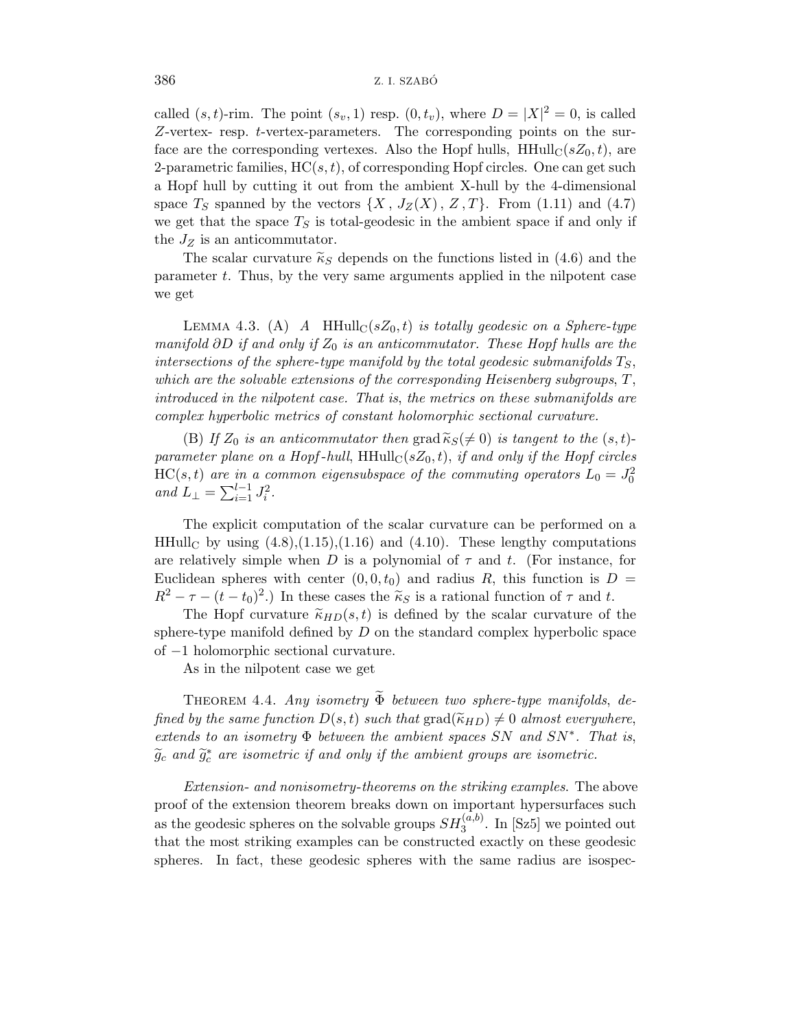called $(s,t)$-rim. The point $(s_v, 1)$ resp. $(0, t_v)$, where $D = |X|^2 = 0$, is called $Z$-vertex- resp. $t$-vertex-parameters. The corresponding points on the surface are the corresponding vertexes. Also the Hopf hulls, $\mathrm{HHull}_{\mathrm{C}}(sZ_0, t)$, are 2-parametric families, $\mathrm{HC}(s,t)$, of corresponding Hopf circles. One can get such a Hopf hull by cutting it out from the ambient X-hull by the 4-dimensional space $T_S$ spanned by the vectors $\{X\, , J_Z(X)\, , Z\, , T\}$. From (1.11) and (4.7) we get that the space $T_S$ is total-geodesic in the ambient space if and only if the $J_Z$ is an anticommutator.

The scalar curvature $\widetilde{\kappa}_S$ depends on the functions listed in (4.6) and the parameter $t$. Thus, by the very same arguments applied in the nilpotent case we get

Lemma 4.3. (A) *A* $\mathrm{HHull}_{\mathrm{C}}(sZ_0, t)$ *is totally geodesic on a Sphere-type manifold* $\partial D$ *if and only if* $Z_0$ *is an anticommutator. These Hopf hulls are the intersections of the sphere-type manifold by the total geodesic submanifolds* $T_S$, *which are the solvable extensions of the corresponding Heisenberg subgroups*, $T$, *introduced in the nilpotent case. That is, the metrics on these submanifolds are complex hyperbolic metrics of constant holomorphic sectional curvature.*

(B) *If* $Z_0$ *is an anticommutator then* $\mathrm{grad}\,\widetilde{\kappa}_S(\neq 0)$ *is tangent to the* $(s,t)$-*parameter plane on a Hopf-hull*, $\mathrm{HHull}_{\mathrm{C}}(sZ_0, t)$, *if and only if the Hopf circles* $\mathrm{HC}(s,t)$ *are in a common eigensubspace of the commuting operators* $L_0 = J_0^2$ *and* $L_\perp = \sum_{i=1}^{l-1} J_i^2$.

The explicit computation of the scalar curvature can be performed on a $\mathrm{HHull}_{\mathrm{C}}$ by using (4.8),(1.15),(1.16) and (4.10). These lengthy computations are relatively simple when $D$ is a polynomial of $\tau$ and $t$. (For instance, for Euclidean spheres with center $(0,0,t_0)$ and radius $R$, this function is $D = R^2 - \tau - (t - t_0)^2$.) In these cases the $\widetilde{\kappa}_S$ is a rational function of $\tau$ and $t$.

The Hopf curvature $\widetilde{\kappa}_{HD}(s,t)$ is defined by the scalar curvature of the sphere-type manifold defined by $D$ on the standard complex hyperbolic space of $-1$ holomorphic sectional curvature.

As in the nilpotent case we get

Theorem 4.4. *Any isometry* $\widetilde{\Phi}$ *between two sphere-type manifolds, defined by the same function* $D(s,t)$ *such that* $\mathrm{grad}(\widetilde{\kappa}_{HD}) \neq 0$ *almost everywhere, extends to an isometry* $\Phi$ *between the ambient spaces* $SN$ *and* $SN^*$. *That is,* $\widetilde{g}_c$ *and* $\widetilde{g}_c^*$ *are isometric if and only if the ambient groups are isometric.*

*Extension- and nonisometry-theorems on the striking examples.* The above proof of the extension theorem breaks down on important hypersurfaces such as the geodesic spheres on the solvable groups $SH_3^{(a,b)}$. In [Sz5] we pointed out that the most striking examples can be constructed exactly on these geodesic spheres. In fact, these geodesic spheres with the same radius are isospec-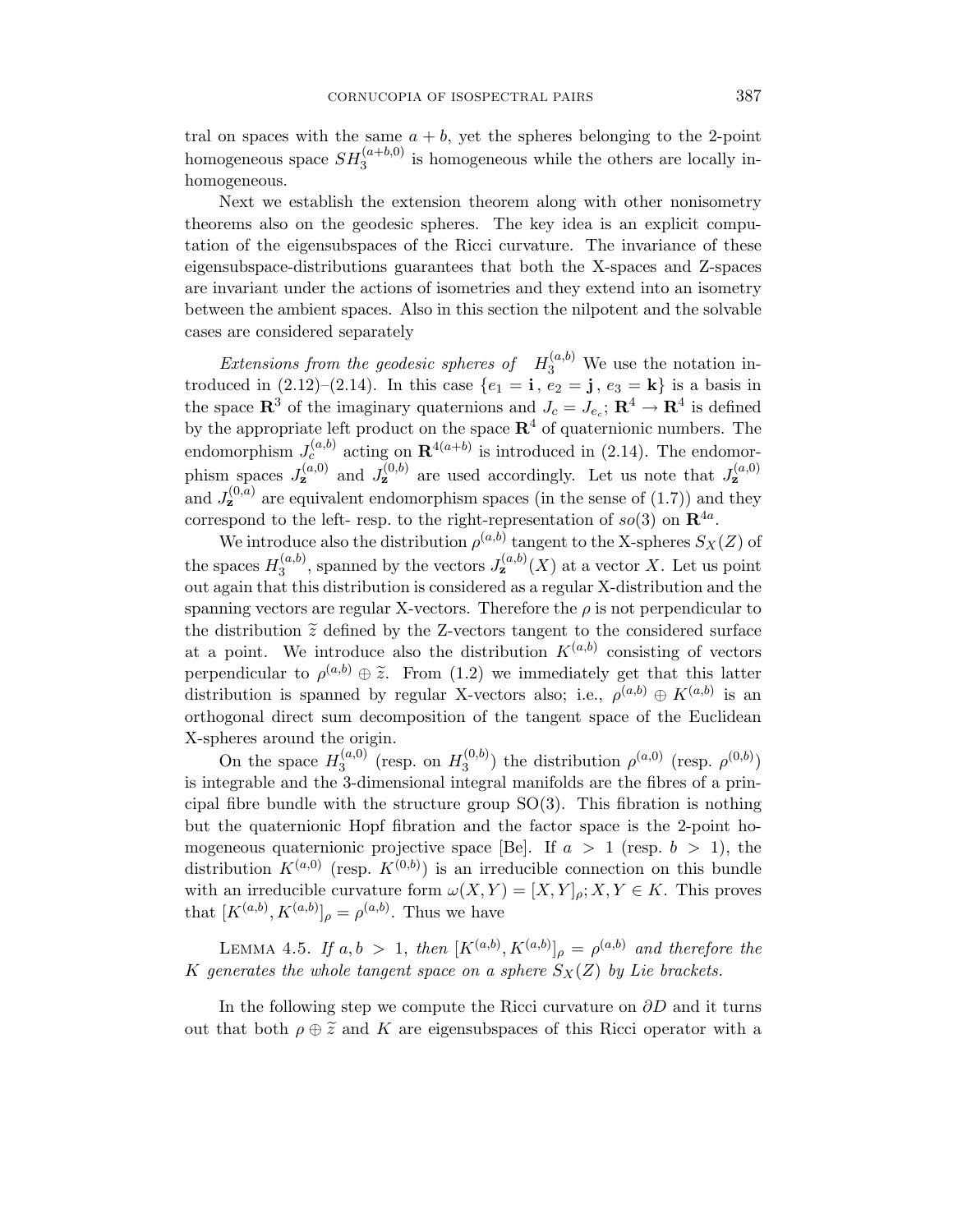tral on spaces with the same $a+b$, yet the spheres belonging to the 2-point homogeneous space $SH_3^{(a+b,0)}$ is homogeneous while the others are locally inhomogeneous.

Next we establish the extension theorem along with other nonisometry theorems also on the geodesic spheres. The key idea is an explicit computation of the eigensubspaces of the Ricci curvature. The invariance of these eigensubspace-distributions guarantees that both the X-spaces and Z-spaces are invariant under the actions of isometries and they extend into an isometry between the ambient spaces. Also in this section the nilpotent and the solvable cases are considered separately

*Extensions from the geodesic spheres of* $H_3^{(a,b)}$ We use the notation introduced in (2.12)–(2.14). In this case $\{e_1 = \mathbf{i}, e_2 = \mathbf{j}, e_3 = \mathbf{k}\}$ is a basis in the space $\mathbf{R}^3$ of the imaginary quaternions and $J_c = J_{e_c}; \mathbf{R}^4 \to \mathbf{R}^4$ is defined by the appropriate left product on the space $\mathbf{R}^4$ of quaternionic numbers. The endomorphism $J_c^{(a,b)}$ acting on $\mathbf{R}^{4(a+b)}$ is introduced in (2.14). The endomorphism spaces $J_{\mathbf{z}}^{(a,0)}$ and $J_{\mathbf{z}}^{(0,b)}$ are used accordingly. Let us note that $J_{\mathbf{z}}^{(a,0)}$ and $J_{\mathbf{z}}^{(0,a)}$ are equivalent endomorphism spaces (in the sense of (1.7)) and they correspond to the left- resp. to the right-representation of $so(3)$ on $\mathbf{R}^{4a}$.

We introduce also the distribution $\rho^{(a,b)}$ tangent to the X-spheres $S_X(Z)$ of the spaces $H_3^{(a,b)}$, spanned by the vectors $J_{\mathbf{z}}^{(a,b)}(X)$ at a vector $X$. Let us point out again that this distribution is considered as a regular X-distribution and the spanning vectors are regular X-vectors. Therefore the $\rho$ is not perpendicular to the distribution $\widetilde{z}$ defined by the Z-vectors tangent to the considered surface at a point. We introduce also the distribution $K^{(a,b)}$ consisting of vectors perpendicular to $\rho^{(a,b)} \oplus \widetilde{z}$. From (1.2) we immediately get that this latter distribution is spanned by regular X-vectors also; i.e., $\rho^{(a,b)} \oplus K^{(a,b)}$ is an orthogonal direct sum decomposition of the tangent space of the Euclidean X-spheres around the origin.

On the space $H_3^{(a,0)}$ (resp. on $H_3^{(0,b)}$) the distribution $\rho^{(a,0)}$ (resp. $\rho^{(0,b)}$) is integrable and the 3-dimensional integral manifolds are the fibres of a principal fibre bundle with the structure group SO(3). This fibration is nothing but the quaternionic Hopf fibration and the factor space is the 2-point homogeneous quaternionic projective space [Be]. If $a > 1$ (resp. $b > 1$), the distribution $K^{(a,0)}$ (resp. $K^{(0,b)}$) is an irreducible connection on this bundle with an irreducible curvature form $\omega(X,Y) = [X,Y]_\rho; X, Y \in K$. This proves that $[K^{(a,b)}, K^{(a,b)}]_\rho = \rho^{(a,b)}$. Thus we have

LEMMA 4.5. *If* $a, b > 1$, *then* $[K^{(a,b)}, K^{(a,b)}]_\rho = \rho^{(a,b)}$ *and therefore the* $K$ *generates the whole tangent space on a sphere* $S_X(Z)$ *by Lie brackets.*

In the following step we compute the Ricci curvature on $\partial D$ and it turns out that both $\rho \oplus \widetilde{z}$ and $K$ are eigensubspaces of this Ricci operator with a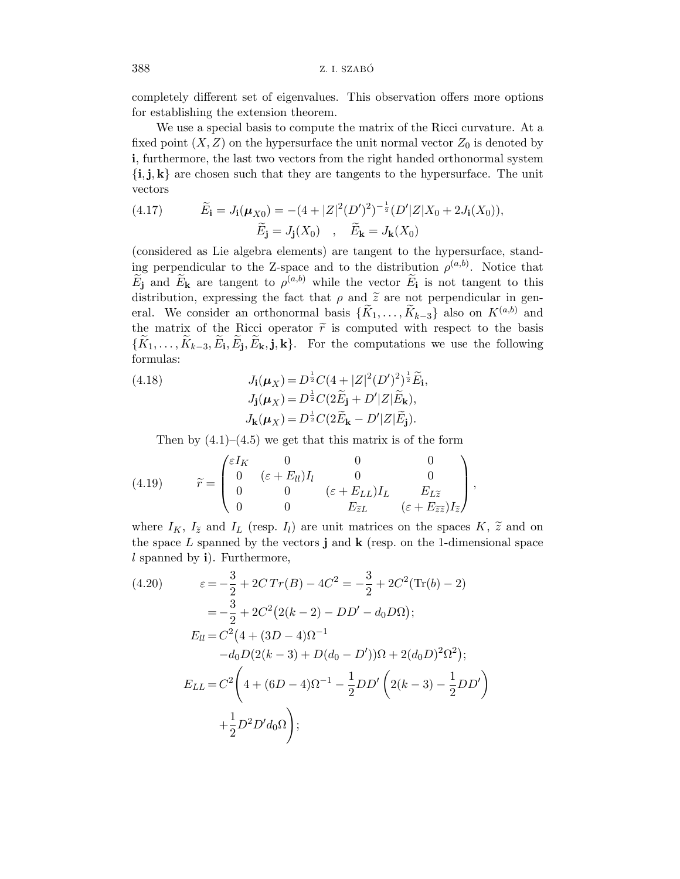completely different set of eigenvalues. This observation offers more options for establishing the extension theorem.

We use a special basis to compute the matrix of the Ricci curvature. At a fixed point $(X,Z)$ on the hypersurface the unit normal vector $Z_0$ is denoted by $\mathbf{i}$, furthermore, the last two vectors from the right handed orthonormal system $\{\mathbf{i},\mathbf{j},\mathbf{k}\}$ are chosen such that they are tangents to the hypersurface. The unit vectors

$$\widetilde{E}_{\mathbf{i}} = J_{\mathbf{i}}(\boldsymbol{\mu}_{X0}) = -(4+|Z|^2(D')^2)^{-\frac{1}{2}}(D'|Z|X_0 + 2J_{\mathbf{i}}(X_0)), \tag{4.17}$$
$$\widetilde{E}_{\mathbf{j}} = J_{\mathbf{j}}(X_0) \quad , \quad \widetilde{E}_{\mathbf{k}} = J_{\mathbf{k}}(X_0)$$

(considered as Lie algebra elements) are tangent to the hypersurface, standing perpendicular to the Z-space and to the distribution $\rho^{(a,b)}$. Notice that $\widetilde{E}_{\mathbf{j}}$ and $\widetilde{E}_{\mathbf{k}}$ are tangent to $\rho^{(a,b)}$ while the vector $\widetilde{E}_{\mathbf{i}}$ is not tangent to this distribution, expressing the fact that $\rho$ and $\widetilde{z}$ are not perpendicular in general. We consider an orthonormal basis $\{\widetilde{K}_1,\dots,\widetilde{K}_{k-3}\}$ also on $K^{(a,b)}$ and the matrix of the Ricci operator $\widetilde{r}$ is computed with respect to the basis $\{\widetilde{K}_1,\dots,\widetilde{K}_{k-3},\widetilde{E}_{\mathbf{i}},\widetilde{E}_{\mathbf{j}},\widetilde{E}_{\mathbf{k}},\mathbf{j},\mathbf{k}\}$. For the computations we use the following formulas:

$$\begin{aligned} J_{\mathbf{i}}(\boldsymbol{\mu}_X) &= D^{\frac{1}{2}}C(4+|Z|^2(D')^2)^{\frac{1}{2}}\widetilde{E}_{\mathbf{i}},\\ J_{\mathbf{j}}(\boldsymbol{\mu}_X) &= D^{\frac{1}{2}}C(2\widetilde{E}_{\mathbf{j}} + D'|Z|\widetilde{E}_{\mathbf{k}}),\\ J_{\mathbf{k}}(\boldsymbol{\mu}_X) &= D^{\frac{1}{2}}C(2\widetilde{E}_{\mathbf{k}} - D'|Z|\widetilde{E}_{\mathbf{j}}). \end{aligned} \tag{4.18}$$

Then by (4.1)–(4.5) we get that this matrix is of the form

$$\widetilde{r} = \begin{pmatrix} \varepsilon I_K & 0 & 0 & 0\\ 0 & (\varepsilon+E_{ll})I_l & 0 & 0\\ 0 & 0 & (\varepsilon+E_{LL})I_L & E_{L\widetilde{z}}\\ 0 & 0 & E_{\widetilde{z}L} & (\varepsilon+E_{\widetilde{z}\widetilde{z}})I_{\widetilde{z}} \end{pmatrix}, \tag{4.19}$$

where $I_K$, $I_{\widetilde{z}}$ and $I_L$ (resp. $I_l$) are unit matrices on the spaces $K$, $\widetilde{z}$ and on the space $L$ spanned by the vectors $\mathbf{j}$ and $\mathbf{k}$ (resp. on the 1-dimensional space $l$ spanned by $\mathbf{i}$). Furthermore,

$$\begin{aligned} \varepsilon &= -\frac{3}{2} + 2C\,Tr(B) - 4C^2 = -\frac{3}{2} + 2C^2(\mathrm{Tr}(b)-2)\\ &= -\frac{3}{2} + 2C^2\big(2(k-2) - DD' - d_0D\Omega\big);\\ E_{ll} &= C^2\big(4 + (3D-4)\Omega^{-1}\\ &\quad - d_0D(2(k-3) + D(d_0-D'))\Omega + 2(d_0D)^2\Omega^2\big);\\ E_{LL} &= C^2\Bigg(4 + (6D-4)\Omega^{-1} - \frac{1}{2}DD'\left(2(k-3) - \frac{1}{2}DD'\right)\\ &\quad + \frac{1}{2}D^2D'd_0\Omega\Bigg); \end{aligned} \tag{4.20}$$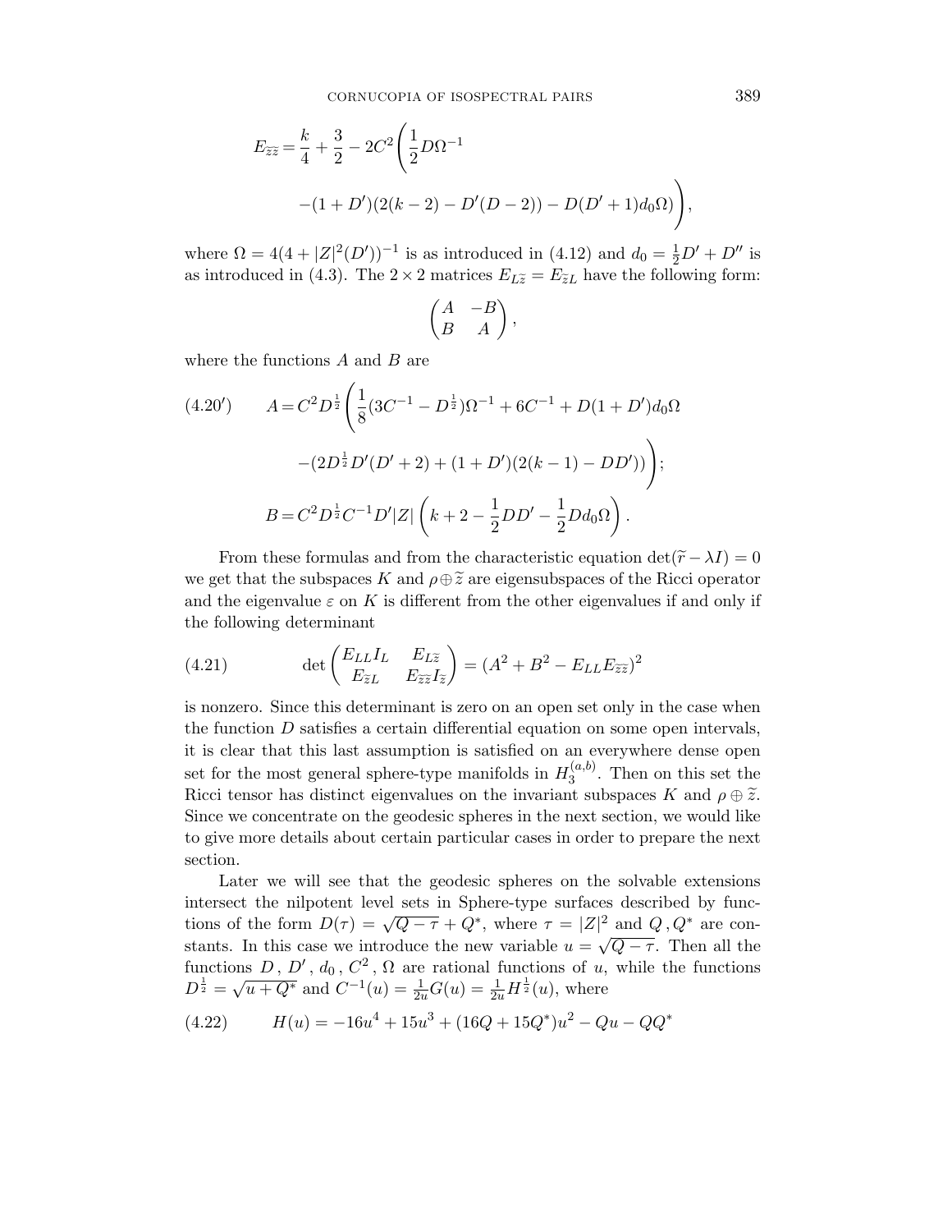$$E_{\widetilde{z}\widetilde{z}} = \frac{k}{4} + \frac{3}{2} - 2C^2\Bigg(\frac{1}{2}D\Omega^{-1} \\ -(1+D')(2(k-2) - D'(D-2)) - D(D'+1)d_0\Omega)\Bigg),$$

where $\Omega = 4(4+|Z|^2(D'))^{-1}$ is as introduced in (4.12) and $d_0 = \frac{1}{2}D' + D''$ is as introduced in (4.3). The $2\times 2$ matrices $E_{L\widetilde{z}} = E_{\widetilde{z}L}$ have the following form:

$$\begin{pmatrix} A & -B \\ B & A \end{pmatrix},$$

where the functions $A$ and $B$ are

$$(4.20') \qquad A = C^2 D^{\frac{1}{2}}\Bigg(\frac{1}{8}(3C^{-1} - D^{\frac{1}{2}})\Omega^{-1} + 6C^{-1} + D(1+D')d_0\Omega \\ -(2D^{\frac{1}{2}}D'(D'+2) + (1+D')(2(k-1) - DD'))\Bigg);$$

$$B = C^2 D^{\frac{1}{2}} C^{-1} D'|Z|\left(k + 2 - \frac{1}{2}DD' - \frac{1}{2}Dd_0\Omega\right).$$

From these formulas and from the characteristic equation $\det(\widetilde{r} - \lambda I) = 0$ we get that the subspaces $K$ and $\rho \oplus \widetilde{z}$ are eigensubspaces of the Ricci operator and the eigenvalue $\varepsilon$ on $K$ is different from the other eigenvalues if and only if the following determinant

$$(4.21) \qquad \det\begin{pmatrix} E_{LL}I_L & E_{L\widetilde{z}} \\ E_{\widetilde{z}L} & E_{\widetilde{z}\widetilde{z}}I_{\widetilde{z}} \end{pmatrix} = (A^2 + B^2 - E_{LL}E_{\widetilde{z}\widetilde{z}})^2$$

is nonzero. Since this determinant is zero on an open set only in the case when the function $D$ satisfies a certain differential equation on some open intervals, it is clear that this last assumption is satisfied on an everywhere dense open set for the most general sphere-type manifolds in $H_3^{(a,b)}$. Then on this set the Ricci tensor has distinct eigenvalues on the invariant subspaces $K$ and $\rho \oplus \widetilde{z}$. Since we concentrate on the geodesic spheres in the next section, we would like to give more details about certain particular cases in order to prepare the next section.

Later we will see that the geodesic spheres on the solvable extensions intersect the nilpotent level sets in Sphere-type surfaces described by functions of the form $D(\tau) = \sqrt{Q-\tau} + Q^*$, where $\tau = |Z|^2$ and $Q, Q^*$ are constants. In this case we introduce the new variable $u = \sqrt{Q-\tau}$. Then all the functions $D$, $D'$, $d_0$, $C^2$, $\Omega$ are rational functions of $u$, while the functions $D^{\frac{1}{2}} = \sqrt{u+Q^*}$ and $C^{-1}(u) = \frac{1}{2u}G(u) = \frac{1}{2u}H^{\frac{1}{2}}(u)$, where

$$(4.22) \qquad H(u) = -16u^4 + 15u^3 + (16Q + 15Q^*)u^2 - Qu - QQ^*$$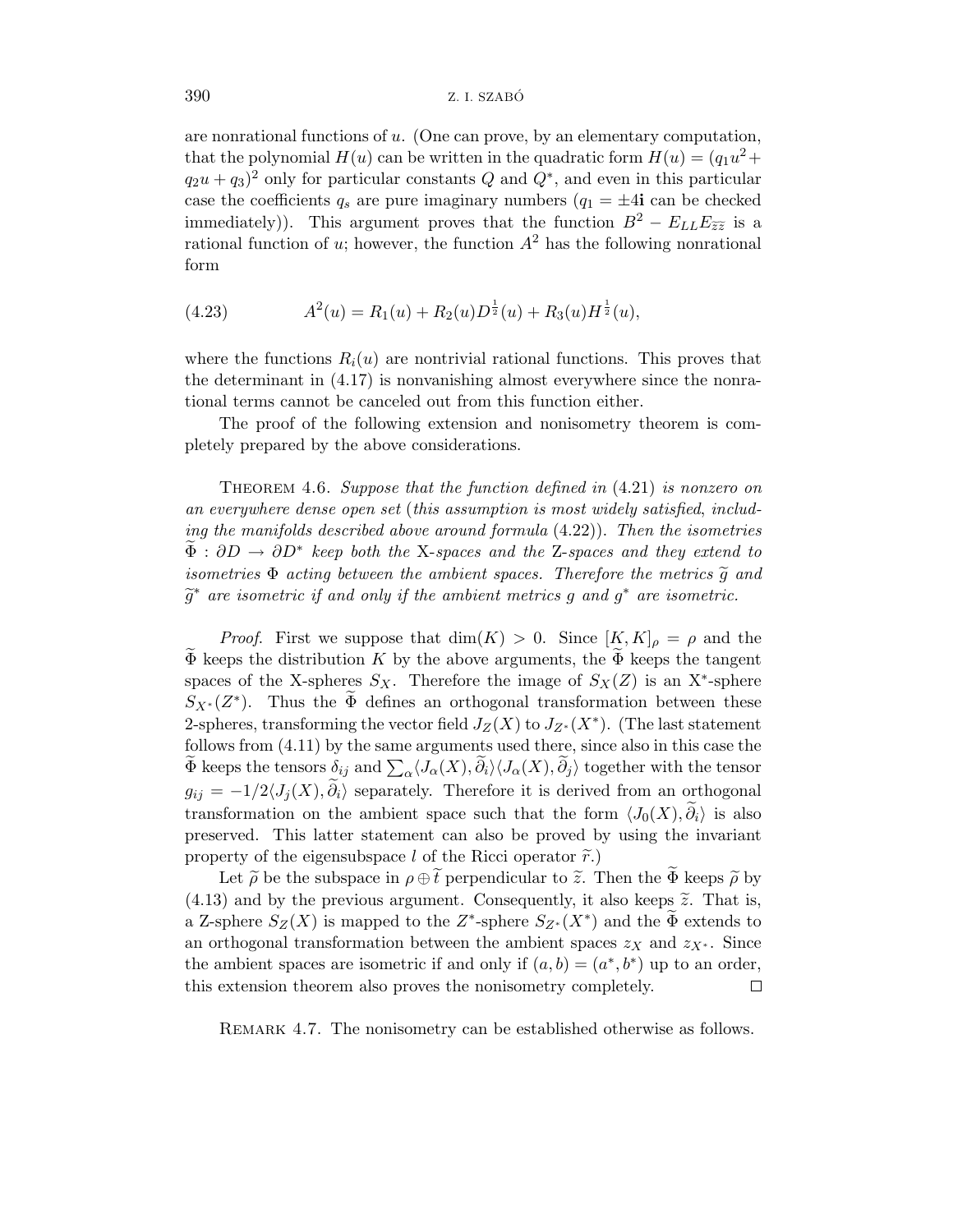are nonrational functions of $u$. (One can prove, by an elementary computation, that the polynomial $H(u)$ can be written in the quadratic form $H(u) = (q_1u^2 + q_2u + q_3)^2$ only for particular constants $Q$ and $Q^*$, and even in this particular case the coefficients $q_s$ are pure imaginary numbers ($q_1 = \pm 4\mathbf{i}$ can be checked immediately)). This argument proves that the function $B^2 - E_{LL}E_{\overline{z}\overline{z}}$ is a rational function of $u$; however, the function $A^2$ has the following nonrational form

$$A^2(u) = R_1(u) + R_2(u)D^{\frac{1}{2}}(u) + R_3(u)H^{\frac{1}{2}}(u), \tag{4.23}$$

where the functions $R_i(u)$ are nontrivial rational functions. This proves that the determinant in (4.17) is nonvanishing almost everywhere since the nonrational terms cannot be canceled out from this function either.

The proof of the following extension and nonisometry theorem is completely prepared by the above considerations.

THEOREM 4.6. *Suppose that the function defined in* (4.21) *is nonzero on an everywhere dense open set* (*this assumption is most widely satisfied, including the manifolds described above around formula* (4.22)). *Then the isometries* $\widetilde{\Phi} : \partial D \to \partial D^*$ *keep both the* X-*spaces and the* Z-*spaces and they extend to isometries* $\Phi$ *acting between the ambient spaces. Therefore the metrics* $\widetilde{g}$ *and* $\widetilde{g}^*$ *are isometric if and only if the ambient metrics* $g$ *and* $g^*$ *are isometric.*

*Proof.* First we suppose that $\dim(K) > 0$. Since $[K,K]_\rho = \rho$ and the $\widetilde{\Phi}$ keeps the distribution $K$ by the above arguments, the $\widetilde{\Phi}$ keeps the tangent spaces of the X-spheres $S_X$. Therefore the image of $S_X(Z)$ is an X$^*$-sphere $S_{X^*}(Z^*)$. Thus the $\widetilde{\Phi}$ defines an orthogonal transformation between these 2-spheres, transforming the vector field $J_Z(X)$ to $J_{Z^*}(X^*)$. (The last statement follows from (4.11) by the same arguments used there, since also in this case the $\widetilde{\Phi}$ keeps the tensors $\delta_{ij}$ and $\sum_\alpha \langle J_\alpha(X), \widetilde{\partial}_i\rangle\langle J_\alpha(X), \widetilde{\partial}_j\rangle$ together with the tensor $g_{ij} = -1/2\langle J_j(X), \widetilde{\partial}_i\rangle$ separately. Therefore it is derived from an orthogonal transformation on the ambient space such that the form $\langle J_0(X), \widetilde{\partial}_i\rangle$ is also preserved. This latter statement can also be proved by using the invariant property of the eigensubspace $l$ of the Ricci operator $\widetilde{r}$.)

Let $\widetilde{\rho}$ be the subspace in $\rho \oplus \widetilde{t}$ perpendicular to $\widetilde{z}$. Then the $\widetilde{\Phi}$ keeps $\widetilde{\rho}$ by (4.13) and by the previous argument. Consequently, it also keeps $\widetilde{z}$. That is, a Z-sphere $S_Z(X)$ is mapped to the $Z^*$-sphere $S_{Z^*}(X^*)$ and the $\widetilde{\Phi}$ extends to an orthogonal transformation between the ambient spaces $z_X$ and $z_{X^*}$. Since the ambient spaces are isometric if and only if $(a,b) = (a^*,b^*)$ up to an order, this extension theorem also proves the nonisometry completely. $\square$

REMARK 4.7. The nonisometry can be established otherwise as follows.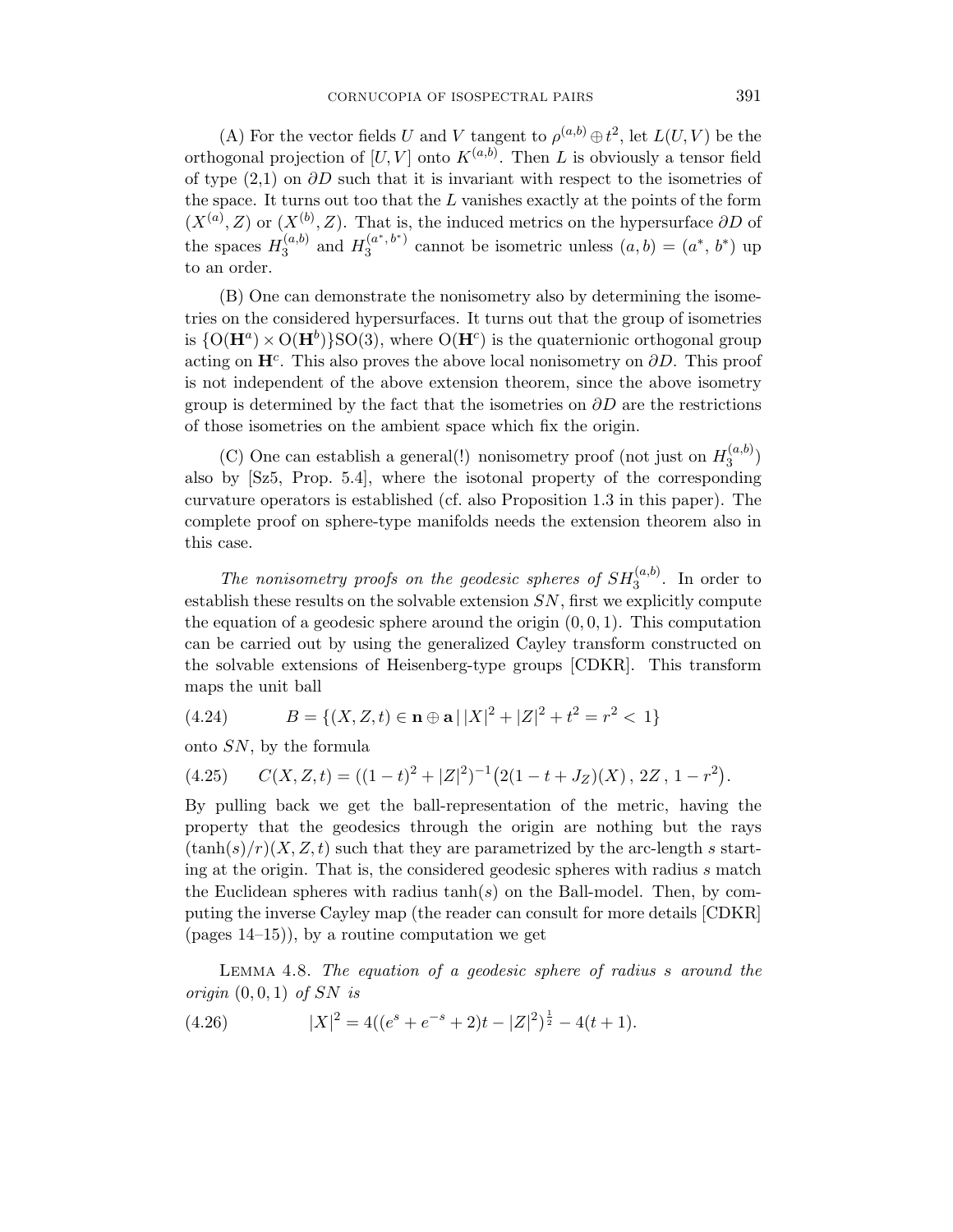(A) For the vector fields $U$ and $V$ tangent to $\rho^{(a,b)} \oplus t^2$, let $L(U,V)$ be the orthogonal projection of $[U,V]$ onto $K^{(a,b)}$. Then $L$ is obviously a tensor field of type (2,1) on $\partial D$ such that it is invariant with respect to the isometries of the space. It turns out too that the $L$ vanishes exactly at the points of the form $(X^{(a)}, Z)$ or $(X^{(b)}, Z)$. That is, the induced metrics on the hypersurface $\partial D$ of the spaces $H_3^{(a,b)}$ and $H_3^{(a^*,b^*)}$ cannot be isometric unless $(a,b) = (a^*, b^*)$ up to an order.

(B) One can demonstrate the nonisometry also by determining the isometries on the considered hypersurfaces. It turns out that the group of isometries is $\{\mathrm{O}(\mathbf{H}^a) \times \mathrm{O}(\mathbf{H}^b)\}\mathrm{SO}(3)$, where $\mathrm{O}(\mathbf{H}^c)$ is the quaternionic orthogonal group acting on $\mathbf{H}^c$. This also proves the above local nonisometry on $\partial D$. This proof is not independent of the above extension theorem, since the above isometry group is determined by the fact that the isometries on $\partial D$ are the restrictions of those isometries on the ambient space which fix the origin.

(C) One can establish a general(!) nonisometry proof (not just on $H_3^{(a,b)}$) also by [Sz5, Prop. 5.4], where the isotonal property of the corresponding curvature operators is established (cf. also Proposition 1.3 in this paper). The complete proof on sphere-type manifolds needs the extension theorem also in this case.

*The nonisometry proofs on the geodesic spheres of $SH_3^{(a,b)}$.* In order to establish these results on the solvable extension $SN$, first we explicitly compute the equation of a geodesic sphere around the origin $(0,0,1)$. This computation can be carried out by using the generalized Cayley transform constructed on the solvable extensions of Heisenberg-type groups [CDKR]. This transform maps the unit ball

$$B = \{(X,Z,t) \in \mathbf{n} \oplus \mathbf{a} \,|\, |X|^2 + |Z|^2 + t^2 = r^2 < 1\} \tag{4.24}$$

onto $SN$, by the formula

$$C(X,Z,t) = ((1-t)^2 + |Z|^2)^{-1}\big(2(1-t+J_Z)(X)\,,\, 2Z\,,\, 1-r^2\big). \tag{4.25}$$

By pulling back we get the ball-representation of the metric, having the property that the geodesics through the origin are nothing but the rays $(\tanh(s)/r)(X,Z,t)$ such that they are parametrized by the arc-length $s$ starting at the origin. That is, the considered geodesic spheres with radius $s$ match the Euclidean spheres with radius $\tanh(s)$ on the Ball-model. Then, by computing the inverse Cayley map (the reader can consult for more details [CDKR] (pages 14–15)), by a routine computation we get

Lemma 4.8. *The equation of a geodesic sphere of radius $s$ around the origin $(0,0,1)$ of $SN$ is*

$$|X|^2 = 4((e^s + e^{-s} + 2)t - |Z|^2)^{\frac{1}{2}} - 4(t+1). \tag{4.26}$$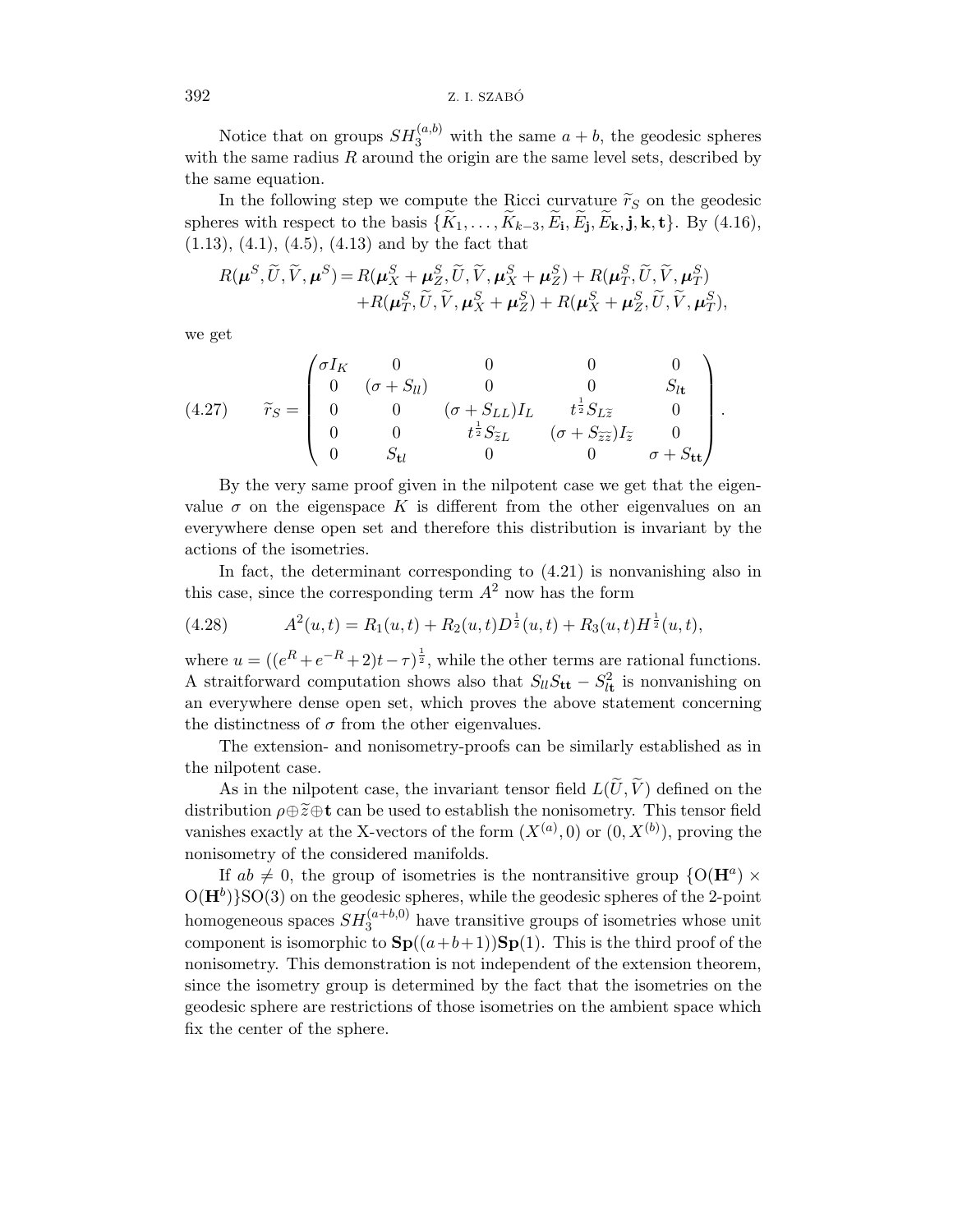Notice that on groups $SH_3^{(a,b)}$ with the same $a+b$, the geodesic spheres with the same radius $R$ around the origin are the same level sets, described by the same equation.

In the following step we compute the Ricci curvature $\widetilde{r}_S$ on the geodesic spheres with respect to the basis $\{\widetilde{K}_1,\dots,\widetilde{K}_{k-3},\widetilde{E}_{\mathbf{i}},\widetilde{E}_{\mathbf{j}},\widetilde{E}_{\mathbf{k}},\mathbf{j},\mathbf{k},\mathbf{t}\}$. By (4.16), (1.13), (4.1), (4.5), (4.13) and by the fact that

$$
\begin{aligned}
R(\boldsymbol{\mu}^S,\widetilde{U},\widetilde{V},\boldsymbol{\mu}^S) = {} & R(\boldsymbol{\mu}_X^S+\boldsymbol{\mu}_Z^S,\widetilde{U},\widetilde{V},\boldsymbol{\mu}_X^S+\boldsymbol{\mu}_Z^S) + R(\boldsymbol{\mu}_T^S,\widetilde{U},\widetilde{V},\boldsymbol{\mu}_T^S) \\
& + R(\boldsymbol{\mu}_T^S,\widetilde{U},\widetilde{V},\boldsymbol{\mu}_X^S+\boldsymbol{\mu}_Z^S) + R(\boldsymbol{\mu}_X^S+\boldsymbol{\mu}_Z^S,\widetilde{U},\widetilde{V},\boldsymbol{\mu}_T^S),
\end{aligned}
$$

we get

$$
\widetilde{r}_S = \begin{pmatrix}
\sigma I_K & 0 & 0 & 0 & 0 \\
0 & (\sigma+S_{ll}) & 0 & 0 & S_{l\mathbf{t}} \\
0 & 0 & (\sigma+S_{LL})I_L & t^{\frac{1}{2}}S_{L\widetilde{z}} & 0 \\
0 & 0 & t^{\frac{1}{2}}S_{\widetilde{z}L} & (\sigma+S_{\widetilde{z}\widetilde{z}})I_{\widetilde{z}} & 0 \\
0 & S_{\mathbf{t}l} & 0 & 0 & \sigma+S_{\mathbf{tt}}
\end{pmatrix}. \tag{4.27}
$$

By the very same proof given in the nilpotent case we get that the eigenvalue $\sigma$ on the eigenspace $K$ is different from the other eigenvalues on an everywhere dense open set and therefore this distribution is invariant by the actions of the isometries.

In fact, the determinant corresponding to (4.21) is nonvanishing also in this case, since the corresponding term $A^2$ now has the form

$$
A^2(u,t) = R_1(u,t) + R_2(u,t)D^{\frac{1}{2}}(u,t) + R_3(u,t)H^{\frac{1}{2}}(u,t), \tag{4.28}
$$

where $u = ((e^R+e^{-R}+2)t-\tau)^{\frac{1}{2}}$, while the other terms are rational functions. A straitforward computation shows also that $S_{ll}S_{\mathbf{tt}} - S_{l\mathbf{t}}^2$ is nonvanishing on an everywhere dense open set, which proves the above statement concerning the distinctness of $\sigma$ from the other eigenvalues.

The extension- and nonisometry-proofs can be similarly established as in the nilpotent case.

As in the nilpotent case, the invariant tensor field $L(\widetilde{U},\widetilde{V})$ defined on the distribution $\rho\oplus\widetilde{z}\oplus\mathbf{t}$ can be used to establish the nonisometry. This tensor field vanishes exactly at the X-vectors of the form $(X^{(a)},0)$ or $(0,X^{(b)})$, proving the nonisometry of the considered manifolds.

If $ab\neq 0$, the group of isometries is the nontransitive group $\{\mathrm{O}(\mathbf{H}^a)\times \mathrm{O}(\mathbf{H}^b)\}\mathrm{SO}(3)$ on the geodesic spheres, while the geodesic spheres of the 2-point homogeneous spaces $SH_3^{(a+b,0)}$ have transitive groups of isometries whose unit component is isomorphic to $\mathbf{Sp}((a+b+1))\mathbf{Sp}(1)$. This is the third proof of the nonisometry. This demonstration is not independent of the extension theorem, since the isometry group is determined by the fact that the isometries on the geodesic sphere are restrictions of those isometries on the ambient space which fix the center of the sphere.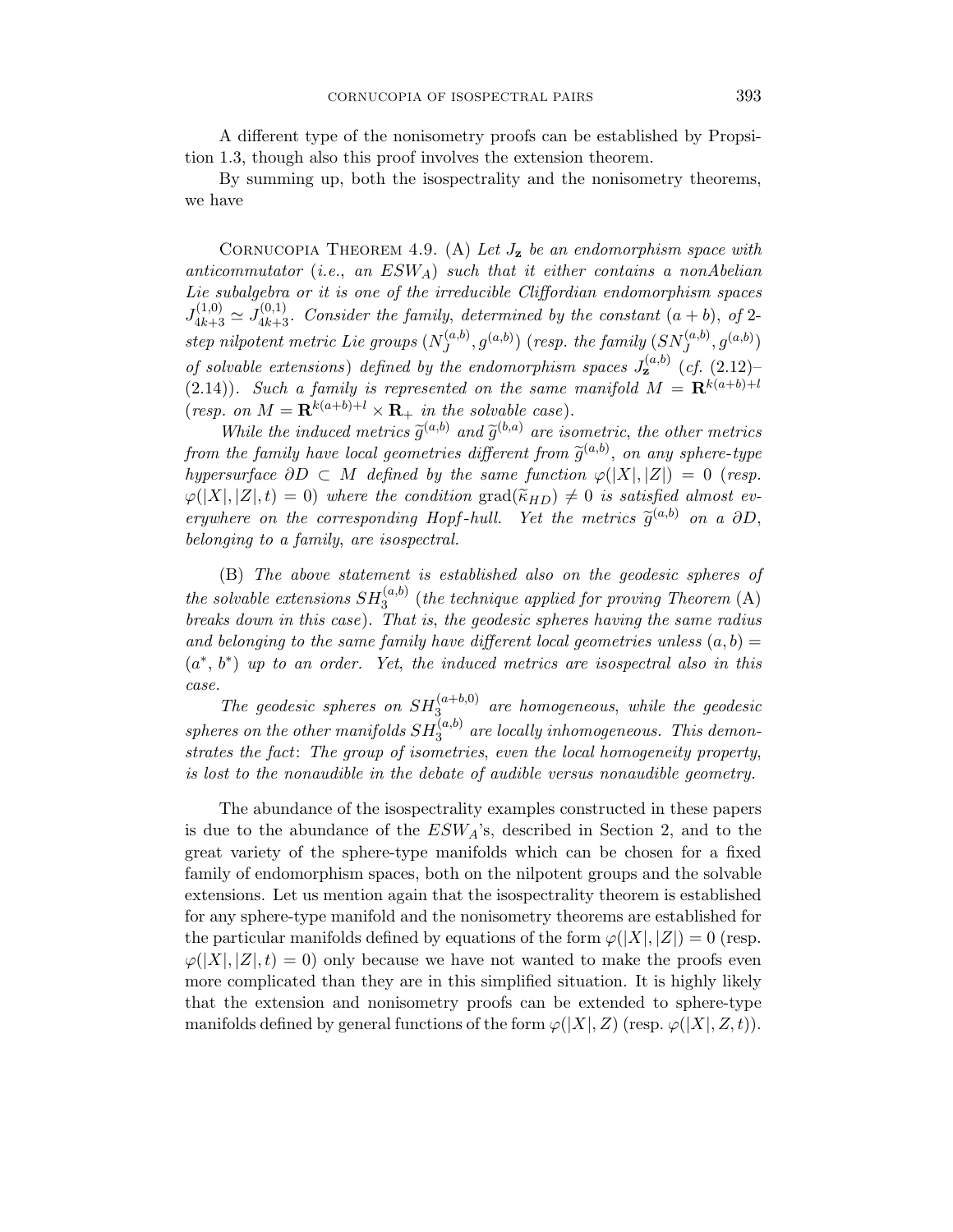A different type of the nonisometry proofs can be established by Propsition 1.3, though also this proof involves the extension theorem.

By summing up, both the isospectrality and the nonisometry theorems, we have

Cornucopia Theorem 4.9. (A) *Let $J_{\mathbf{z}}$ be an endomorphism space with anticommutator* (*i.e.*, *an $ESW_A$*) *such that it either contains a nonAbelian Lie subalgebra or it is one of the irreducible Cliffordian endomorphism spaces $J^{(1,0)}_{4k+3} \simeq J^{(0,1)}_{4k+3}$. Consider the family*, *determined by the constant $(a+b)$*, *of 2-step nilpotent metric Lie groups $(N^{(a,b)}_J, g^{(a,b)})$* (*resp. the family $(SN^{(a,b)}_J, g^{(a,b)})$ of solvable extensions*) *defined by the endomorphism spaces $J^{(a,b)}_{\mathbf{z}}$* (*cf.* (2.12)–(2.14)). *Such a family is represented on the same manifold $M = \mathbf{R}^{k(a+b)+l}$* (*resp. on $M = \mathbf{R}^{k(a+b)+l} \times \mathbf{R}_+$ in the solvable case*).

*While the induced metrics $\widetilde{g}^{(a,b)}$ and $\widetilde{g}^{(b,a)}$ are isometric*, *the other metrics from the family have local geometries different from $\widetilde{g}^{(a,b)}$*, *on any sphere-type hypersurface $\partial D \subset M$ defined by the same function $\varphi(|X|,|Z|) = 0$* (*resp. $\varphi(|X|,|Z|,t) = 0$*) *where the condition $\mathrm{grad}(\widetilde{\kappa}_{HD}) \neq 0$ is satisfied almost everywhere on the corresponding Hopf-hull. Yet the metrics $\widetilde{g}^{(a,b)}$ on a $\partial D$*, *belonging to a family*, *are isospectral.*

(B) *The above statement is established also on the geodesic spheres of the solvable extensions $SH^{(a,b)}_3$* (*the technique applied for proving Theorem* (A) *breaks down in this case*). *That is*, *the geodesic spheres having the same radius and belonging to the same family have different local geometries unless $(a,b) = (a^*, b^*)$ up to an order. Yet*, *the induced metrics are isospectral also in this case.*

*The geodesic spheres on $SH^{(a+b,0)}_3$ are homogeneous*, *while the geodesic spheres on the other manifolds $SH^{(a,b)}_3$ are locally inhomogeneous. This demonstrates the fact*: *The group of isometries*, *even the local homogeneity property*, *is lost to the nonaudible in the debate of audible versus nonaudible geometry.*

The abundance of the isospectrality examples constructed in these papers is due to the abundance of the $ESW_A$'s, described in Section 2, and to the great variety of the sphere-type manifolds which can be chosen for a fixed family of endomorphism spaces, both on the nilpotent groups and the solvable extensions. Let us mention again that the isospectrality theorem is established for any sphere-type manifold and the nonisometry theorems are established for the particular manifolds defined by equations of the form $\varphi(|X|,|Z|) = 0$ (resp. $\varphi(|X|,|Z|,t) = 0$) only because we have not wanted to make the proofs even more complicated than they are in this simplified situation. It is highly likely that the extension and nonisometry proofs can be extended to sphere-type manifolds defined by general functions of the form $\varphi(|X|,Z)$ (resp. $\varphi(|X|,Z,t)$).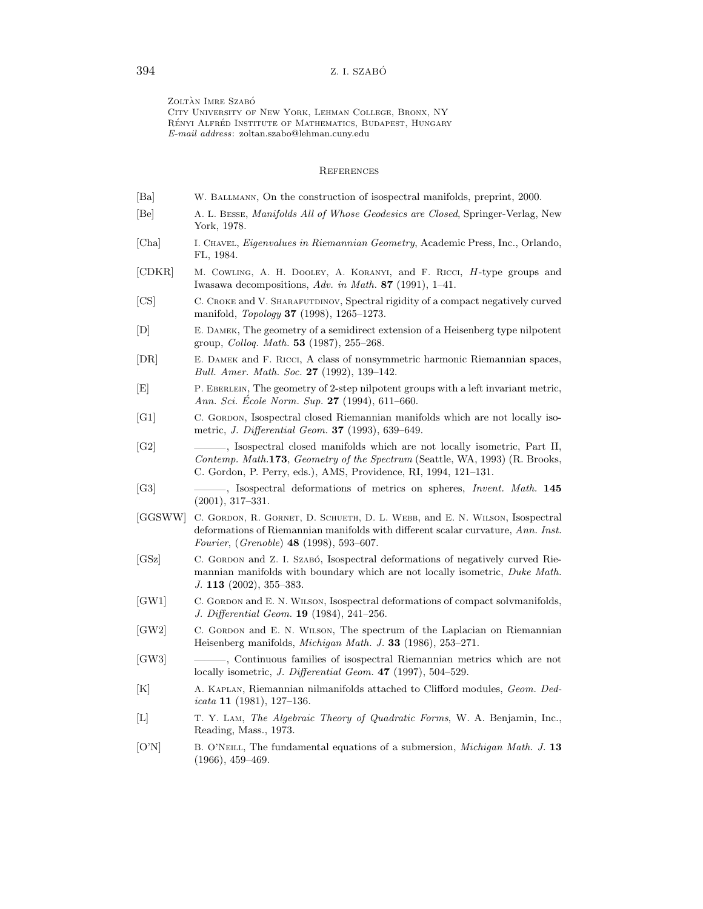Zoltàn Imre Szabó
City University of New York, Lehman College, Bronx, NY
Rényi Alfréd Institute of Mathematics, Budapest, Hungary
*E-mail address*: zoltan.szabo@lehman.cuny.edu

## References

[Ba] W. Ballmann, On the construction of isospectral manifolds, preprint, 2000.

[Be] A. L. Besse, *Manifolds All of Whose Geodesics are Closed*, Springer-Verlag, New York, 1978.

[Cha] I. Chavel, *Eigenvalues in Riemannian Geometry*, Academic Press, Inc., Orlando, FL, 1984.

[CDKR] M. Cowling, A. H. Dooley, A. Koranyi, and F. Ricci, *H*-type groups and Iwasawa decompositions, *Adv. in Math.* **87** (1991), 1–41.

[CS] C. Croke and V. Sharafutdinov, Spectral rigidity of a compact negatively curved manifold, *Topology* **37** (1998), 1265–1273.

[D] E. Damek, The geometry of a semidirect extension of a Heisenberg type nilpotent group, *Colloq. Math.* **53** (1987), 255–268.

[DR] E. Damek and F. Ricci, A class of nonsymmetric harmonic Riemannian spaces, *Bull. Amer. Math. Soc.* **27** (1992), 139–142.

[E] P. Eberlein, The geometry of 2-step nilpotent groups with a left invariant metric, *Ann. Sci. École Norm. Sup.* **27** (1994), 611–660.

[G1] C. Gordon, Isospectral closed Riemannian manifolds which are not locally isometric, *J. Differential Geom.* **37** (1993), 639–649.

[G2] ———, Isospectral closed manifolds which are not locally isometric, Part II, *Contemp. Math.***173**, *Geometry of the Spectrum* (Seattle, WA, 1993) (R. Brooks, C. Gordon, P. Perry, eds.), AMS, Providence, RI, 1994, 121–131.

[G3] ———, Isospectral deformations of metrics on spheres, *Invent. Math.* **145** (2001), 317–331.

[GGSWW] C. Gordon, R. Gornet, D. Schueth, D. L. Webb, and E. N. Wilson, Isospectral deformations of Riemannian manifolds with different scalar curvature, *Ann. Inst. Fourier*, (*Grenoble*) **48** (1998), 593–607.

[GSz] C. Gordon and Z. I. Szabó, Isospectral deformations of negatively curved Riemannian manifolds with boundary which are not locally isometric, *Duke Math. J.* **113** (2002), 355–383.

[GW1] C. Gordon and E. N. Wilson, Isospectral deformations of compact solvmanifolds, *J. Differential Geom.* **19** (1984), 241–256.

[GW2] C. Gordon and E. N. Wilson, The spectrum of the Laplacian on Riemannian Heisenberg manifolds, *Michigan Math. J.* **33** (1986), 253–271.

[GW3] ———, Continuous families of isospectral Riemannian metrics which are not locally isometric, *J. Differential Geom.* **47** (1997), 504–529.

[K] A. Kaplan, Riemannian nilmanifolds attached to Clifford modules, *Geom. Dedicata* **11** (1981), 127–136.

[L] T. Y. Lam, *The Algebraic Theory of Quadratic Forms*, W. A. Benjamin, Inc., Reading, Mass., 1973.

[O'N] B. O'Neill, The fundamental equations of a submersion, *Michigan Math. J.* **13** (1966), 459–469.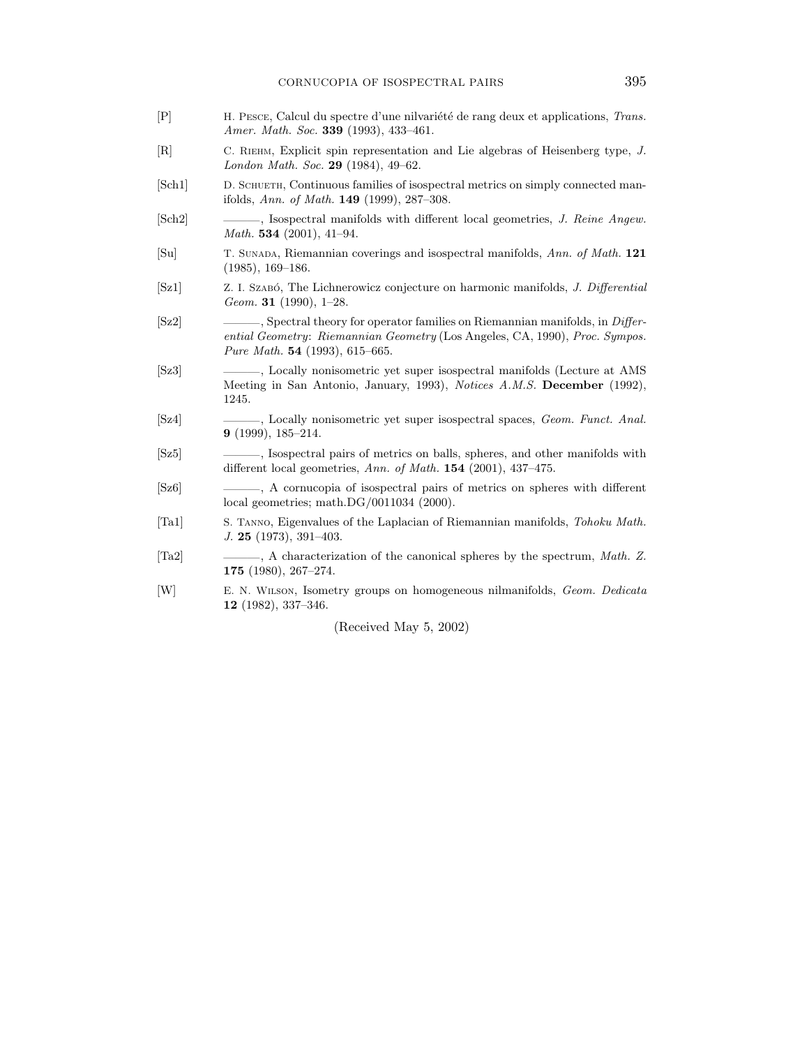[P] H. Pesce, Calcul du spectre d'une nilvariété de rang deux et applications, *Trans. Amer. Math. Soc.* **339** (1993), 433–461.

[R] C. Riehm, Explicit spin representation and Lie algebras of Heisenberg type, *J. London Math. Soc.* **29** (1984), 49–62.

[Sch1] D. Schueth, Continuous families of isospectral metrics on simply connected manifolds, *Ann. of Math.* **149** (1999), 287–308.

[Sch2] ———, Isospectral manifolds with different local geometries, *J. Reine Angew. Math.* **534** (2001), 41–94.

[Su] T. Sunada, Riemannian coverings and isospectral manifolds, *Ann. of Math.* **121** (1985), 169–186.

[Sz1] Z. I. Szabó, The Lichnerowicz conjecture on harmonic manifolds, *J. Differential Geom.* **31** (1990), 1–28.

[Sz2] ———, Spectral theory for operator families on Riemannian manifolds, in *Differential Geometry: Riemannian Geometry* (Los Angeles, CA, 1990), *Proc. Sympos. Pure Math.* **54** (1993), 615–665.

[Sz3] ———, Locally nonisometric yet super isospectral manifolds (Lecture at AMS Meeting in San Antonio, January, 1993), *Notices A.M.S.* **December** (1992), 1245.

[Sz4] ———, Locally nonisometric yet super isospectral spaces, *Geom. Funct. Anal.* **9** (1999), 185–214.

[Sz5] ———, Isospectral pairs of metrics on balls, spheres, and other manifolds with different local geometries, *Ann. of Math.* **154** (2001), 437–475.

[Sz6] ———, A cornucopia of isospectral pairs of metrics on spheres with different local geometries; math.DG/0011034 (2000).

[Ta1] S. Tanno, Eigenvalues of the Laplacian of Riemannian manifolds, *Tohoku Math. J.* **25** (1973), 391–403.

[Ta2] ———, A characterization of the canonical spheres by the spectrum, *Math. Z.* **175** (1980), 267–274.

[W] E. N. Wilson, Isometry groups on homogeneous nilmanifolds, *Geom. Dedicata* **12** (1982), 337–346.

(Received May 5, 2002)